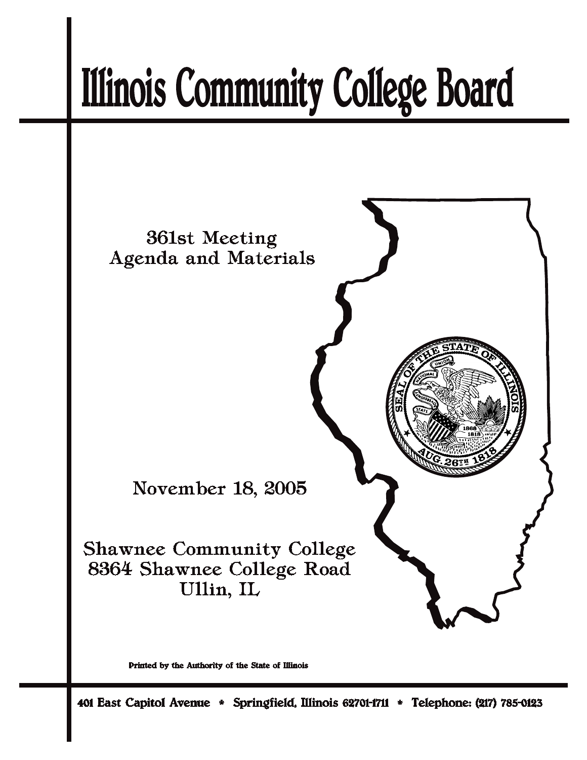# Illinois Community College Board

361st Meeting
Agenda and Materials

November 18, 2005

Shawnee Community College
8364 Shawnee College Road
Ullin, IL

Printed by the Authority of the State of Illinois

401 East Capitol Avenue * Springfield, Illinois 62701-1711 * Telephone: (217) 785-0123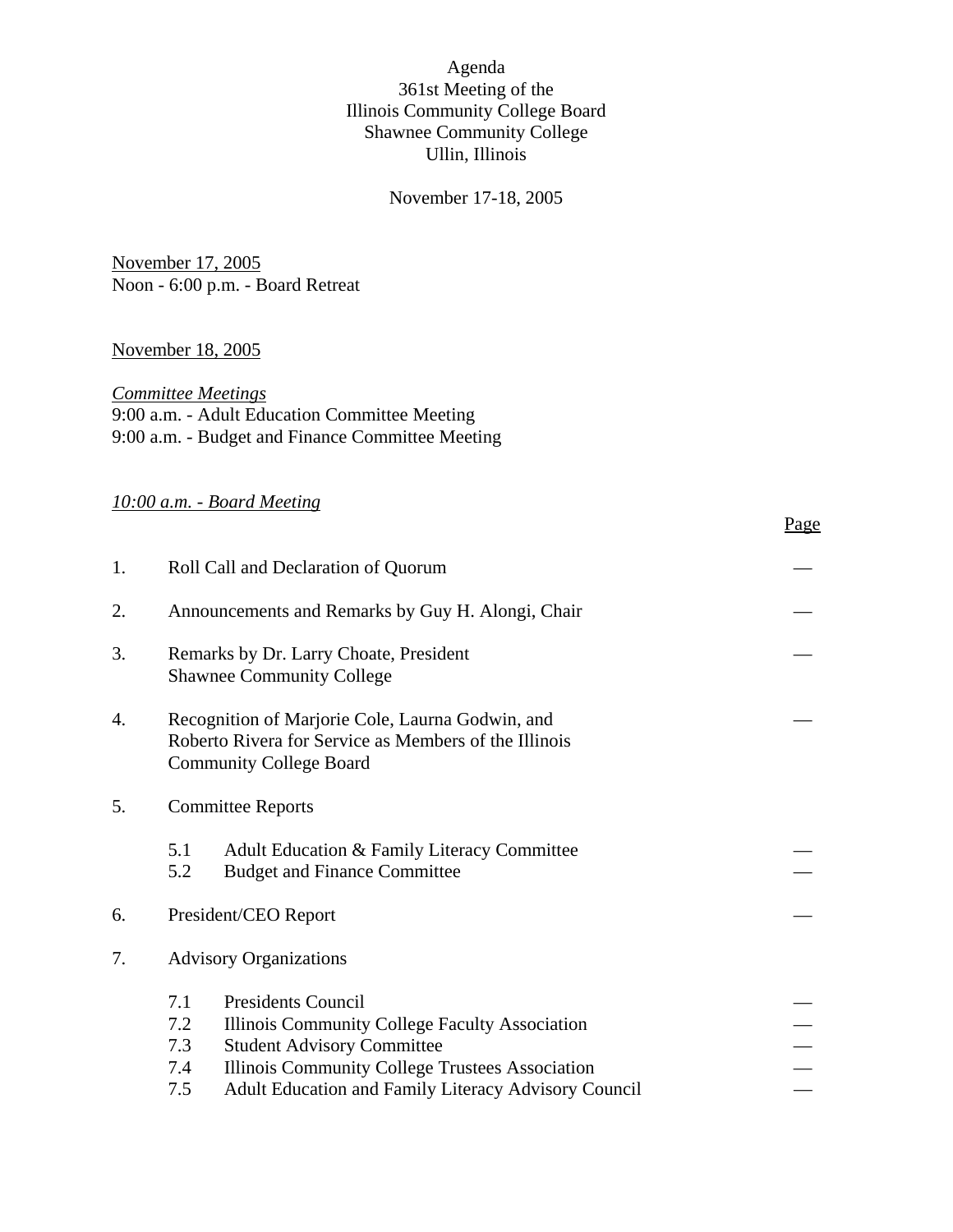# Agenda
## 361st Meeting of the Illinois Community College Board
## Shawnee Community College
## Ullin, Illinois

November 17-18, 2005

<u>November 17, 2005</u>
Noon - 6:00 p.m. - Board Retreat

<u>November 18, 2005</u>

*<u>Committee Meetings</u>*
9:00 a.m. - Adult Education Committee Meeting
9:00 a.m. - Budget and Finance Committee Meeting

*<u>10:00 a.m. - Board Meeting</u>*

| | | Page |
|---|---|---|
| 1. | Roll Call and Declaration of Quorum | — |
| 2. | Announcements and Remarks by Guy H. Alongi, Chair | — |
| 3. | Remarks by Dr. Larry Choate, President Shawnee Community College | — |
| 4. | Recognition of Marjorie Cole, Laurna Godwin, and Roberto Rivera for Service as Members of the Illinois Community College Board | — |
| 5. | Committee Reports | |
| | 5.1 Adult Education & Family Literacy Committee | — |
| | 5.2 Budget and Finance Committee | — |
| 6. | President/CEO Report | — |
| 7. | Advisory Organizations | |
| | 7.1 Presidents Council | — |
| | 7.2 Illinois Community College Faculty Association | — |
| | 7.3 Student Advisory Committee | — |
| | 7.4 Illinois Community College Trustees Association | — |
| | 7.5 Adult Education and Family Literacy Advisory Council | — |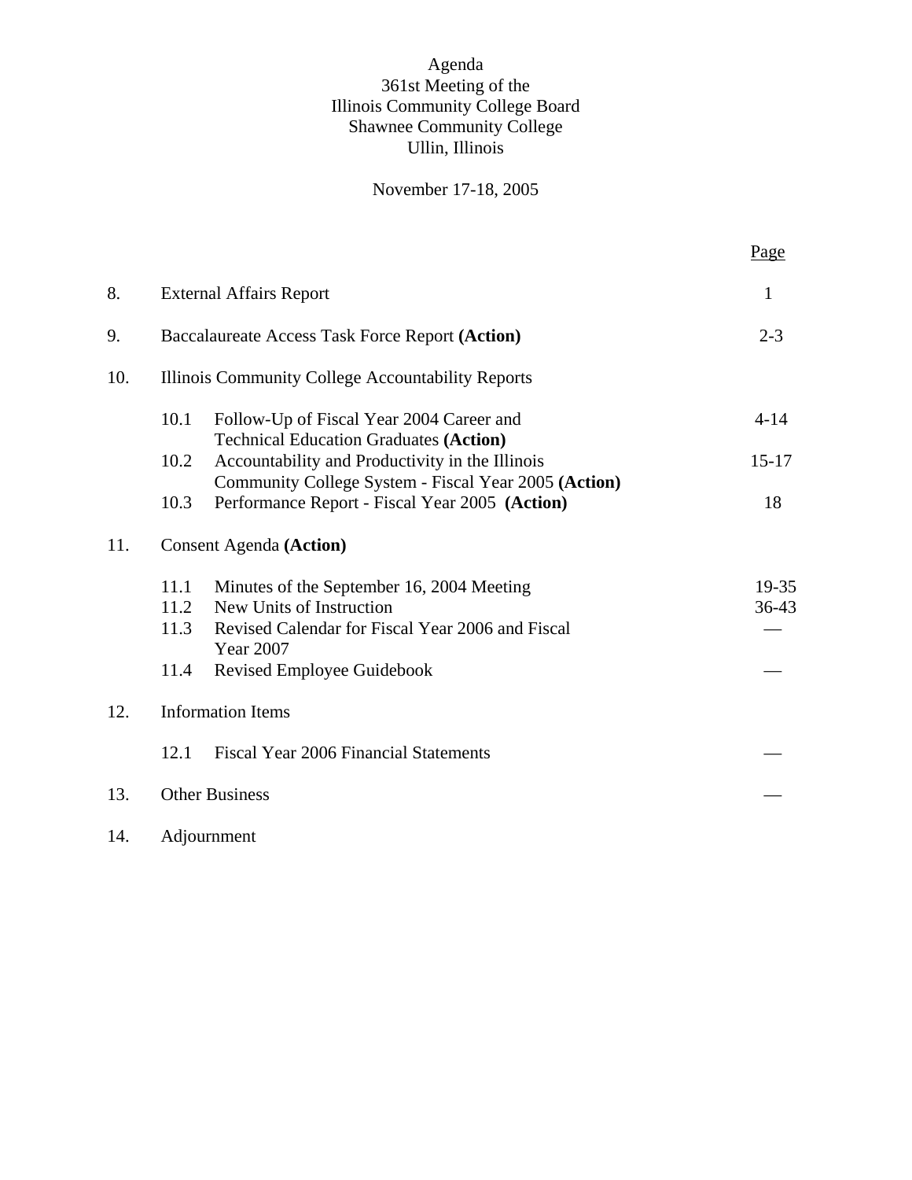Agenda
361st Meeting of the
Illinois Community College Board
Shawnee Community College
Ullin, Illinois

November 17-18, 2005

| | | | Page |
|---|---|---|---|
| 8. | External Affairs Report | | 1 |
| 9. | Baccalaureate Access Task Force Report **(Action)** | | 2-3 |
| 10. | Illinois Community College Accountability Reports | | |
| | 10.1 | Follow-Up of Fiscal Year 2004 Career and Technical Education Graduates **(Action)** | 4-14 |
| | 10.2 | Accountability and Productivity in the Illinois Community College System - Fiscal Year 2005 **(Action)** | 15-17 |
| | 10.3 | Performance Report - Fiscal Year 2005 **(Action)** | 18 |
| 11. | Consent Agenda **(Action)** | | |
| | 11.1 | Minutes of the September 16, 2004 Meeting | 19-35 |
| | 11.2 | New Units of Instruction | 36-43 |
| | 11.3 | Revised Calendar for Fiscal Year 2006 and Fiscal Year 2007 | — |
| | 11.4 | Revised Employee Guidebook | — |
| 12. | Information Items | | |
| | 12.1 | Fiscal Year 2006 Financial Statements | — |
| 13. | Other Business | | — |
| 14. | Adjournment | | |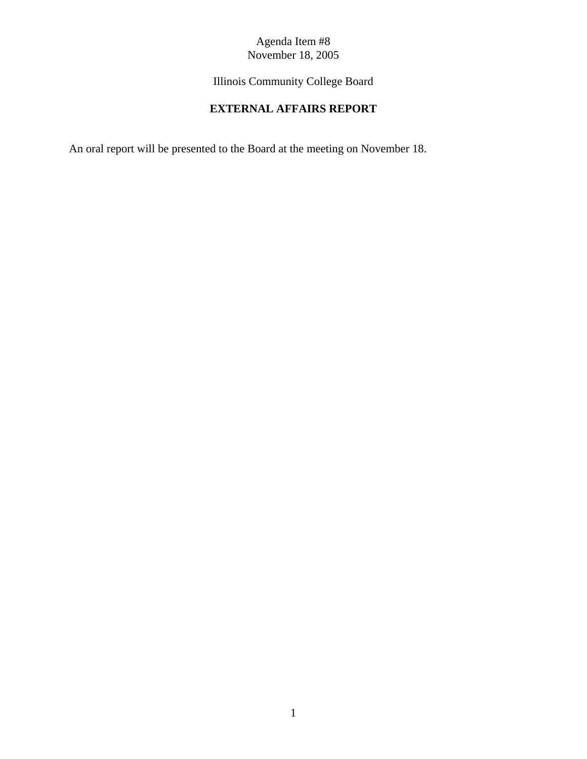Agenda Item #8
November 18, 2005

Illinois Community College Board

**EXTERNAL AFFAIRS REPORT**

An oral report will be presented to the Board at the meeting on November 18.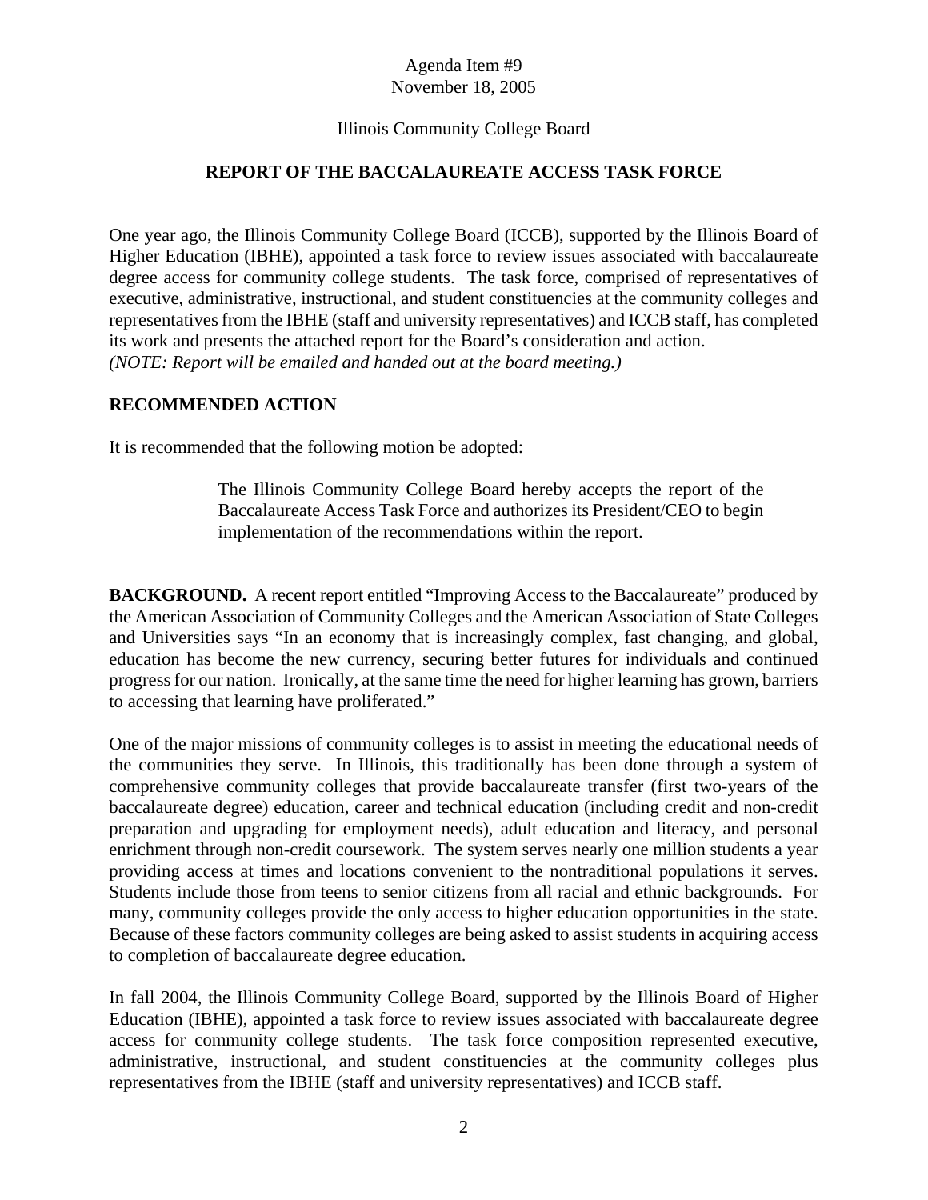Agenda Item #9
November 18, 2005

Illinois Community College Board

## REPORT OF THE BACCALAUREATE ACCESS TASK FORCE

One year ago, the Illinois Community College Board (ICCB), supported by the Illinois Board of Higher Education (IBHE), appointed a task force to review issues associated with baccalaureate degree access for community college students. The task force, comprised of representatives of executive, administrative, instructional, and student constituencies at the community colleges and representatives from the IBHE (staff and university representatives) and ICCB staff, has completed its work and presents the attached report for the Board's consideration and action.
*(NOTE: Report will be emailed and handed out at the board meeting.)*

### RECOMMENDED ACTION

It is recommended that the following motion be adopted:

> The Illinois Community College Board hereby accepts the report of the Baccalaureate Access Task Force and authorizes its President/CEO to begin implementation of the recommendations within the report.

**BACKGROUND.** A recent report entitled "Improving Access to the Baccalaureate" produced by the American Association of Community Colleges and the American Association of State Colleges and Universities says "In an economy that is increasingly complex, fast changing, and global, education has become the new currency, securing better futures for individuals and continued progress for our nation. Ironically, at the same time the need for higher learning has grown, barriers to accessing that learning have proliferated."

One of the major missions of community colleges is to assist in meeting the educational needs of the communities they serve. In Illinois, this traditionally has been done through a system of comprehensive community colleges that provide baccalaureate transfer (first two-years of the baccalaureate degree) education, career and technical education (including credit and non-credit preparation and upgrading for employment needs), adult education and literacy, and personal enrichment through non-credit coursework. The system serves nearly one million students a year providing access at times and locations convenient to the nontraditional populations it serves. Students include those from teens to senior citizens from all racial and ethnic backgrounds. For many, community colleges provide the only access to higher education opportunities in the state. Because of these factors community colleges are being asked to assist students in acquiring access to completion of baccalaureate degree education.

In fall 2004, the Illinois Community College Board, supported by the Illinois Board of Higher Education (IBHE), appointed a task force to review issues associated with baccalaureate degree access for community college students. The task force composition represented executive, administrative, instructional, and student constituencies at the community colleges plus representatives from the IBHE (staff and university representatives) and ICCB staff.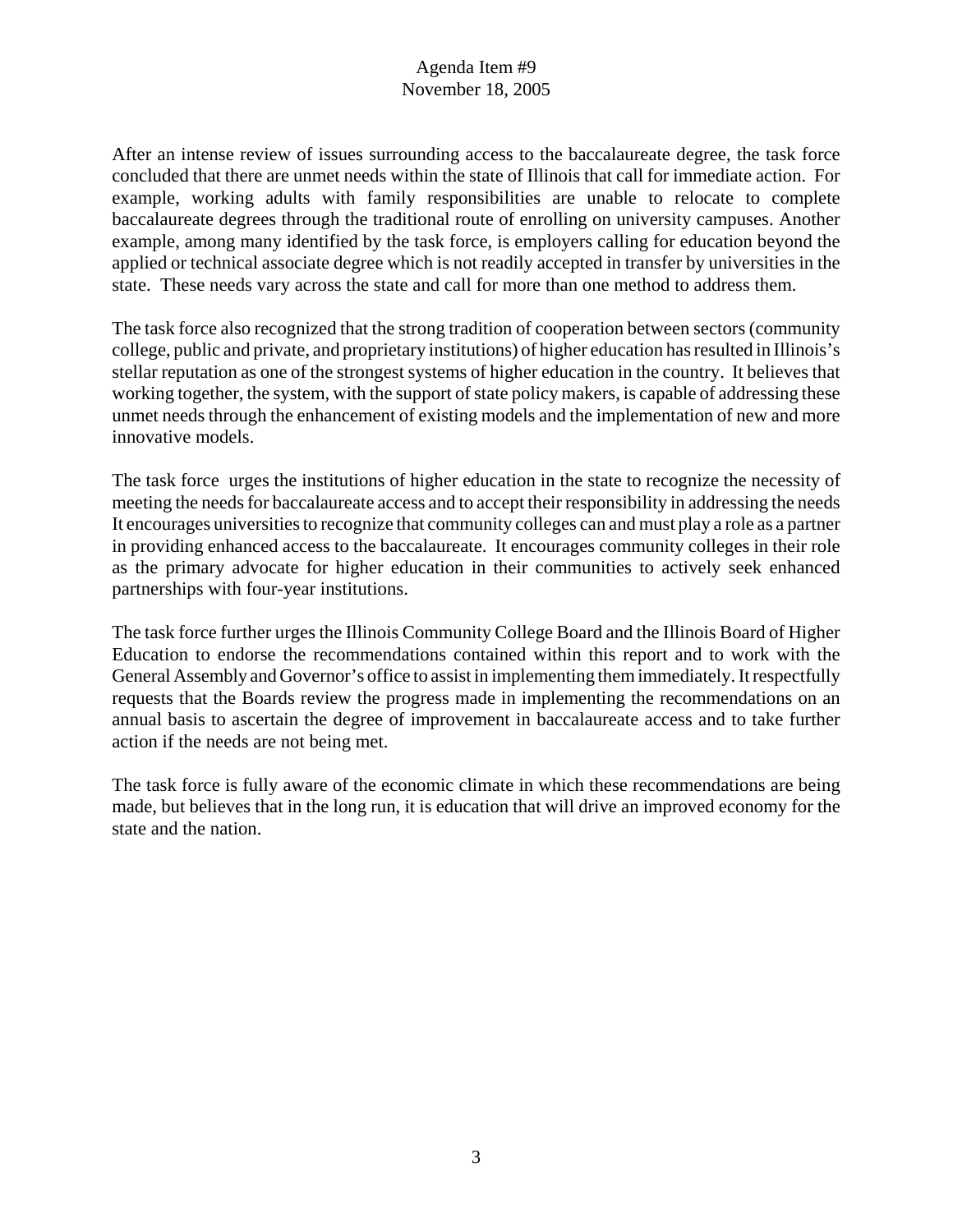After an intense review of issues surrounding access to the baccalaureate degree, the task force concluded that there are unmet needs within the state of Illinois that call for immediate action. For example, working adults with family responsibilities are unable to relocate to complete baccalaureate degrees through the traditional route of enrolling on university campuses. Another example, among many identified by the task force, is employers calling for education beyond the applied or technical associate degree which is not readily accepted in transfer by universities in the state. These needs vary across the state and call for more than one method to address them.

The task force also recognized that the strong tradition of cooperation between sectors (community college, public and private, and proprietary institutions) of higher education has resulted in Illinois's stellar reputation as one of the strongest systems of higher education in the country. It believes that working together, the system, with the support of state policy makers, is capable of addressing these unmet needs through the enhancement of existing models and the implementation of new and more innovative models.

The task force urges the institutions of higher education in the state to recognize the necessity of meeting the needs for baccalaureate access and to accept their responsibility in addressing the needs It encourages universities to recognize that community colleges can and must play a role as a partner in providing enhanced access to the baccalaureate. It encourages community colleges in their role as the primary advocate for higher education in their communities to actively seek enhanced partnerships with four-year institutions.

The task force further urges the Illinois Community College Board and the Illinois Board of Higher Education to endorse the recommendations contained within this report and to work with the General Assembly and Governor's office to assist in implementing them immediately. It respectfully requests that the Boards review the progress made in implementing the recommendations on an annual basis to ascertain the degree of improvement in baccalaureate access and to take further action if the needs are not being met.

The task force is fully aware of the economic climate in which these recommendations are being made, but believes that in the long run, it is education that will drive an improved economy for the state and the nation.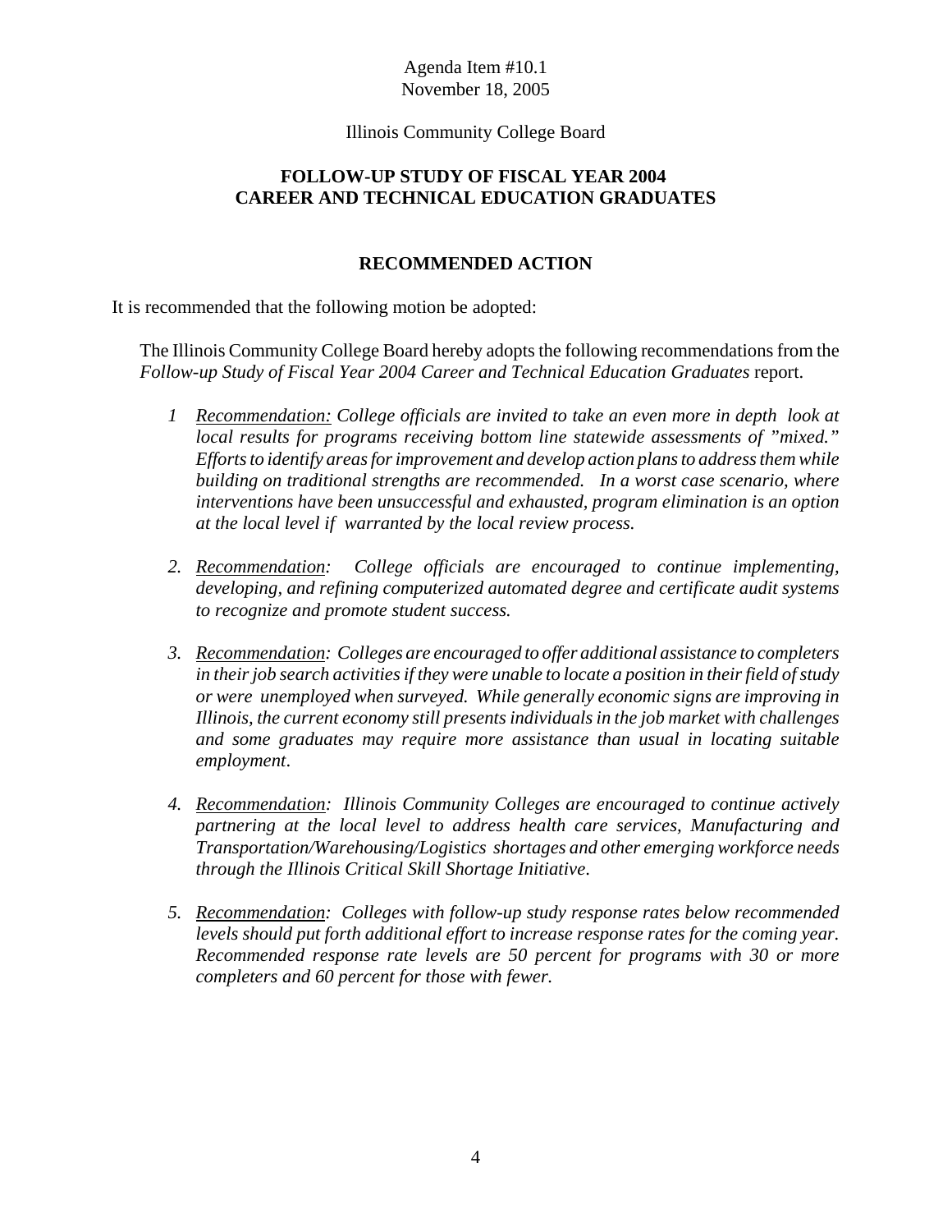Agenda Item #10.1
November 18, 2005

Illinois Community College Board

**FOLLOW-UP STUDY OF FISCAL YEAR 2004 CAREER AND TECHNICAL EDUCATION GRADUATES**

**RECOMMENDED ACTION**

It is recommended that the following motion be adopted:

The Illinois Community College Board hereby adopts the following recommendations from the *Follow-up Study of Fiscal Year 2004 Career and Technical Education Graduates* report.

1 *Recommendation: College officials are invited to take an even more in depth look at local results for programs receiving bottom line statewide assessments of "mixed." Efforts to identify areas for improvement and develop action plans to address them while building on traditional strengths are recommended. In a worst case scenario, where interventions have been unsuccessful and exhausted, program elimination is an option at the local level if warranted by the local review process.*

2. *Recommendation: College officials are encouraged to continue implementing, developing, and refining computerized automated degree and certificate audit systems to recognize and promote student success.*

3. *Recommendation: Colleges are encouraged to offer additional assistance to completers in their job search activities if they were unable to locate a position in their field of study or were unemployed when surveyed. While generally economic signs are improving in Illinois, the current economy still presents individuals in the job market with challenges and some graduates may require more assistance than usual in locating suitable employment.*

4. *Recommendation: Illinois Community Colleges are encouraged to continue actively partnering at the local level to address health care services, Manufacturing and Transportation/Warehousing/Logistics shortages and other emerging workforce needs through the Illinois Critical Skill Shortage Initiative.*

5. *Recommendation: Colleges with follow-up study response rates below recommended levels should put forth additional effort to increase response rates for the coming year. Recommended response rate levels are 50 percent for programs with 30 or more completers and 60 percent for those with fewer.*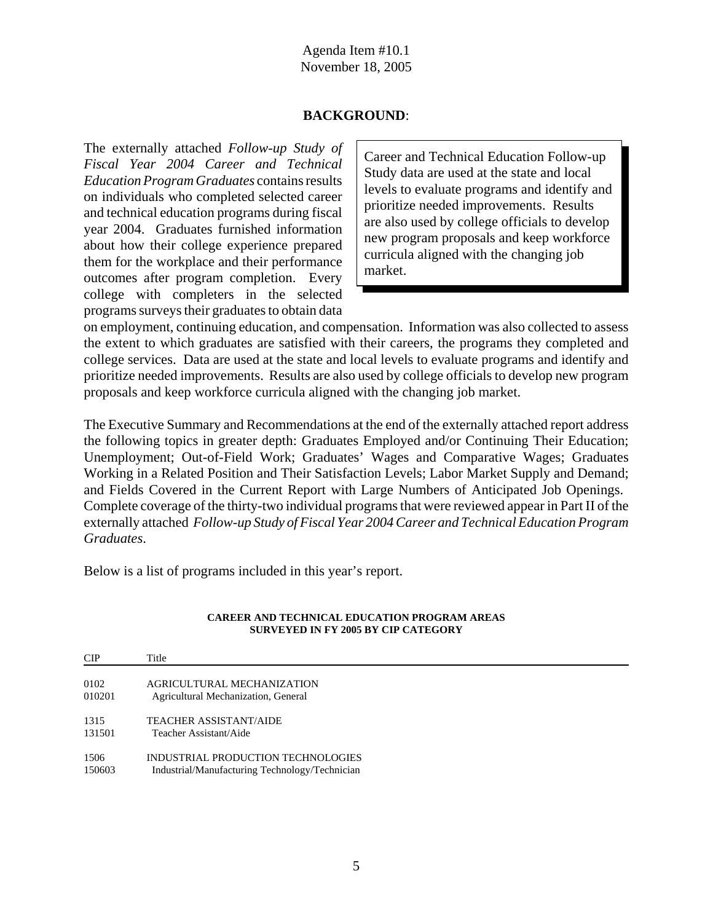Agenda Item #10.1
November 18, 2005

**BACKGROUND**:

The externally attached *Follow-up Study of Fiscal Year 2004 Career and Technical Education Program Graduates* contains results on individuals who completed selected career and technical education programs during fiscal year 2004. Graduates furnished information about how their college experience prepared them for the workplace and their performance outcomes after program completion. Every college with completers in the selected programs surveys their graduates to obtain data on employment, continuing education, and compensation. Information was also collected to assess the extent to which graduates are satisfied with their careers, the programs they completed and college services. Data are used at the state and local levels to evaluate programs and identify and prioritize needed improvements. Results are also used by college officials to develop new program proposals and keep workforce curricula aligned with the changing job market.

> Career and Technical Education Follow-up Study data are used at the state and local levels to evaluate programs and identify and prioritize needed improvements. Results are also used by college officials to develop new program proposals and keep workforce curricula aligned with the changing job market.

The Executive Summary and Recommendations at the end of the externally attached report address the following topics in greater depth: Graduates Employed and/or Continuing Their Education; Unemployment; Out-of-Field Work; Graduates' Wages and Comparative Wages; Graduates Working in a Related Position and Their Satisfaction Levels; Labor Market Supply and Demand; and Fields Covered in the Current Report with Large Numbers of Anticipated Job Openings. Complete coverage of the thirty-two individual programs that were reviewed appear in Part II of the externally attached *Follow-up Study of Fiscal Year 2004 Career and Technical Education Program Graduates*.

Below is a list of programs included in this year's report.

**CAREER AND TECHNICAL EDUCATION PROGRAM AREAS SURVEYED IN FY 2005 BY CIP CATEGORY**

| CIP | Title |
|---|---|
| 0102 | AGRICULTURAL MECHANIZATION |
| 010201 | Agricultural Mechanization, General |
| 1315 | TEACHER ASSISTANT/AIDE |
| 131501 | Teacher Assistant/Aide |
| 1506 | INDUSTRIAL PRODUCTION TECHNOLOGIES |
| 150603 | Industrial/Manufacturing Technology/Technician |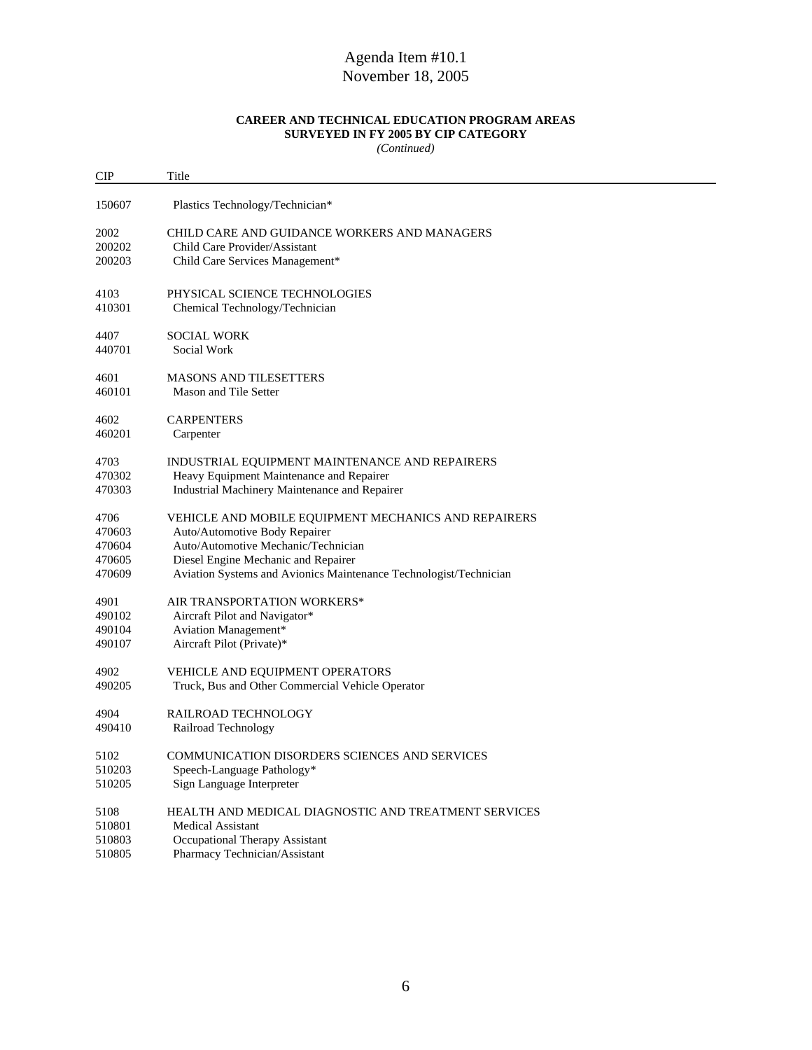Agenda Item #10.1
November 18, 2005

**CAREER AND TECHNICAL EDUCATION PROGRAM AREAS SURVEYED IN FY 2005 BY CIP CATEGORY**
*(Continued)*

| CIP | Title |
|---|---|
| 150607 | Plastics Technology/Technician* |
| 2002 | CHILD CARE AND GUIDANCE WORKERS AND MANAGERS |
| 200202 | Child Care Provider/Assistant |
| 200203 | Child Care Services Management* |
| 4103 | PHYSICAL SCIENCE TECHNOLOGIES |
| 410301 | Chemical Technology/Technician |
| 4407 | SOCIAL WORK |
| 440701 | Social Work |
| 4601 | MASONS AND TILESETTERS |
| 460101 | Mason and Tile Setter |
| 4602 | CARPENTERS |
| 460201 | Carpenter |
| 4703 | INDUSTRIAL EQUIPMENT MAINTENANCE AND REPAIRERS |
| 470302 | Heavy Equipment Maintenance and Repairer |
| 470303 | Industrial Machinery Maintenance and Repairer |
| 4706 | VEHICLE AND MOBILE EQUIPMENT MECHANICS AND REPAIRERS |
| 470603 | Auto/Automotive Body Repairer |
| 470604 | Auto/Automotive Mechanic/Technician |
| 470605 | Diesel Engine Mechanic and Repairer |
| 470609 | Aviation Systems and Avionics Maintenance Technologist/Technician |
| 4901 | AIR TRANSPORTATION WORKERS* |
| 490102 | Aircraft Pilot and Navigator* |
| 490104 | Aviation Management* |
| 490107 | Aircraft Pilot (Private)* |
| 4902 | VEHICLE AND EQUIPMENT OPERATORS |
| 490205 | Truck, Bus and Other Commercial Vehicle Operator |
| 4904 | RAILROAD TECHNOLOGY |
| 490410 | Railroad Technology |
| 5102 | COMMUNICATION DISORDERS SCIENCES AND SERVICES |
| 510203 | Speech-Language Pathology* |
| 510205 | Sign Language Interpreter |
| 5108 | HEALTH AND MEDICAL DIAGNOSTIC AND TREATMENT SERVICES |
| 510801 | Medical Assistant |
| 510803 | Occupational Therapy Assistant |
| 510805 | Pharmacy Technician/Assistant |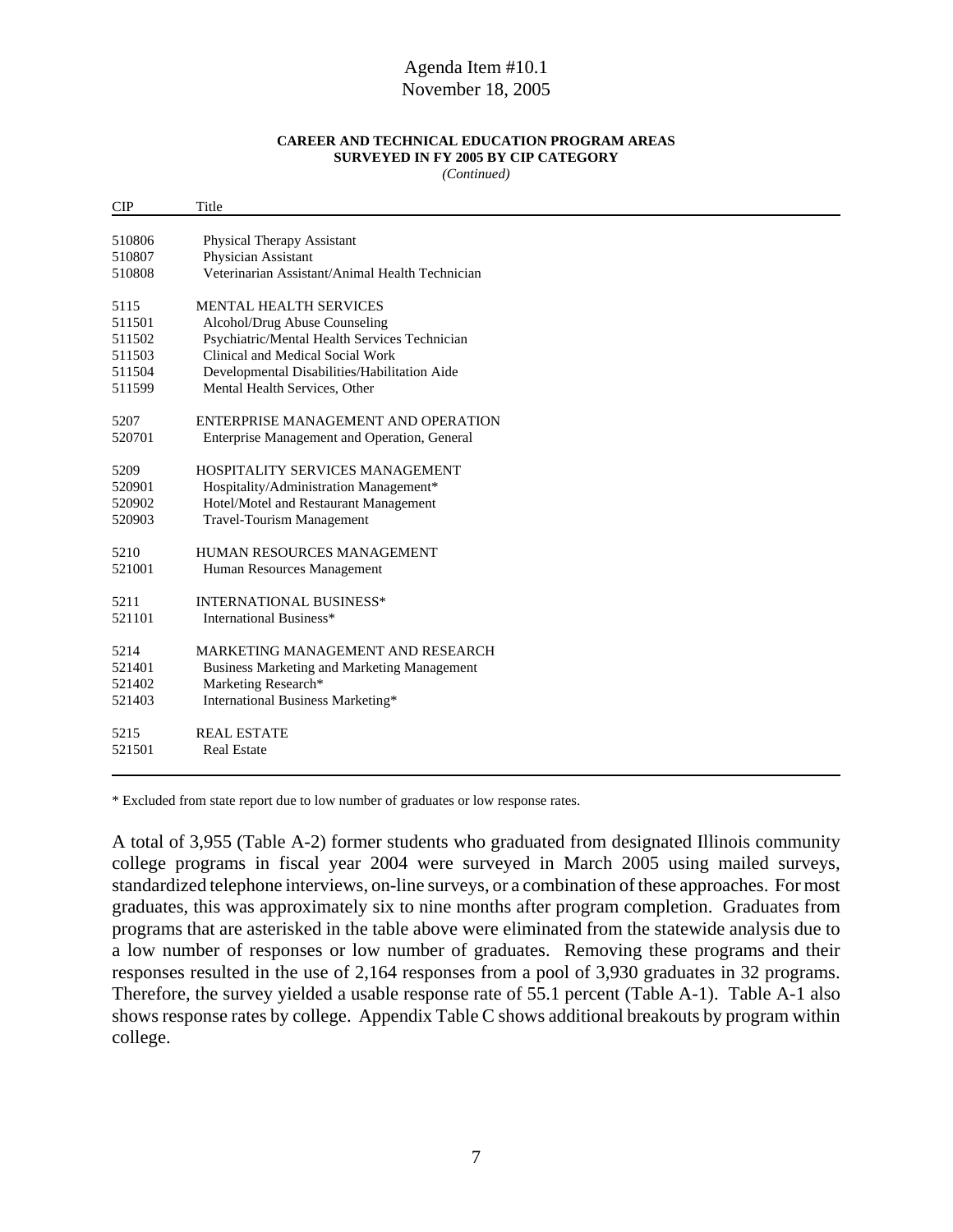Agenda Item #10.1
November 18, 2005

**CAREER AND TECHNICAL EDUCATION PROGRAM AREAS SURVEYED IN FY 2005 BY CIP CATEGORY**
*(Continued)*

| CIP | Title |
|---|---|
| 510806 | Physical Therapy Assistant |
| 510807 | Physician Assistant |
| 510808 | Veterinarian Assistant/Animal Health Technician |
| | |
| 5115 | MENTAL HEALTH SERVICES |
| 511501 | Alcohol/Drug Abuse Counseling |
| 511502 | Psychiatric/Mental Health Services Technician |
| 511503 | Clinical and Medical Social Work |
| 511504 | Developmental Disabilities/Habilitation Aide |
| 511599 | Mental Health Services, Other |
| | |
| 5207 | ENTERPRISE MANAGEMENT AND OPERATION |
| 520701 | Enterprise Management and Operation, General |
| | |
| 5209 | HOSPITALITY SERVICES MANAGEMENT |
| 520901 | Hospitality/Administration Management* |
| 520902 | Hotel/Motel and Restaurant Management |
| 520903 | Travel-Tourism Management |
| | |
| 5210 | HUMAN RESOURCES MANAGEMENT |
| 521001 | Human Resources Management |
| | |
| 5211 | INTERNATIONAL BUSINESS* |
| 521101 | International Business* |
| | |
| 5214 | MARKETING MANAGEMENT AND RESEARCH |
| 521401 | Business Marketing and Marketing Management |
| 521402 | Marketing Research* |
| 521403 | International Business Marketing* |
| | |
| 5215 | REAL ESTATE |
| 521501 | Real Estate |

\* Excluded from state report due to low number of graduates or low response rates.

A total of 3,955 (Table A-2) former students who graduated from designated Illinois community college programs in fiscal year 2004 were surveyed in March 2005 using mailed surveys, standardized telephone interviews, on-line surveys, or a combination of these approaches. For most graduates, this was approximately six to nine months after program completion. Graduates from programs that are asterisked in the table above were eliminated from the statewide analysis due to a low number of responses or low number of graduates. Removing these programs and their responses resulted in the use of 2,164 responses from a pool of 3,930 graduates in 32 programs. Therefore, the survey yielded a usable response rate of 55.1 percent (Table A-1). Table A-1 also shows response rates by college. Appendix Table C shows additional breakouts by program within college.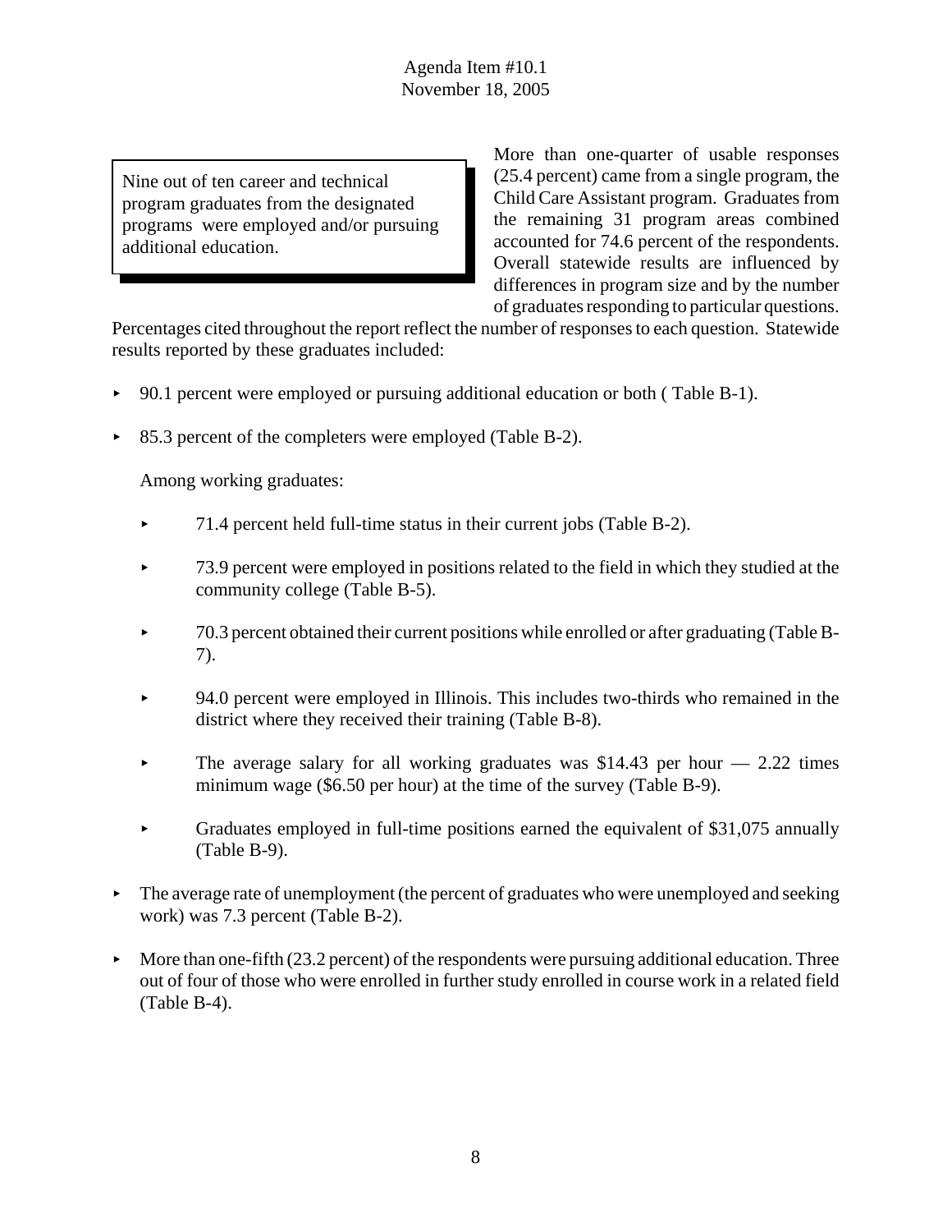> Nine out of ten career and technical program graduates from the designated programs were employed and/or pursuing additional education.

More than one-quarter of usable responses (25.4 percent) came from a single program, the Child Care Assistant program. Graduates from the remaining 31 program areas combined accounted for 74.6 percent of the respondents. Overall statewide results are influenced by differences in program size and by the number of graduates responding to particular questions. Percentages cited throughout the report reflect the number of responses to each question. Statewide results reported by these graduates included:

- 90.1 percent were employed or pursuing additional education or both ( Table B-1).
- 85.3 percent of the completers were employed (Table B-2).

  Among working graduates:

  - 71.4 percent held full-time status in their current jobs (Table B-2).
  - 73.9 percent were employed in positions related to the field in which they studied at the community college (Table B-5).
  - 70.3 percent obtained their current positions while enrolled or after graduating (Table B-7).
  - 94.0 percent were employed in Illinois. This includes two-thirds who remained in the district where they received their training (Table B-8).
  - The average salary for all working graduates was $14.43 per hour — 2.22 times minimum wage ($6.50 per hour) at the time of the survey (Table B-9).
  - Graduates employed in full-time positions earned the equivalent of $31,075 annually (Table B-9).

- The average rate of unemployment (the percent of graduates who were unemployed and seeking work) was 7.3 percent (Table B-2).
- More than one-fifth (23.2 percent) of the respondents were pursuing additional education. Three out of four of those who were enrolled in further study enrolled in course work in a related field (Table B-4).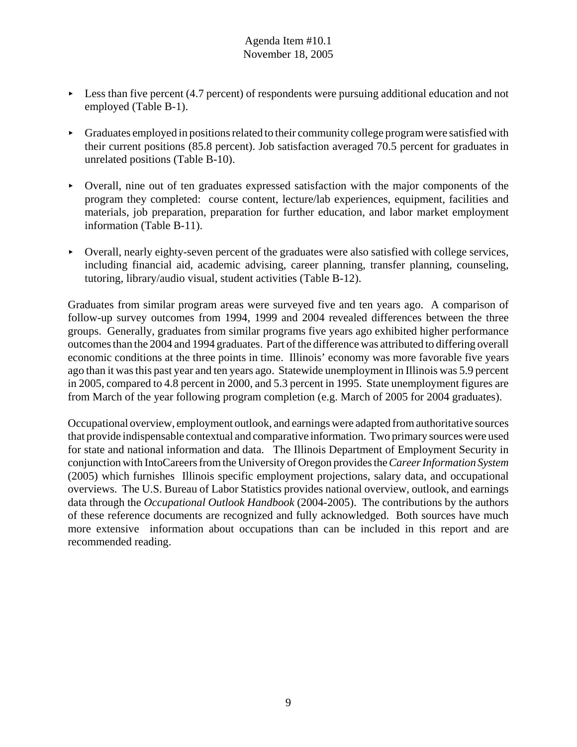- Less than five percent (4.7 percent) of respondents were pursuing additional education and not employed (Table B-1).

- Graduates employed in positions related to their community college program were satisfied with their current positions (85.8 percent). Job satisfaction averaged 70.5 percent for graduates in unrelated positions (Table B-10).

- Overall, nine out of ten graduates expressed satisfaction with the major components of the program they completed: course content, lecture/lab experiences, equipment, facilities and materials, job preparation, preparation for further education, and labor market employment information (Table B-11).

- Overall, nearly eighty-seven percent of the graduates were also satisfied with college services, including financial aid, academic advising, career planning, transfer planning, counseling, tutoring, library/audio visual, student activities (Table B-12).

Graduates from similar program areas were surveyed five and ten years ago. A comparison of follow-up survey outcomes from 1994, 1999 and 2004 revealed differences between the three groups. Generally, graduates from similar programs five years ago exhibited higher performance outcomes than the 2004 and 1994 graduates. Part of the difference was attributed to differing overall economic conditions at the three points in time. Illinois' economy was more favorable five years ago than it was this past year and ten years ago. Statewide unemployment in Illinois was 5.9 percent in 2005, compared to 4.8 percent in 2000, and 5.3 percent in 1995. State unemployment figures are from March of the year following program completion (e.g. March of 2005 for 2004 graduates).

Occupational overview, employment outlook, and earnings were adapted from authoritative sources that provide indispensable contextual and comparative information. Two primary sources were used for state and national information and data. The Illinois Department of Employment Security in conjunction with IntoCareers from the University of Oregon provides the *Career Information System* (2005) which furnishes Illinois specific employment projections, salary data, and occupational overviews. The U.S. Bureau of Labor Statistics provides national overview, outlook, and earnings data through the *Occupational Outlook Handbook* (2004-2005). The contributions by the authors of these reference documents are recognized and fully acknowledged. Both sources have much more extensive information about occupations than can be included in this report and are recommended reading.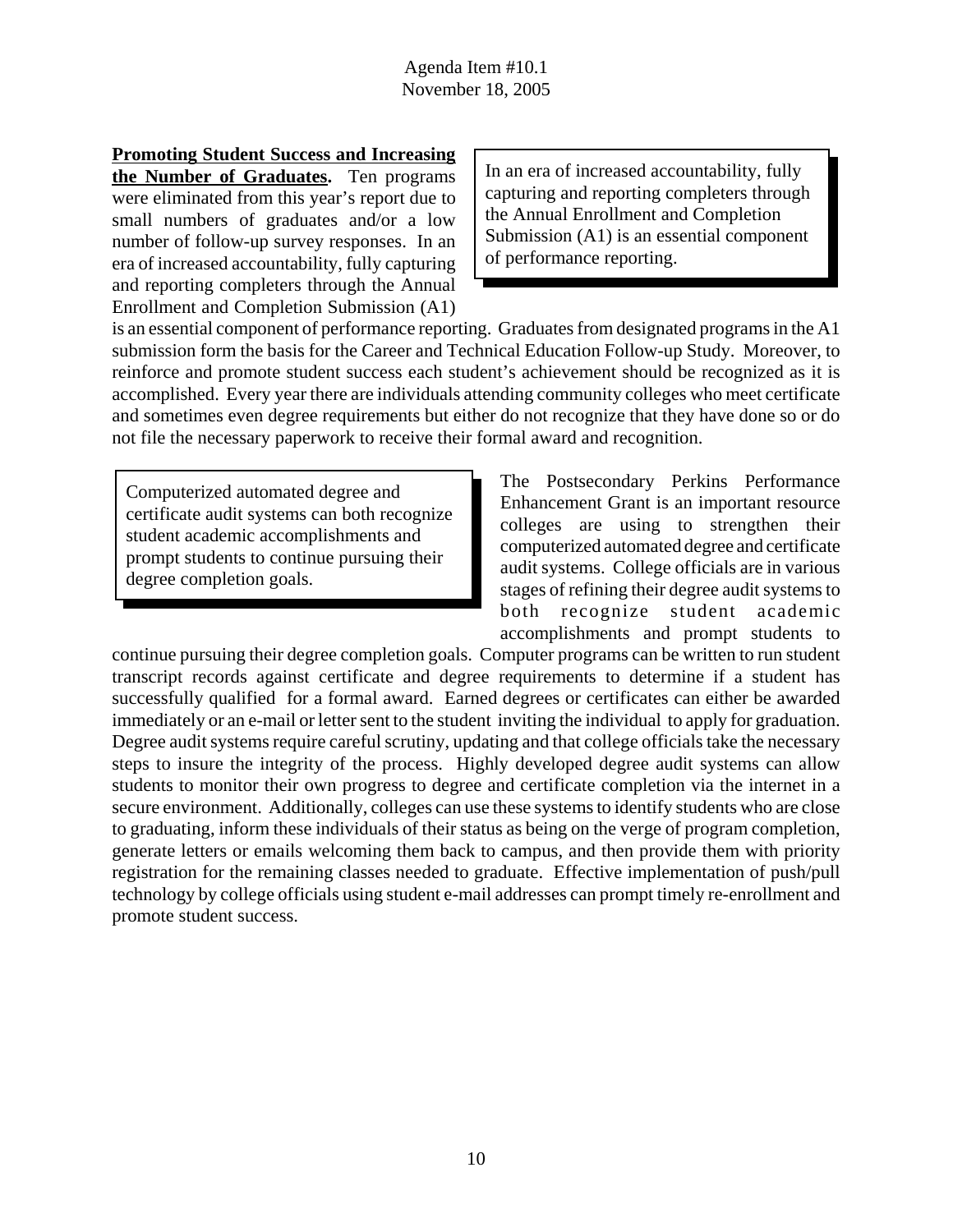**Promoting Student Success and Increasing the Number of Graduates.** Ten programs were eliminated from this year's report due to small numbers of graduates and/or a low number of follow-up survey responses. In an era of increased accountability, fully capturing and reporting completers through the Annual Enrollment and Completion Submission (A1) is an essential component of performance reporting. Graduates from designated programs in the A1 submission form the basis for the Career and Technical Education Follow-up Study. Moreover, to reinforce and promote student success each student's achievement should be recognized as it is accomplished. Every year there are individuals attending community colleges who meet certificate and sometimes even degree requirements but either do not recognize that they have done so or do not file the necessary paperwork to receive their formal award and recognition.

> In an era of increased accountability, fully capturing and reporting completers through the Annual Enrollment and Completion Submission (A1) is an essential component of performance reporting.

> Computerized automated degree and certificate audit systems can both recognize student academic accomplishments and prompt students to continue pursuing their degree completion goals.

The Postsecondary Perkins Performance Enhancement Grant is an important resource colleges are using to strengthen their computerized automated degree and certificate audit systems. College officials are in various stages of refining their degree audit systems to both recognize student academic accomplishments and prompt students to continue pursuing their degree completion goals. Computer programs can be written to run student transcript records against certificate and degree requirements to determine if a student has successfully qualified for a formal award. Earned degrees or certificates can either be awarded immediately or an e-mail or letter sent to the student inviting the individual to apply for graduation. Degree audit systems require careful scrutiny, updating and that college officials take the necessary steps to insure the integrity of the process. Highly developed degree audit systems can allow students to monitor their own progress to degree and certificate completion via the internet in a secure environment. Additionally, colleges can use these systems to identify students who are close to graduating, inform these individuals of their status as being on the verge of program completion, generate letters or emails welcoming them back to campus, and then provide them with priority registration for the remaining classes needed to graduate. Effective implementation of push/pull technology by college officials using student e-mail addresses can prompt timely re-enrollment and promote student success.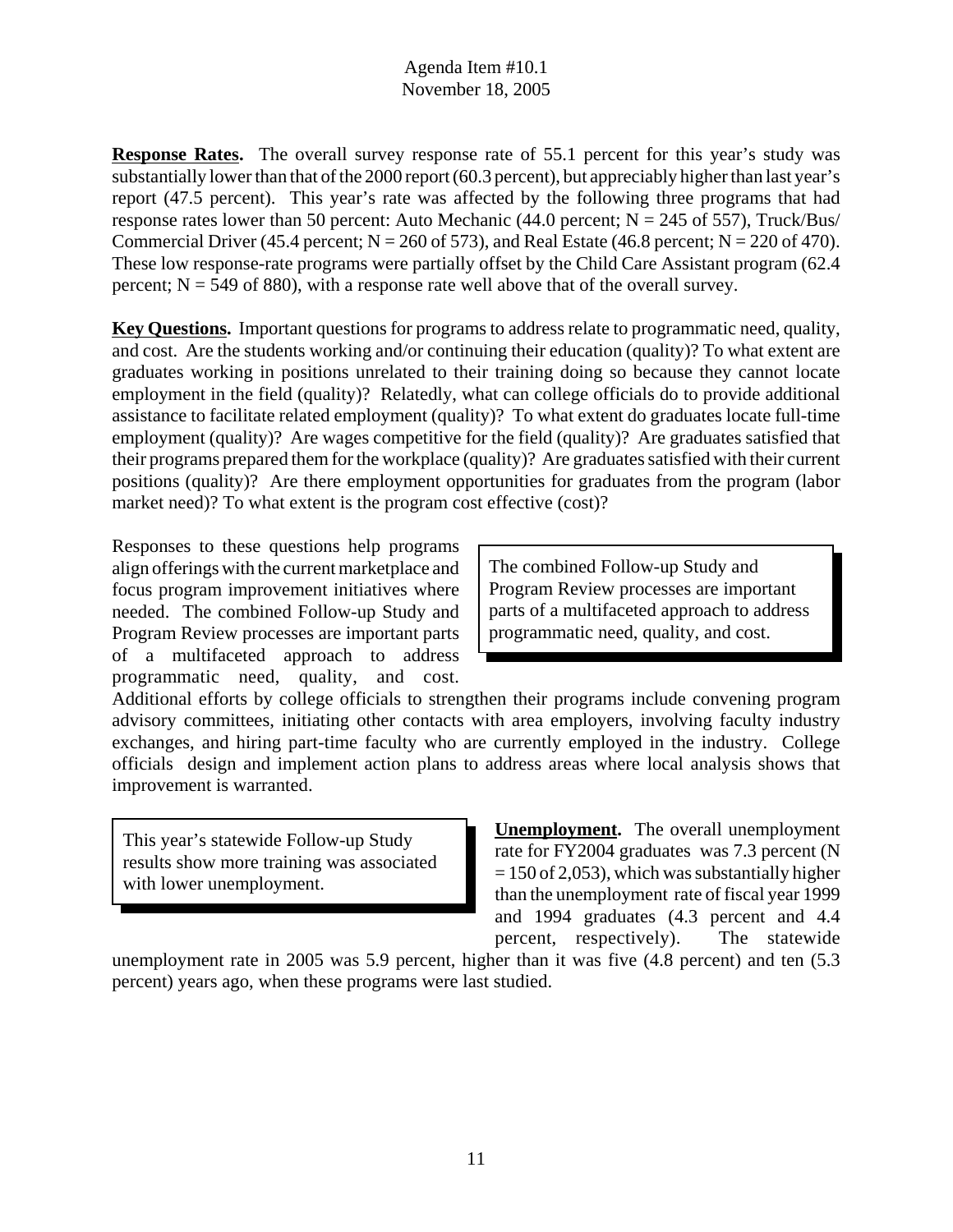**Response Rates.** The overall survey response rate of 55.1 percent for this year's study was substantially lower than that of the 2000 report (60.3 percent), but appreciably higher than last year's report (47.5 percent). This year's rate was affected by the following three programs that had response rates lower than 50 percent: Auto Mechanic (44.0 percent; N = 245 of 557), Truck/Bus/Commercial Driver (45.4 percent; N = 260 of 573), and Real Estate (46.8 percent; N = 220 of 470). These low response-rate programs were partially offset by the Child Care Assistant program (62.4 percent; N = 549 of 880), with a response rate well above that of the overall survey.

**Key Questions.** Important questions for programs to address relate to programmatic need, quality, and cost. Are the students working and/or continuing their education (quality)? To what extent are graduates working in positions unrelated to their training doing so because they cannot locate employment in the field (quality)? Relatedly, what can college officials do to provide additional assistance to facilitate related employment (quality)? To what extent do graduates locate full-time employment (quality)? Are wages competitive for the field (quality)? Are graduates satisfied that their programs prepared them for the workplace (quality)? Are graduates satisfied with their current positions (quality)? Are there employment opportunities for graduates from the program (labor market need)? To what extent is the program cost effective (cost)?

Responses to these questions help programs align offerings with the current marketplace and focus program improvement initiatives where needed. The combined Follow-up Study and Program Review processes are important parts of a multifaceted approach to address programmatic need, quality, and cost. Additional efforts by college officials to strengthen their programs include convening program advisory committees, initiating other contacts with area employers, involving faculty industry exchanges, and hiring part-time faculty who are currently employed in the industry. College officials design and implement action plans to address areas where local analysis shows that improvement is warranted.

> The combined Follow-up Study and Program Review processes are important parts of a multifaceted approach to address programmatic need, quality, and cost.

> This year's statewide Follow-up Study results show more training was associated with lower unemployment.

**Unemployment.** The overall unemployment rate for FY2004 graduates was 7.3 percent (N = 150 of 2,053), which was substantially higher than the unemployment rate of fiscal year 1999 and 1994 graduates (4.3 percent and 4.4 percent, respectively). The statewide unemployment rate in 2005 was 5.9 percent, higher than it was five (4.8 percent) and ten (5.3 percent) years ago, when these programs were last studied.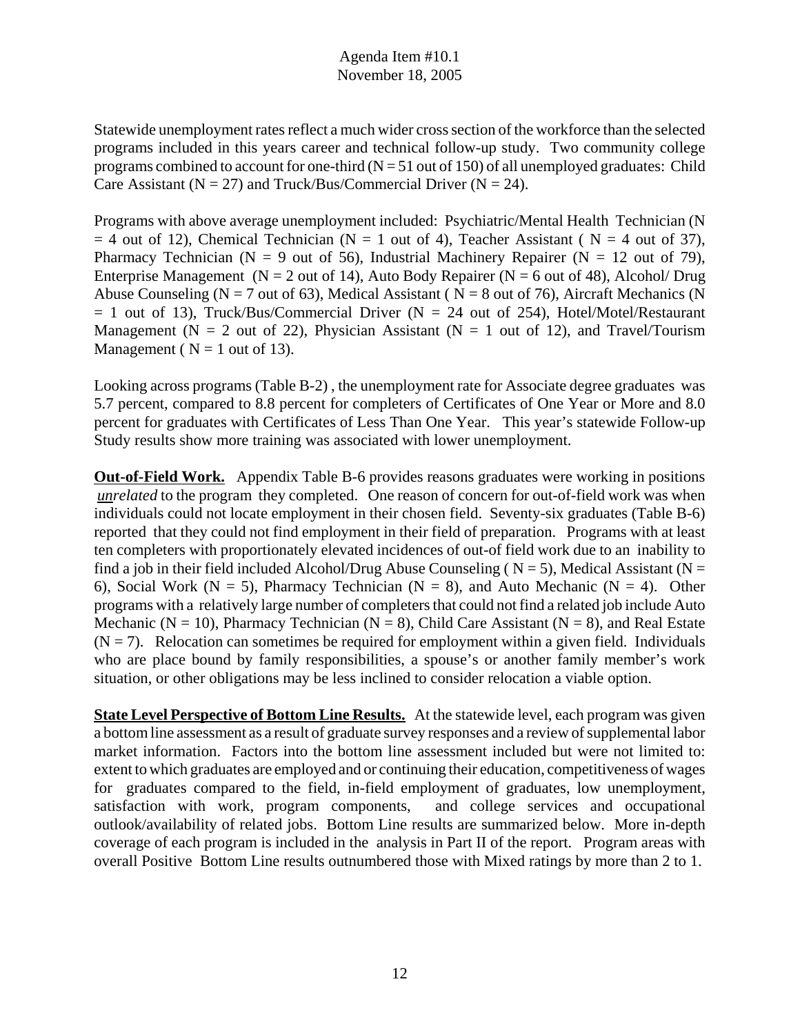Statewide unemployment rates reflect a much wider cross section of the workforce than the selected programs included in this years career and technical follow-up study. Two community college programs combined to account for one-third (N = 51 out of 150) of all unemployed graduates: Child Care Assistant (N = 27) and Truck/Bus/Commercial Driver (N = 24).

Programs with above average unemployment included: Psychiatric/Mental Health Technician (N = 4 out of 12), Chemical Technician (N = 1 out of 4), Teacher Assistant ( N = 4 out of 37), Pharmacy Technician (N = 9 out of 56), Industrial Machinery Repairer (N = 12 out of 79), Enterprise Management (N = 2 out of 14), Auto Body Repairer (N = 6 out of 48), Alcohol/ Drug Abuse Counseling (N = 7 out of 63), Medical Assistant ( N = 8 out of 76), Aircraft Mechanics (N = 1 out of 13), Truck/Bus/Commercial Driver (N = 24 out of 254), Hotel/Motel/Restaurant Management (N = 2 out of 22), Physician Assistant (N = 1 out of 12), and Travel/Tourism Management ( N = 1 out of 13).

Looking across programs (Table B-2) , the unemployment rate for Associate degree graduates was 5.7 percent, compared to 8.8 percent for completers of Certificates of One Year or More and 8.0 percent for graduates with Certificates of Less Than One Year. This year's statewide Follow-up Study results show more training was associated with lower unemployment.

**Out-of-Field Work.** Appendix Table B-6 provides reasons graduates were working in positions *unrelated* to the program they completed. One reason of concern for out-of-field work was when individuals could not locate employment in their chosen field. Seventy-six graduates (Table B-6) reported that they could not find employment in their field of preparation. Programs with at least ten completers with proportionately elevated incidences of out-of field work due to an inability to find a job in their field included Alcohol/Drug Abuse Counseling ( N = 5), Medical Assistant (N = 6), Social Work (N = 5), Pharmacy Technician (N = 8), and Auto Mechanic (N = 4). Other programs with a relatively large number of completers that could not find a related job include Auto Mechanic (N = 10), Pharmacy Technician (N = 8), Child Care Assistant (N = 8), and Real Estate (N = 7). Relocation can sometimes be required for employment within a given field. Individuals who are place bound by family responsibilities, a spouse's or another family member's work situation, or other obligations may be less inclined to consider relocation a viable option.

**State Level Perspective of Bottom Line Results.** At the statewide level, each program was given a bottom line assessment as a result of graduate survey responses and a review of supplemental labor market information. Factors into the bottom line assessment included but were not limited to: extent to which graduates are employed and or continuing their education, competitiveness of wages for graduates compared to the field, in-field employment of graduates, low unemployment, satisfaction with work, program components, and college services and occupational outlook/availability of related jobs. Bottom Line results are summarized below. More in-depth coverage of each program is included in the analysis in Part II of the report. Program areas with overall Positive Bottom Line results outnumbered those with Mixed ratings by more than 2 to 1.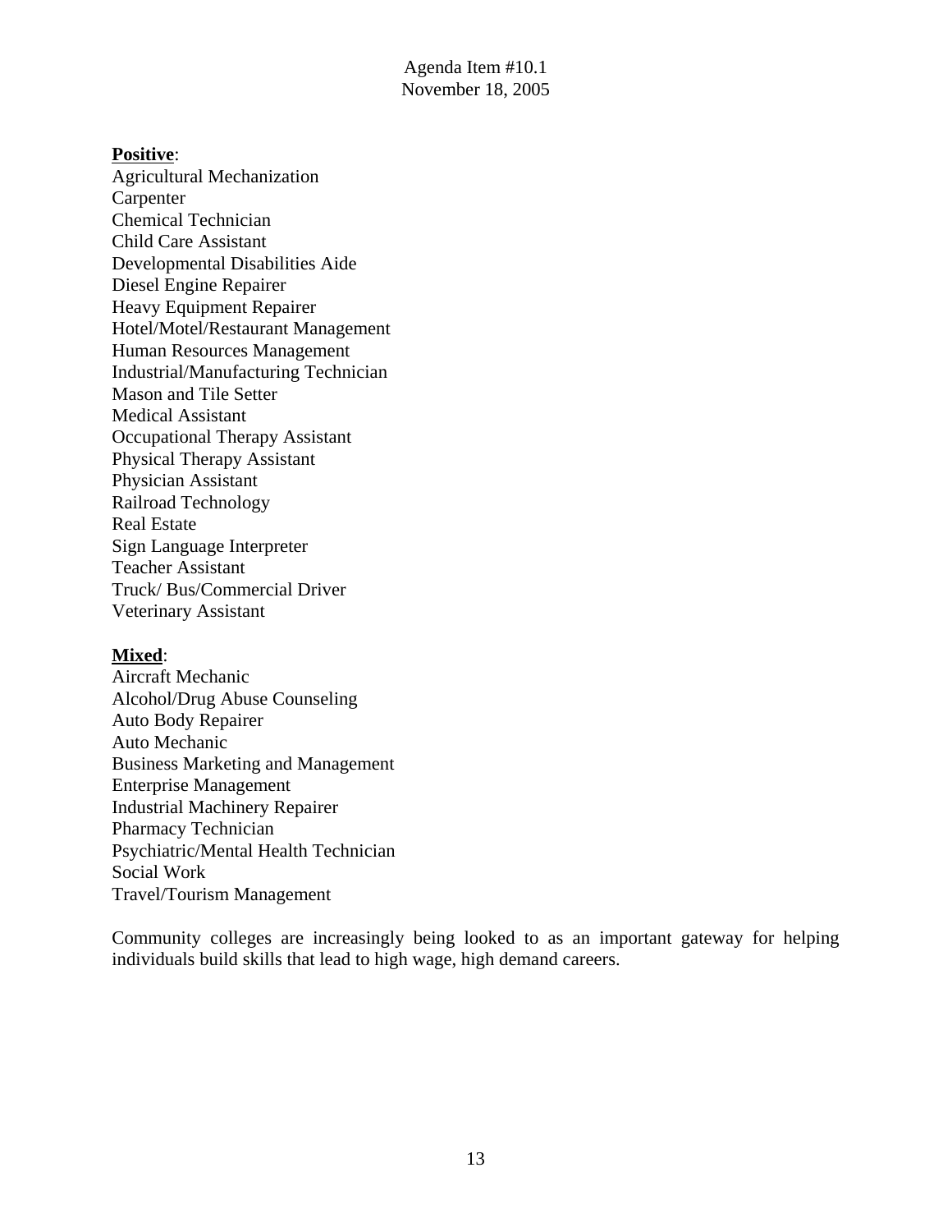**Positive**:

Agricultural Mechanization
Carpenter
Chemical Technician
Child Care Assistant
Developmental Disabilities Aide
Diesel Engine Repairer
Heavy Equipment Repairer
Hotel/Motel/Restaurant Management
Human Resources Management
Industrial/Manufacturing Technician
Mason and Tile Setter
Medical Assistant
Occupational Therapy Assistant
Physical Therapy Assistant
Physician Assistant
Railroad Technology
Real Estate
Sign Language Interpreter
Teacher Assistant
Truck/ Bus/Commercial Driver
Veterinary Assistant

**Mixed**:

Aircraft Mechanic
Alcohol/Drug Abuse Counseling
Auto Body Repairer
Auto Mechanic
Business Marketing and Management
Enterprise Management
Industrial Machinery Repairer
Pharmacy Technician
Psychiatric/Mental Health Technician
Social Work
Travel/Tourism Management

Community colleges are increasingly being looked to as an important gateway for helping individuals build skills that lead to high wage, high demand careers.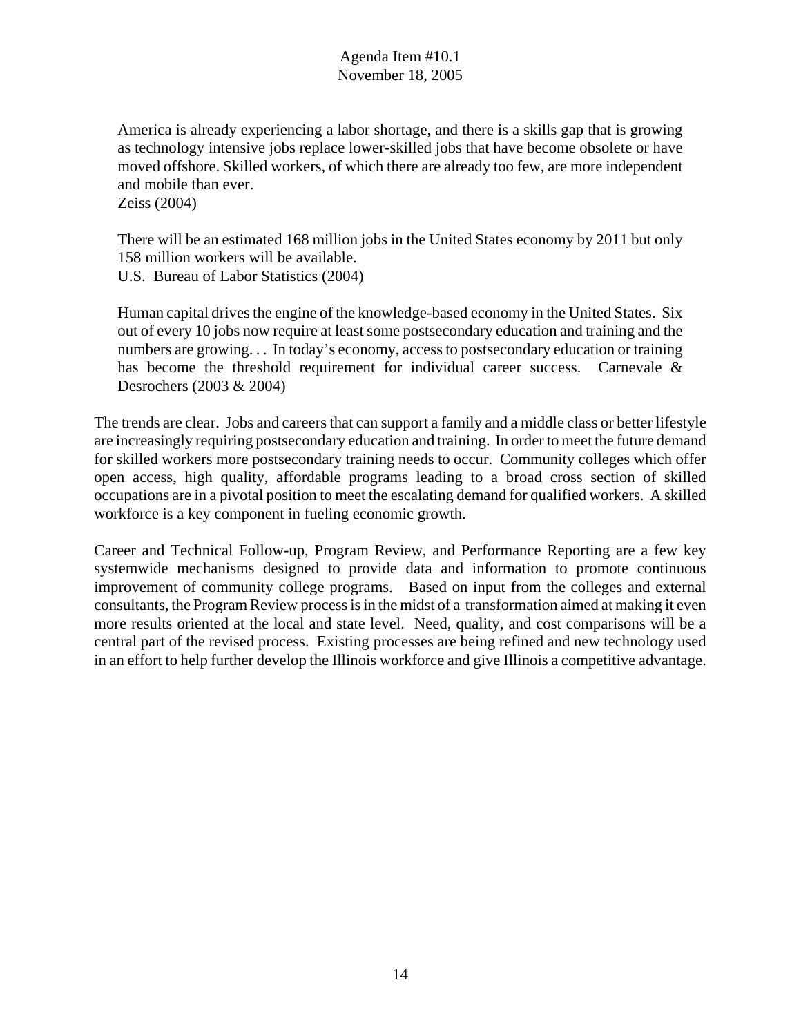> America is already experiencing a labor shortage, and there is a skills gap that is growing as technology intensive jobs replace lower-skilled jobs that have become obsolete or have moved offshore. Skilled workers, of which there are already too few, are more independent and mobile than ever.
> Zeiss (2004)

> There will be an estimated 168 million jobs in the United States economy by 2011 but only 158 million workers will be available.
> U.S. Bureau of Labor Statistics (2004)

> Human capital drives the engine of the knowledge-based economy in the United States. Six out of every 10 jobs now require at least some postsecondary education and training and the numbers are growing. . . In today's economy, access to postsecondary education or training has become the threshold requirement for individual career success. Carnevale & Desrochers (2003 & 2004)

The trends are clear. Jobs and careers that can support a family and a middle class or better lifestyle are increasingly requiring postsecondary education and training. In order to meet the future demand for skilled workers more postsecondary training needs to occur. Community colleges which offer open access, high quality, affordable programs leading to a broad cross section of skilled occupations are in a pivotal position to meet the escalating demand for qualified workers. A skilled workforce is a key component in fueling economic growth.

Career and Technical Follow-up, Program Review, and Performance Reporting are a few key systemwide mechanisms designed to provide data and information to promote continuous improvement of community college programs. Based on input from the colleges and external consultants, the Program Review process is in the midst of a transformation aimed at making it even more results oriented at the local and state level. Need, quality, and cost comparisons will be a central part of the revised process. Existing processes are being refined and new technology used in an effort to help further develop the Illinois workforce and give Illinois a competitive advantage.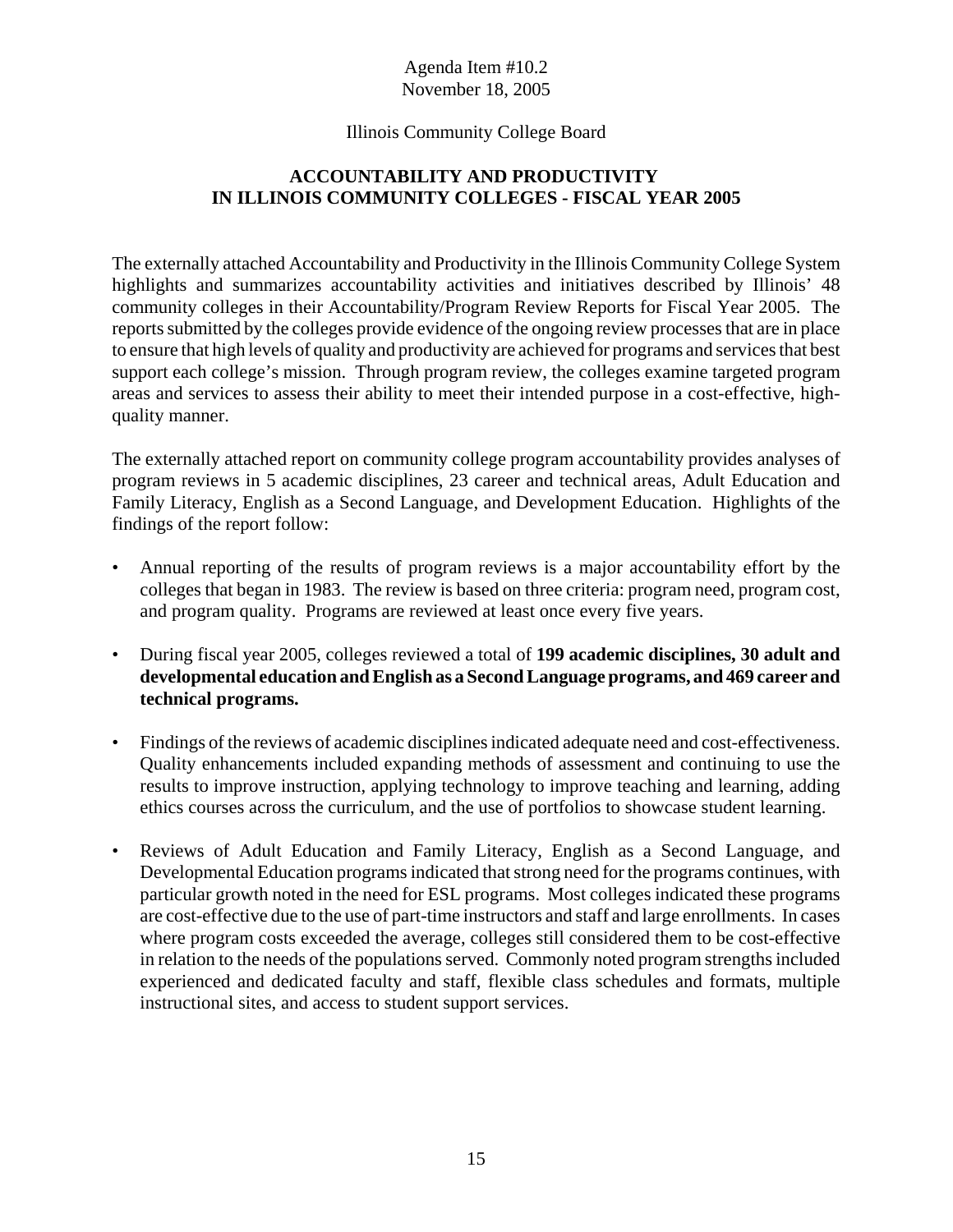Agenda Item #10.2
November 18, 2005

Illinois Community College Board

## ACCOUNTABILITY AND PRODUCTIVITY IN ILLINOIS COMMUNITY COLLEGES - FISCAL YEAR 2005

The externally attached Accountability and Productivity in the Illinois Community College System highlights and summarizes accountability activities and initiatives described by Illinois' 48 community colleges in their Accountability/Program Review Reports for Fiscal Year 2005. The reports submitted by the colleges provide evidence of the ongoing review processes that are in place to ensure that high levels of quality and productivity are achieved for programs and services that best support each college's mission. Through program review, the colleges examine targeted program areas and services to assess their ability to meet their intended purpose in a cost-effective, high-quality manner.

The externally attached report on community college program accountability provides analyses of program reviews in 5 academic disciplines, 23 career and technical areas, Adult Education and Family Literacy, English as a Second Language, and Development Education. Highlights of the findings of the report follow:

- Annual reporting of the results of program reviews is a major accountability effort by the colleges that began in 1983. The review is based on three criteria: program need, program cost, and program quality. Programs are reviewed at least once every five years.

- During fiscal year 2005, colleges reviewed a total of **199 academic disciplines, 30 adult and developmental education and English as a Second Language programs, and 469 career and technical programs.**

- Findings of the reviews of academic disciplines indicated adequate need and cost-effectiveness. Quality enhancements included expanding methods of assessment and continuing to use the results to improve instruction, applying technology to improve teaching and learning, adding ethics courses across the curriculum, and the use of portfolios to showcase student learning.

- Reviews of Adult Education and Family Literacy, English as a Second Language, and Developmental Education programs indicated that strong need for the programs continues, with particular growth noted in the need for ESL programs. Most colleges indicated these programs are cost-effective due to the use of part-time instructors and staff and large enrollments. In cases where program costs exceeded the average, colleges still considered them to be cost-effective in relation to the needs of the populations served. Commonly noted program strengths included experienced and dedicated faculty and staff, flexible class schedules and formats, multiple instructional sites, and access to student support services.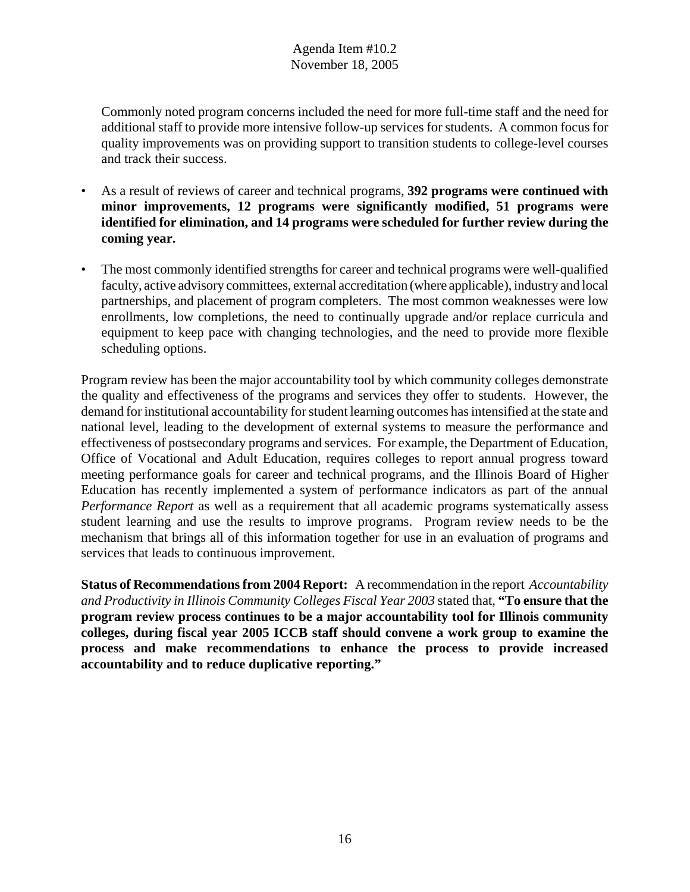Commonly noted program concerns included the need for more full-time staff and the need for additional staff to provide more intensive follow-up services for students. A common focus for quality improvements was on providing support to transition students to college-level courses and track their success.

- As a result of reviews of career and technical programs, **392 programs were continued with minor improvements, 12 programs were significantly modified, 51 programs were identified for elimination, and 14 programs were scheduled for further review during the coming year.**

- The most commonly identified strengths for career and technical programs were well-qualified faculty, active advisory committees, external accreditation (where applicable), industry and local partnerships, and placement of program completers. The most common weaknesses were low enrollments, low completions, the need to continually upgrade and/or replace curricula and equipment to keep pace with changing technologies, and the need to provide more flexible scheduling options.

Program review has been the major accountability tool by which community colleges demonstrate the quality and effectiveness of the programs and services they offer to students. However, the demand for institutional accountability for student learning outcomes has intensified at the state and national level, leading to the development of external systems to measure the performance and effectiveness of postsecondary programs and services. For example, the Department of Education, Office of Vocational and Adult Education, requires colleges to report annual progress toward meeting performance goals for career and technical programs, and the Illinois Board of Higher Education has recently implemented a system of performance indicators as part of the annual *Performance Report* as well as a requirement that all academic programs systematically assess student learning and use the results to improve programs. Program review needs to be the mechanism that brings all of this information together for use in an evaluation of programs and services that leads to continuous improvement.

**Status of Recommendations from 2004 Report:** A recommendation in the report *Accountability and Productivity in Illinois Community Colleges Fiscal Year 2003* stated that, **"To ensure that the program review process continues to be a major accountability tool for Illinois community colleges, during fiscal year 2005 ICCB staff should convene a work group to examine the process and make recommendations to enhance the process to provide increased accountability and to reduce duplicative reporting."**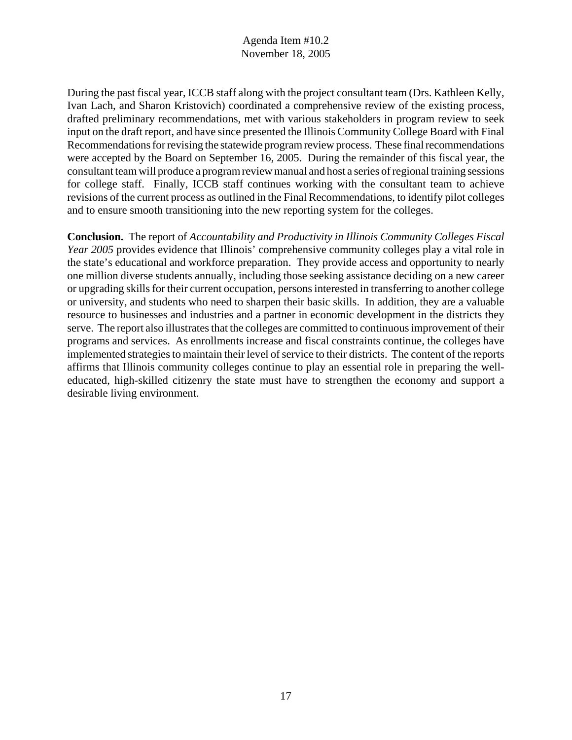During the past fiscal year, ICCB staff along with the project consultant team (Drs. Kathleen Kelly, Ivan Lach, and Sharon Kristovich) coordinated a comprehensive review of the existing process, drafted preliminary recommendations, met with various stakeholders in program review to seek input on the draft report, and have since presented the Illinois Community College Board with Final Recommendations for revising the statewide program review process. These final recommendations were accepted by the Board on September 16, 2005. During the remainder of this fiscal year, the consultant team will produce a program review manual and host a series of regional training sessions for college staff. Finally, ICCB staff continues working with the consultant team to achieve revisions of the current process as outlined in the Final Recommendations, to identify pilot colleges and to ensure smooth transitioning into the new reporting system for the colleges.

**Conclusion.** The report of *Accountability and Productivity in Illinois Community Colleges Fiscal Year 2005* provides evidence that Illinois' comprehensive community colleges play a vital role in the state's educational and workforce preparation. They provide access and opportunity to nearly one million diverse students annually, including those seeking assistance deciding on a new career or upgrading skills for their current occupation, persons interested in transferring to another college or university, and students who need to sharpen their basic skills. In addition, they are a valuable resource to businesses and industries and a partner in economic development in the districts they serve. The report also illustrates that the colleges are committed to continuous improvement of their programs and services. As enrollments increase and fiscal constraints continue, the colleges have implemented strategies to maintain their level of service to their districts. The content of the reports affirms that Illinois community colleges continue to play an essential role in preparing the well-educated, high-skilled citizenry the state must have to strengthen the economy and support a desirable living environment.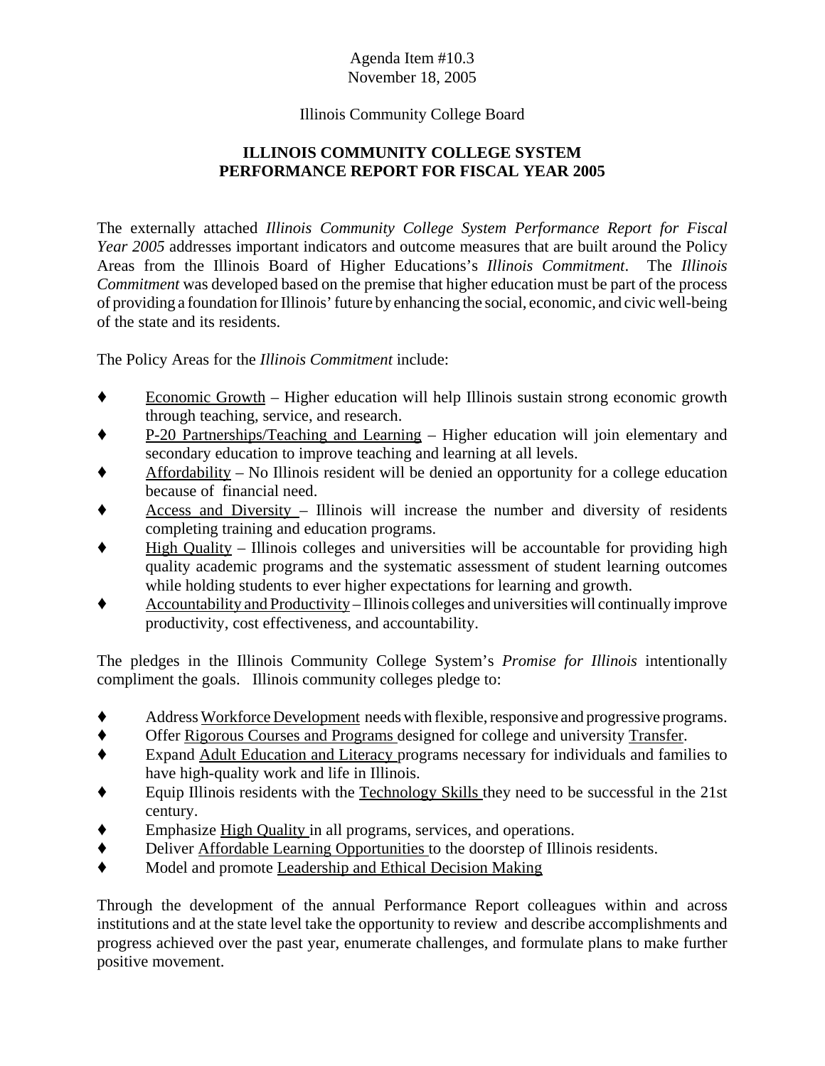Agenda Item #10.3
November 18, 2005

Illinois Community College Board

**ILLINOIS COMMUNITY COLLEGE SYSTEM**
**PERFORMANCE REPORT FOR FISCAL YEAR 2005**

The externally attached *Illinois Community College System Performance Report for Fiscal Year 2005* addresses important indicators and outcome measures that are built around the Policy Areas from the Illinois Board of Higher Educations's *Illinois Commitment*. The *Illinois Commitment* was developed based on the premise that higher education must be part of the process of providing a foundation for Illinois' future by enhancing the social, economic, and civic well-being of the state and its residents.

The Policy Areas for the *Illinois Commitment* include:

- Economic Growth – Higher education will help Illinois sustain strong economic growth through teaching, service, and research.
- P-20 Partnerships/Teaching and Learning – Higher education will join elementary and secondary education to improve teaching and learning at all levels.
- Affordability – No Illinois resident will be denied an opportunity for a college education because of financial need.
- Access and Diversity – Illinois will increase the number and diversity of residents completing training and education programs.
- High Quality – Illinois colleges and universities will be accountable for providing high quality academic programs and the systematic assessment of student learning outcomes while holding students to ever higher expectations for learning and growth.
- Accountability and Productivity – Illinois colleges and universities will continually improve productivity, cost effectiveness, and accountability.

The pledges in the Illinois Community College System's *Promise for Illinois* intentionally compliment the goals. Illinois community colleges pledge to:

- Address Workforce Development needs with flexible, responsive and progressive programs.
- Offer Rigorous Courses and Programs designed for college and university Transfer.
- Expand Adult Education and Literacy programs necessary for individuals and families to have high-quality work and life in Illinois.
- Equip Illinois residents with the Technology Skills they need to be successful in the 21st century.
- Emphasize High Quality in all programs, services, and operations.
- Deliver Affordable Learning Opportunities to the doorstep of Illinois residents.
- Model and promote Leadership and Ethical Decision Making

Through the development of the annual Performance Report colleagues within and across institutions and at the state level take the opportunity to review and describe accomplishments and progress achieved over the past year, enumerate challenges, and formulate plans to make further positive movement.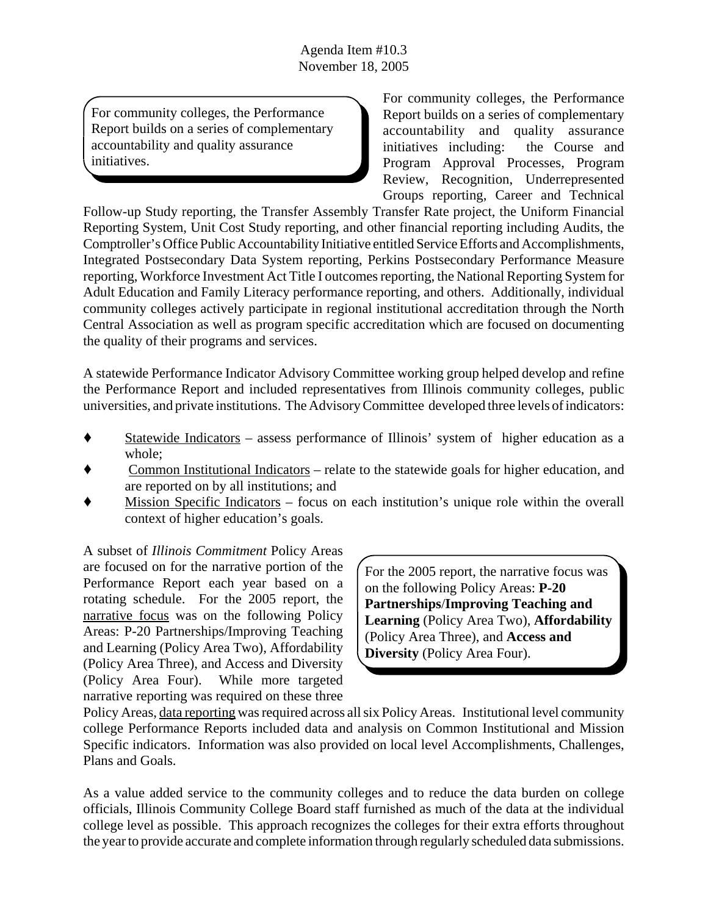> For community colleges, the Performance Report builds on a series of complementary accountability and quality assurance initiatives.

For community colleges, the Performance Report builds on a series of complementary accountability and quality assurance initiatives including: the Course and Program Approval Processes, Program Review, Recognition, Underrepresented Groups reporting, Career and Technical Follow-up Study reporting, the Transfer Assembly Transfer Rate project, the Uniform Financial Reporting System, Unit Cost Study reporting, and other financial reporting including Audits, the Comptroller's Office Public Accountability Initiative entitled Service Efforts and Accomplishments, Integrated Postsecondary Data System reporting, Perkins Postsecondary Performance Measure reporting, Workforce Investment Act Title I outcomes reporting, the National Reporting System for Adult Education and Family Literacy performance reporting, and others. Additionally, individual community colleges actively participate in regional institutional accreditation through the North Central Association as well as program specific accreditation which are focused on documenting the quality of their programs and services.

A statewide Performance Indicator Advisory Committee working group helped develop and refine the Performance Report and included representatives from Illinois community colleges, public universities, and private institutions. The Advisory Committee developed three levels of indicators:

- <u>Statewide Indicators</u> – assess performance of Illinois' system of higher education as a whole;
- <u>Common Institutional Indicators</u> – relate to the statewide goals for higher education, and are reported on by all institutions; and
- <u>Mission Specific Indicators</u> – focus on each institution's unique role within the overall context of higher education's goals.

> For the 2005 report, the narrative focus was on the following Policy Areas: **P-20 Partnerships**/**Improving Teaching and Learning** (Policy Area Two), **Affordability** (Policy Area Three), and **Access and Diversity** (Policy Area Four).

A subset of *Illinois Commitment* Policy Areas are focused on for the narrative portion of the Performance Report each year based on a rotating schedule. For the 2005 report, the <u>narrative focus</u> was on the following Policy Areas: P-20 Partnerships/Improving Teaching and Learning (Policy Area Two), Affordability (Policy Area Three), and Access and Diversity (Policy Area Four). While more targeted narrative reporting was required on these three Policy Areas, <u>data reporting</u> was required across all six Policy Areas. Institutional level community college Performance Reports included data and analysis on Common Institutional and Mission Specific indicators. Information was also provided on local level Accomplishments, Challenges, Plans and Goals.

As a value added service to the community colleges and to reduce the data burden on college officials, Illinois Community College Board staff furnished as much of the data at the individual college level as possible. This approach recognizes the colleges for their extra efforts throughout the year to provide accurate and complete information through regularly scheduled data submissions.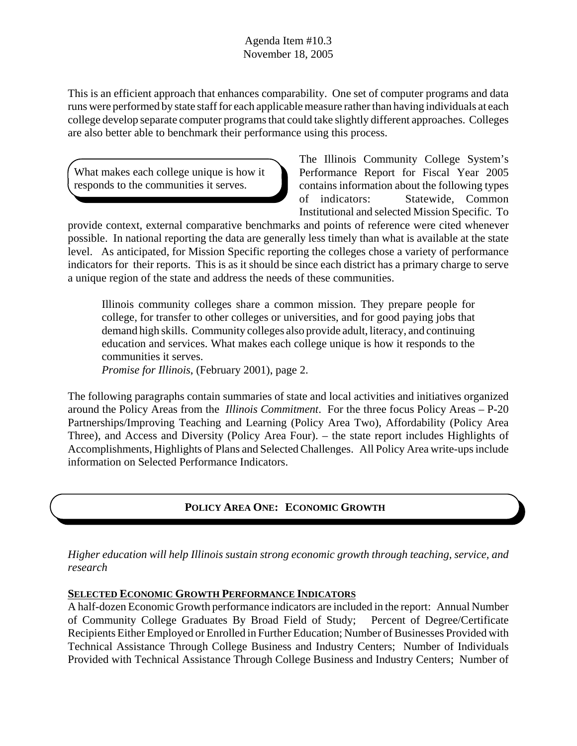This is an efficient approach that enhances comparability. One set of computer programs and data runs were performed by state staff for each applicable measure rather than having individuals at each college develop separate computer programs that could take slightly different approaches. Colleges are also better able to benchmark their performance using this process.

> What makes each college unique is how it responds to the communities it serves.

The Illinois Community College System's Performance Report for Fiscal Year 2005 contains information about the following types of indicators: Statewide, Common Institutional and selected Mission Specific. To provide context, external comparative benchmarks and points of reference were cited whenever possible. In national reporting the data are generally less timely than what is available at the state level. As anticipated, for Mission Specific reporting the colleges chose a variety of performance indicators for their reports. This is as it should be since each district has a primary charge to serve a unique region of the state and address the needs of these communities.

> Illinois community colleges share a common mission. They prepare people for college, for transfer to other colleges or universities, and for good paying jobs that demand high skills. Community colleges also provide adult, literacy, and continuing education and services. What makes each college unique is how it responds to the communities it serves.
> *Promise for Illinois*, (February 2001), page 2.

The following paragraphs contain summaries of state and local activities and initiatives organized around the Policy Areas from the *Illinois Commitment*. For the three focus Policy Areas – P-20 Partnerships/Improving Teaching and Learning (Policy Area Two), Affordability (Policy Area Three), and Access and Diversity (Policy Area Four). – the state report includes Highlights of Accomplishments, Highlights of Plans and Selected Challenges. All Policy Area write-ups include information on Selected Performance Indicators.

## POLICY AREA ONE: ECONOMIC GROWTH

*Higher education will help Illinois sustain strong economic growth through teaching, service, and research*

### SELECTED ECONOMIC GROWTH PERFORMANCE INDICATORS

A half-dozen Economic Growth performance indicators are included in the report: Annual Number of Community College Graduates By Broad Field of Study; Percent of Degree/Certificate Recipients Either Employed or Enrolled in Further Education; Number of Businesses Provided with Technical Assistance Through College Business and Industry Centers; Number of Individuals Provided with Technical Assistance Through College Business and Industry Centers; Number of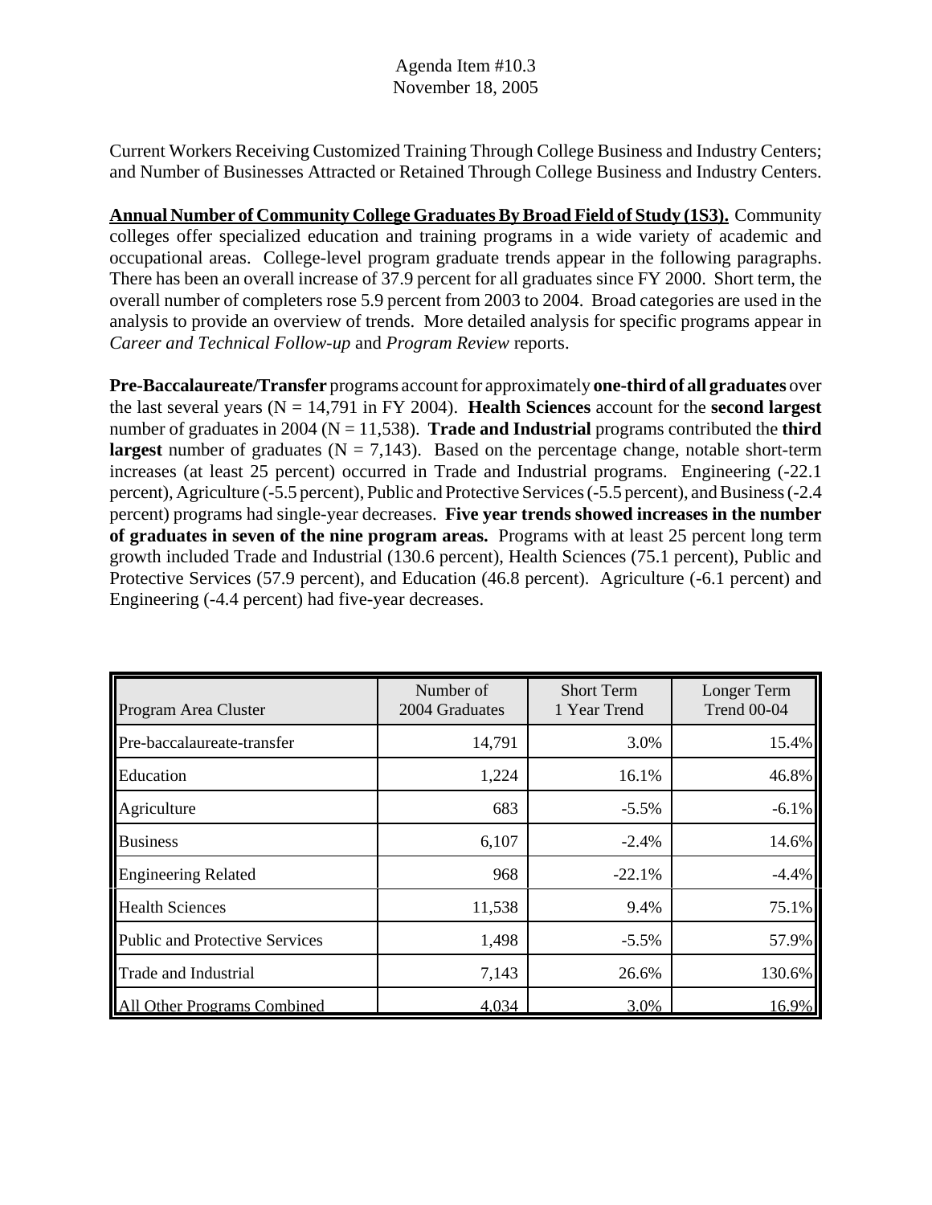Agenda Item #10.3
November 18, 2005

Current Workers Receiving Customized Training Through College Business and Industry Centers; and Number of Businesses Attracted or Retained Through College Business and Industry Centers.

**Annual Number of Community College Graduates By Broad Field of Study (1S3).** Community colleges offer specialized education and training programs in a wide variety of academic and occupational areas. College-level program graduate trends appear in the following paragraphs. There has been an overall increase of 37.9 percent for all graduates since FY 2000. Short term, the overall number of completers rose 5.9 percent from 2003 to 2004. Broad categories are used in the analysis to provide an overview of trends. More detailed analysis for specific programs appear in *Career and Technical Follow-up* and *Program Review* reports.

**Pre-Baccalaureate/Transfer** programs account for approximately **one-third of all graduates** over the last several years (N = 14,791 in FY 2004). **Health Sciences** account for the **second largest** number of graduates in 2004 (N = 11,538). **Trade and Industrial** programs contributed the **third largest** number of graduates (N = 7,143). Based on the percentage change, notable short-term increases (at least 25 percent) occurred in Trade and Industrial programs. Engineering (-22.1 percent), Agriculture (-5.5 percent), Public and Protective Services (-5.5 percent), and Business (-2.4 percent) programs had single-year decreases. **Five year trends showed increases in the number of graduates in seven of the nine program areas.** Programs with at least 25 percent long term growth included Trade and Industrial (130.6 percent), Health Sciences (75.1 percent), Public and Protective Services (57.9 percent), and Education (46.8 percent). Agriculture (-6.1 percent) and Engineering (-4.4 percent) had five-year decreases.

| Program Area Cluster | Number of 2004 Graduates | Short Term 1 Year Trend | Longer Term Trend 00-04 |
|---|---|---|---|
| Pre-baccalaureate-transfer | 14,791 | 3.0% | 15.4% |
| Education | 1,224 | 16.1% | 46.8% |
| Agriculture | 683 | -5.5% | -6.1% |
| Business | 6,107 | -2.4% | 14.6% |
| Engineering Related | 968 | -22.1% | -4.4% |
| Health Sciences | 11,538 | 9.4% | 75.1% |
| Public and Protective Services | 1,498 | -5.5% | 57.9% |
| Trade and Industrial | 7,143 | 26.6% | 130.6% |
| All Other Programs Combined | 4,034 | 3.0% | 16.9% |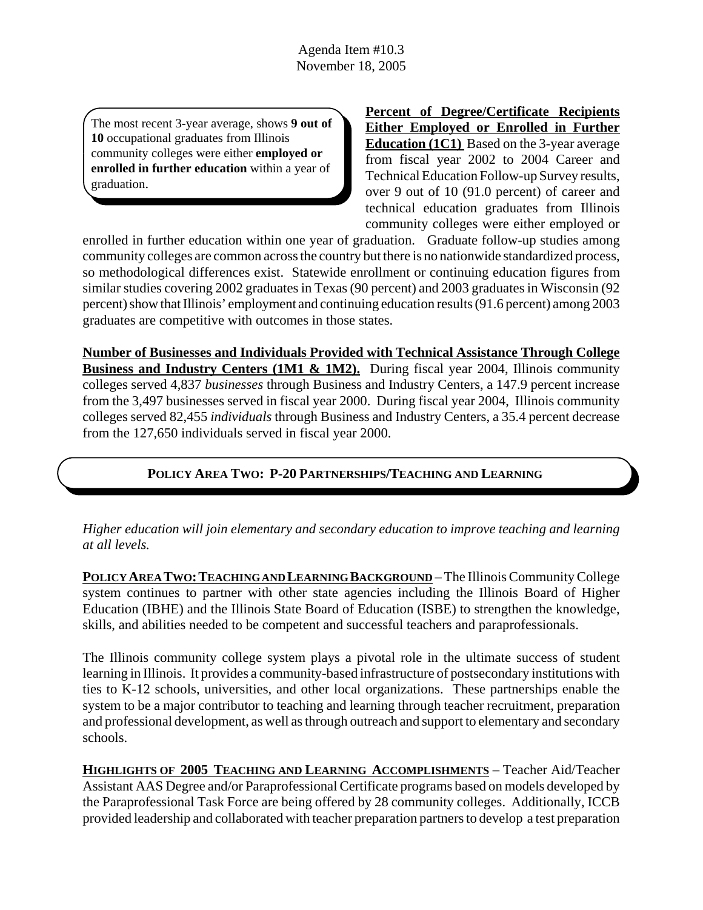The most recent 3-year average, shows **9 out of 10** occupational graduates from Illinois community colleges were either **employed or enrolled in further education** within a year of graduation.

**Percent of Degree/Certificate Recipients Either Employed or Enrolled in Further Education (1C1)** Based on the 3-year average from fiscal year 2002 to 2004 Career and Technical Education Follow-up Survey results, over 9 out of 10 (91.0 percent) of career and technical education graduates from Illinois community colleges were either employed or enrolled in further education within one year of graduation. Graduate follow-up studies among community colleges are common across the country but there is no nationwide standardized process, so methodological differences exist. Statewide enrollment or continuing education figures from similar studies covering 2002 graduates in Texas (90 percent) and 2003 graduates in Wisconsin (92 percent) show that Illinois' employment and continuing education results (91.6 percent) among 2003 graduates are competitive with outcomes in those states.

**Number of Businesses and Individuals Provided with Technical Assistance Through College Business and Industry Centers (1M1 & 1M2).** During fiscal year 2004, Illinois community colleges served 4,837 *businesses* through Business and Industry Centers, a 147.9 percent increase from the 3,497 businesses served in fiscal year 2000. During fiscal year 2004, Illinois community colleges served 82,455 *individuals* through Business and Industry Centers, a 35.4 percent decrease from the 127,650 individuals served in fiscal year 2000.

## POLICY AREA TWO: P-20 PARTNERSHIPS/TEACHING AND LEARNING

*Higher education will join elementary and secondary education to improve teaching and learning at all levels.*

**POLICY AREA TWO: TEACHING AND LEARNING BACKGROUND** – The Illinois Community College system continues to partner with other state agencies including the Illinois Board of Higher Education (IBHE) and the Illinois State Board of Education (ISBE) to strengthen the knowledge, skills, and abilities needed to be competent and successful teachers and paraprofessionals.

The Illinois community college system plays a pivotal role in the ultimate success of student learning in Illinois. It provides a community-based infrastructure of postsecondary institutions with ties to K-12 schools, universities, and other local organizations. These partnerships enable the system to be a major contributor to teaching and learning through teacher recruitment, preparation and professional development, as well as through outreach and support to elementary and secondary schools.

**HIGHLIGHTS OF 2005 TEACHING AND LEARNING ACCOMPLISHMENTS** – Teacher Aid/Teacher Assistant AAS Degree and/or Paraprofessional Certificate programs based on models developed by the Paraprofessional Task Force are being offered by 28 community colleges. Additionally, ICCB provided leadership and collaborated with teacher preparation partners to develop a test preparation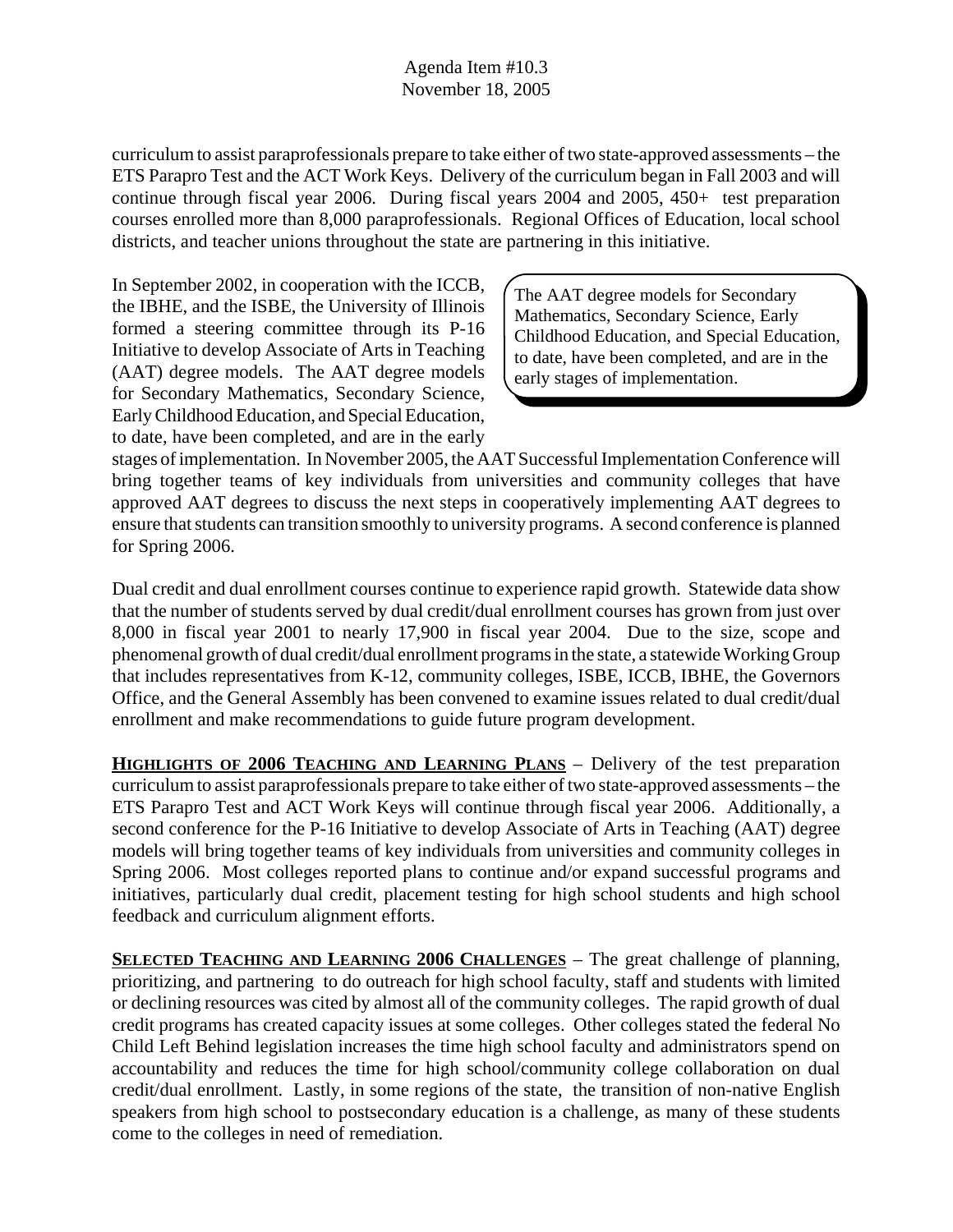curriculum to assist paraprofessionals prepare to take either of two state-approved assessments – the ETS Parapro Test and the ACT Work Keys. Delivery of the curriculum began in Fall 2003 and will continue through fiscal year 2006. During fiscal years 2004 and 2005, 450+ test preparation courses enrolled more than 8,000 paraprofessionals. Regional Offices of Education, local school districts, and teacher unions throughout the state are partnering in this initiative.

In September 2002, in cooperation with the ICCB, the IBHE, and the ISBE, the University of Illinois formed a steering committee through its P-16 Initiative to develop Associate of Arts in Teaching (AAT) degree models. The AAT degree models for Secondary Mathematics, Secondary Science, Early Childhood Education, and Special Education, to date, have been completed, and are in the early stages of implementation. In November 2005, the AAT Successful Implementation Conference will bring together teams of key individuals from universities and community colleges that have approved AAT degrees to discuss the next steps in cooperatively implementing AAT degrees to ensure that students can transition smoothly to university programs. A second conference is planned for Spring 2006.

> The AAT degree models for Secondary Mathematics, Secondary Science, Early Childhood Education, and Special Education, to date, have been completed, and are in the early stages of implementation.

Dual credit and dual enrollment courses continue to experience rapid growth. Statewide data show that the number of students served by dual credit/dual enrollment courses has grown from just over 8,000 in fiscal year 2001 to nearly 17,900 in fiscal year 2004. Due to the size, scope and phenomenal growth of dual credit/dual enrollment programs in the state, a statewide Working Group that includes representatives from K-12, community colleges, ISBE, ICCB, IBHE, the Governors Office, and the General Assembly has been convened to examine issues related to dual credit/dual enrollment and make recommendations to guide future program development.

**HIGHLIGHTS OF 2006 TEACHING AND LEARNING PLANS** – Delivery of the test preparation curriculum to assist paraprofessionals prepare to take either of two state-approved assessments – the ETS Parapro Test and ACT Work Keys will continue through fiscal year 2006. Additionally, a second conference for the P-16 Initiative to develop Associate of Arts in Teaching (AAT) degree models will bring together teams of key individuals from universities and community colleges in Spring 2006. Most colleges reported plans to continue and/or expand successful programs and initiatives, particularly dual credit, placement testing for high school students and high school feedback and curriculum alignment efforts.

**SELECTED TEACHING AND LEARNING 2006 CHALLENGES** – The great challenge of planning, prioritizing, and partnering to do outreach for high school faculty, staff and students with limited or declining resources was cited by almost all of the community colleges. The rapid growth of dual credit programs has created capacity issues at some colleges. Other colleges stated the federal No Child Left Behind legislation increases the time high school faculty and administrators spend on accountability and reduces the time for high school/community college collaboration on dual credit/dual enrollment. Lastly, in some regions of the state, the transition of non-native English speakers from high school to postsecondary education is a challenge, as many of these students come to the colleges in need of remediation.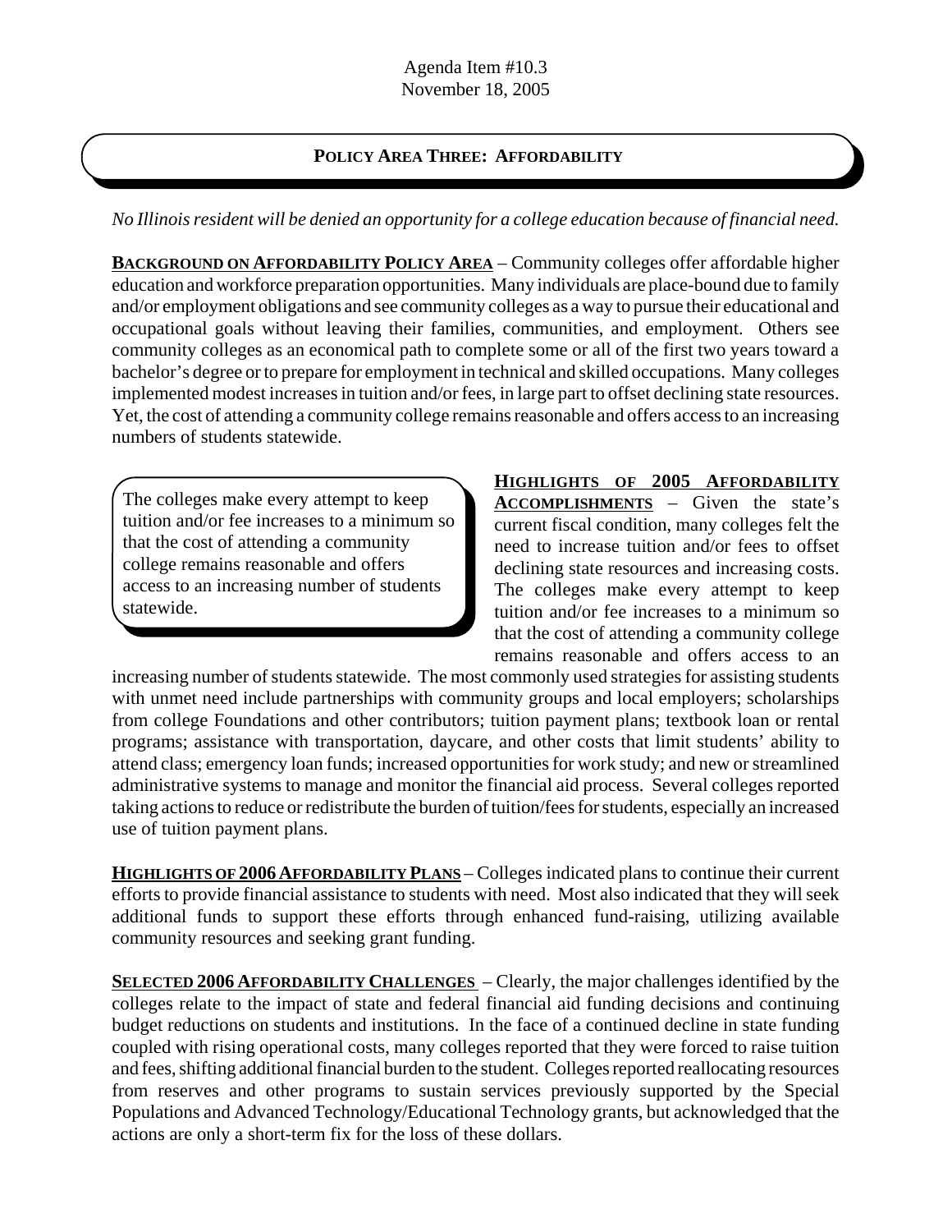Agenda Item #10.3
November 18, 2005

## POLICY AREA THREE: AFFORDABILITY

*No Illinois resident will be denied an opportunity for a college education because of financial need.*

**BACKGROUND ON AFFORDABILITY POLICY AREA** – Community colleges offer affordable higher education and workforce preparation opportunities. Many individuals are place-bound due to family and/or employment obligations and see community colleges as a way to pursue their educational and occupational goals without leaving their families, communities, and employment. Others see community colleges as an economical path to complete some or all of the first two years toward a bachelor's degree or to prepare for employment in technical and skilled occupations. Many colleges implemented modest increases in tuition and/or fees, in large part to offset declining state resources. Yet, the cost of attending a community college remains reasonable and offers access to an increasing numbers of students statewide.

> The colleges make every attempt to keep tuition and/or fee increases to a minimum so that the cost of attending a community college remains reasonable and offers access to an increasing number of students statewide.

**HIGHLIGHTS OF 2005 AFFORDABILITY ACCOMPLISHMENTS** – Given the state's current fiscal condition, many colleges felt the need to increase tuition and/or fees to offset declining state resources and increasing costs. The colleges make every attempt to keep tuition and/or fee increases to a minimum so that the cost of attending a community college remains reasonable and offers access to an increasing number of students statewide. The most commonly used strategies for assisting students with unmet need include partnerships with community groups and local employers; scholarships from college Foundations and other contributors; tuition payment plans; textbook loan or rental programs; assistance with transportation, daycare, and other costs that limit students' ability to attend class; emergency loan funds; increased opportunities for work study; and new or streamlined administrative systems to manage and monitor the financial aid process. Several colleges reported taking actions to reduce or redistribute the burden of tuition/fees for students, especially an increased use of tuition payment plans.

**HIGHLIGHTS OF 2006 AFFORDABILITY PLANS** – Colleges indicated plans to continue their current efforts to provide financial assistance to students with need. Most also indicated that they will seek additional funds to support these efforts through enhanced fund-raising, utilizing available community resources and seeking grant funding.

**SELECTED 2006 AFFORDABILITY CHALLENGES** – Clearly, the major challenges identified by the colleges relate to the impact of state and federal financial aid funding decisions and continuing budget reductions on students and institutions. In the face of a continued decline in state funding coupled with rising operational costs, many colleges reported that they were forced to raise tuition and fees, shifting additional financial burden to the student. Colleges reported reallocating resources from reserves and other programs to sustain services previously supported by the Special Populations and Advanced Technology/Educational Technology grants, but acknowledged that the actions are only a short-term fix for the loss of these dollars.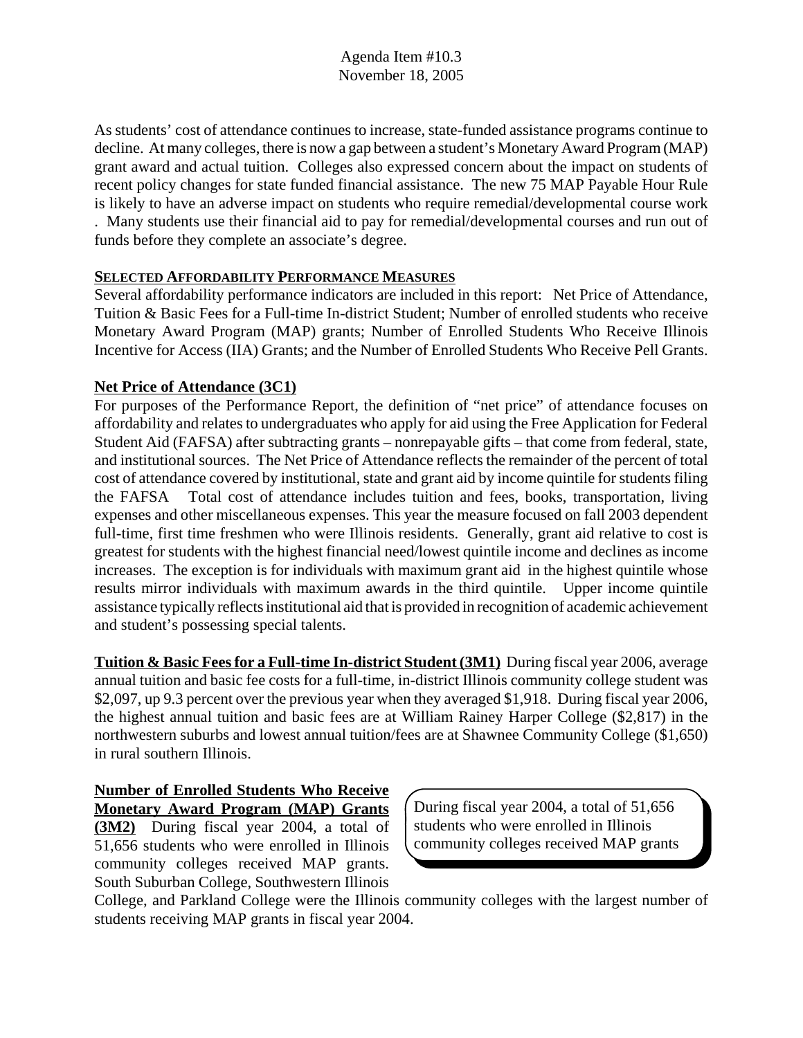Agenda Item #10.3
November 18, 2005

As students' cost of attendance continues to increase, state-funded assistance programs continue to decline. At many colleges, there is now a gap between a student's Monetary Award Program (MAP) grant award and actual tuition. Colleges also expressed concern about the impact on students of recent policy changes for state funded financial assistance. The new 75 MAP Payable Hour Rule is likely to have an adverse impact on students who require remedial/developmental course work . Many students use their financial aid to pay for remedial/developmental courses and run out of funds before they complete an associate's degree.

**SELECTED AFFORDABILITY PERFORMANCE MEASURES**

Several affordability performance indicators are included in this report: Net Price of Attendance, Tuition & Basic Fees for a Full-time In-district Student; Number of enrolled students who receive Monetary Award Program (MAP) grants; Number of Enrolled Students Who Receive Illinois Incentive for Access (IIA) Grants; and the Number of Enrolled Students Who Receive Pell Grants.

**Net Price of Attendance (3C1)**

For purposes of the Performance Report, the definition of "net price" of attendance focuses on affordability and relates to undergraduates who apply for aid using the Free Application for Federal Student Aid (FAFSA) after subtracting grants – nonrepayable gifts – that come from federal, state, and institutional sources. The Net Price of Attendance reflects the remainder of the percent of total cost of attendance covered by institutional, state and grant aid by income quintile for students filing the FAFSA Total cost of attendance includes tuition and fees, books, transportation, living expenses and other miscellaneous expenses. This year the measure focused on fall 2003 dependent full-time, first time freshmen who were Illinois residents. Generally, grant aid relative to cost is greatest for students with the highest financial need/lowest quintile income and declines as income increases. The exception is for individuals with maximum grant aid in the highest quintile whose results mirror individuals with maximum awards in the third quintile. Upper income quintile assistance typically reflects institutional aid that is provided in recognition of academic achievement and student's possessing special talents.

**Tuition & Basic Fees for a Full-time In-district Student (3M1)** During fiscal year 2006, average annual tuition and basic fee costs for a full-time, in-district Illinois community college student was $2,097, up 9.3 percent over the previous year when they averaged $1,918. During fiscal year 2006, the highest annual tuition and basic fees are at William Rainey Harper College ($2,817) in the northwestern suburbs and lowest annual tuition/fees are at Shawnee Community College ($1,650) in rural southern Illinois.

**Number of Enrolled Students Who Receive Monetary Award Program (MAP) Grants (3M2)** During fiscal year 2004, a total of 51,656 students who were enrolled in Illinois community colleges received MAP grants. South Suburban College, Southwestern Illinois College, and Parkland College were the Illinois community colleges with the largest number of students receiving MAP grants in fiscal year 2004.

> During fiscal year 2004, a total of 51,656 students who were enrolled in Illinois community colleges received MAP grants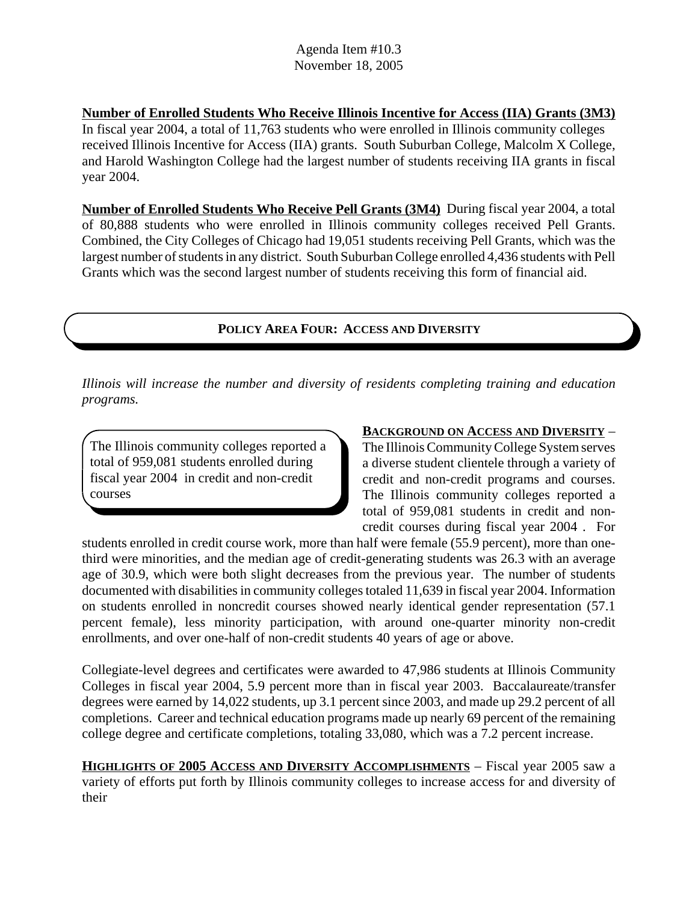Agenda Item #10.3
November 18, 2005

**Number of Enrolled Students Who Receive Illinois Incentive for Access (IIA) Grants (3M3)**
In fiscal year 2004, a total of 11,763 students who were enrolled in Illinois community colleges received Illinois Incentive for Access (IIA) grants. South Suburban College, Malcolm X College, and Harold Washington College had the largest number of students receiving IIA grants in fiscal year 2004.

**Number of Enrolled Students Who Receive Pell Grants (3M4)** During fiscal year 2004, a total of 80,888 students who were enrolled in Illinois community colleges received Pell Grants. Combined, the City Colleges of Chicago had 19,051 students receiving Pell Grants, which was the largest number of students in any district. South Suburban College enrolled 4,436 students with Pell Grants which was the second largest number of students receiving this form of financial aid.

## POLICY AREA FOUR: ACCESS AND DIVERSITY

*Illinois will increase the number and diversity of residents completing training and education programs.*

> The Illinois community colleges reported a total of 959,081 students enrolled during fiscal year 2004 in credit and non-credit courses

**BACKGROUND ON ACCESS AND DIVERSITY** – The Illinois Community College System serves a diverse student clientele through a variety of credit and non-credit programs and courses. The Illinois community colleges reported a total of 959,081 students in credit and non-credit courses during fiscal year 2004 . For students enrolled in credit course work, more than half were female (55.9 percent), more than one-third were minorities, and the median age of credit-generating students was 26.3 with an average age of 30.9, which were both slight decreases from the previous year. The number of students documented with disabilities in community colleges totaled 11,639 in fiscal year 2004. Information on students enrolled in noncredit courses showed nearly identical gender representation (57.1 percent female), less minority participation, with around one-quarter minority non-credit enrollments, and over one-half of non-credit students 40 years of age or above.

Collegiate-level degrees and certificates were awarded to 47,986 students at Illinois Community Colleges in fiscal year 2004, 5.9 percent more than in fiscal year 2003. Baccalaureate/transfer degrees were earned by 14,022 students, up 3.1 percent since 2003, and made up 29.2 percent of all completions. Career and technical education programs made up nearly 69 percent of the remaining college degree and certificate completions, totaling 33,080, which was a 7.2 percent increase.

**HIGHLIGHTS OF 2005 ACCESS AND DIVERSITY ACCOMPLISHMENTS** – Fiscal year 2005 saw a variety of efforts put forth by Illinois community colleges to increase access for and diversity of their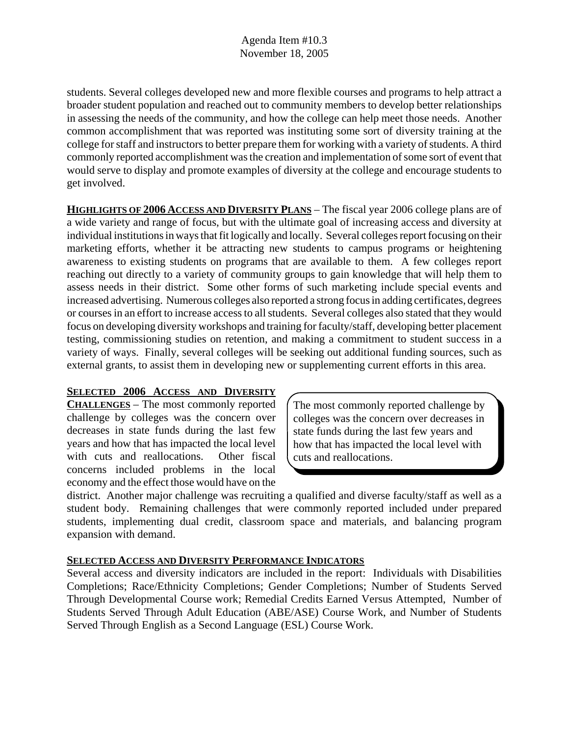students. Several colleges developed new and more flexible courses and programs to help attract a broader student population and reached out to community members to develop better relationships in assessing the needs of the community, and how the college can help meet those needs. Another common accomplishment that was reported was instituting some sort of diversity training at the college for staff and instructors to better prepare them for working with a variety of students. A third commonly reported accomplishment was the creation and implementation of some sort of event that would serve to display and promote examples of diversity at the college and encourage students to get involved.

**HIGHLIGHTS OF 2006 ACCESS AND DIVERSITY PLANS** – The fiscal year 2006 college plans are of a wide variety and range of focus, but with the ultimate goal of increasing access and diversity at individual institutions in ways that fit logically and locally. Several colleges report focusing on their marketing efforts, whether it be attracting new students to campus programs or heightening awareness to existing students on programs that are available to them. A few colleges report reaching out directly to a variety of community groups to gain knowledge that will help them to assess needs in their district. Some other forms of such marketing include special events and increased advertising. Numerous colleges also reported a strong focus in adding certificates, degrees or courses in an effort to increase access to all students. Several colleges also stated that they would focus on developing diversity workshops and training for faculty/staff, developing better placement testing, commissioning studies on retention, and making a commitment to student success in a variety of ways. Finally, several colleges will be seeking out additional funding sources, such as external grants, to assist them in developing new or supplementing current efforts in this area.

**SELECTED 2006 ACCESS AND DIVERSITY CHALLENGES** – The most commonly reported challenge by colleges was the concern over decreases in state funds during the last few years and how that has impacted the local level with cuts and reallocations. Other fiscal concerns included problems in the local economy and the effect those would have on the district. Another major challenge was recruiting a qualified and diverse faculty/staff as well as a student body. Remaining challenges that were commonly reported included under prepared students, implementing dual credit, classroom space and materials, and balancing program expansion with demand.

> The most commonly reported challenge by colleges was the concern over decreases in state funds during the last few years and how that has impacted the local level with cuts and reallocations.

**SELECTED ACCESS AND DIVERSITY PERFORMANCE INDICATORS**

Several access and diversity indicators are included in the report: Individuals with Disabilities Completions; Race/Ethnicity Completions; Gender Completions; Number of Students Served Through Developmental Course work; Remedial Credits Earned Versus Attempted, Number of Students Served Through Adult Education (ABE/ASE) Course Work, and Number of Students Served Through English as a Second Language (ESL) Course Work.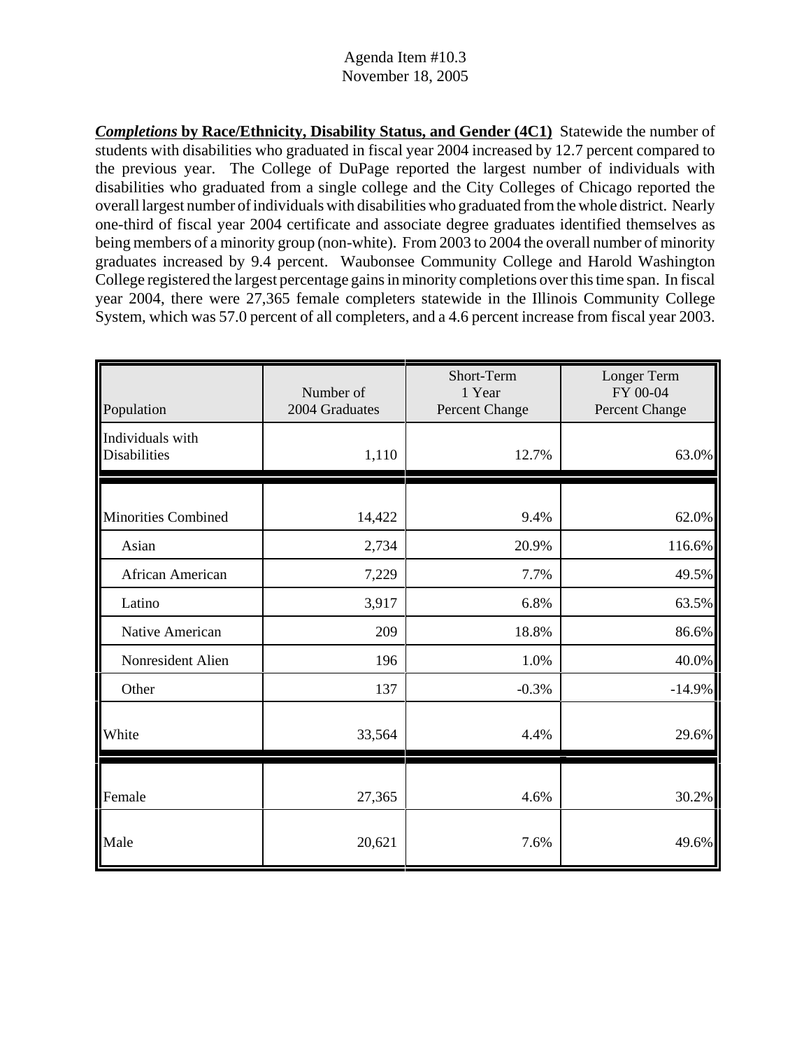Agenda Item #10.3
November 18, 2005

***Completions* by Race/Ethnicity, Disability Status, and Gender (4C1)** Statewide the number of students with disabilities who graduated in fiscal year 2004 increased by 12.7 percent compared to the previous year. The College of DuPage reported the largest number of individuals with disabilities who graduated from a single college and the City Colleges of Chicago reported the overall largest number of individuals with disabilities who graduated from the whole district. Nearly one-third of fiscal year 2004 certificate and associate degree graduates identified themselves as being members of a minority group (non-white). From 2003 to 2004 the overall number of minority graduates increased by 9.4 percent. Waubonsee Community College and Harold Washington College registered the largest percentage gains in minority completions over this time span. In fiscal year 2004, there were 27,365 female completers statewide in the Illinois Community College System, which was 57.0 percent of all completers, and a 4.6 percent increase from fiscal year 2003.

| Population | Number of 2004 Graduates | Short-Term 1 Year Percent Change | Longer Term FY 00-04 Percent Change |
|---|---|---|---|
| Individuals with Disabilities | 1,110 | 12.7% | 63.0% |
| Minorities Combined | 14,422 | 9.4% | 62.0% |
| Asian | 2,734 | 20.9% | 116.6% |
| African American | 7,229 | 7.7% | 49.5% |
| Latino | 3,917 | 6.8% | 63.5% |
| Native American | 209 | 18.8% | 86.6% |
| Nonresident Alien | 196 | 1.0% | 40.0% |
| Other | 137 | -0.3% | -14.9% |
| White | 33,564 | 4.4% | 29.6% |
| Female | 27,365 | 4.6% | 30.2% |
| Male | 20,621 | 7.6% | 49.6% |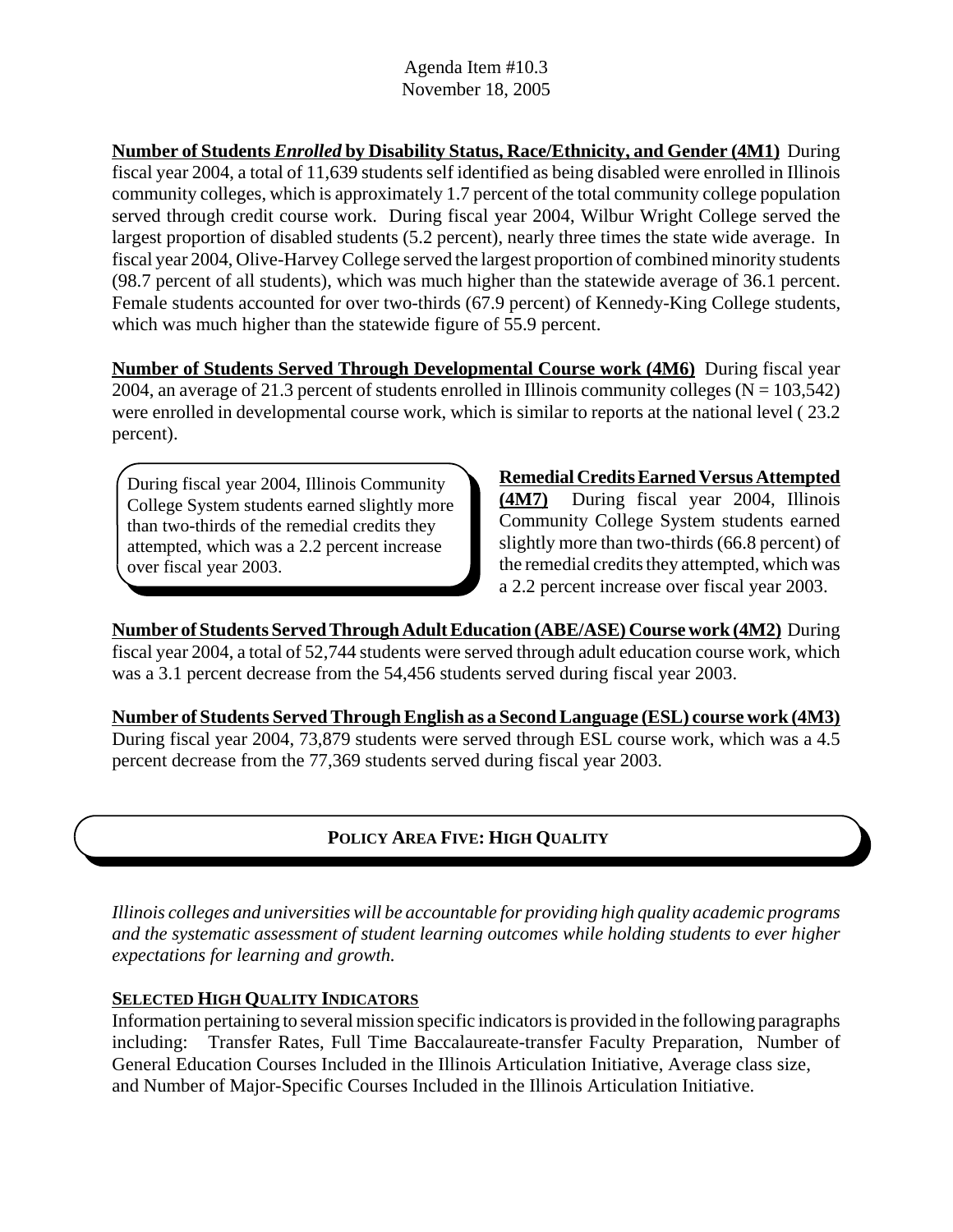Agenda Item #10.3
November 18, 2005

**Number of Students *Enrolled* by Disability Status, Race/Ethnicity, and Gender (4M1)** During fiscal year 2004, a total of 11,639 students self identified as being disabled were enrolled in Illinois community colleges, which is approximately 1.7 percent of the total community college population served through credit course work. During fiscal year 2004, Wilbur Wright College served the largest proportion of disabled students (5.2 percent), nearly three times the state wide average. In fiscal year 2004, Olive-Harvey College served the largest proportion of combined minority students (98.7 percent of all students), which was much higher than the statewide average of 36.1 percent. Female students accounted for over two-thirds (67.9 percent) of Kennedy-King College students, which was much higher than the statewide figure of 55.9 percent.

**Number of Students Served Through Developmental Course work (4M6)** During fiscal year 2004, an average of 21.3 percent of students enrolled in Illinois community colleges (N = 103,542) were enrolled in developmental course work, which is similar to reports at the national level ( 23.2 percent).

> During fiscal year 2004, Illinois Community College System students earned slightly more than two-thirds of the remedial credits they attempted, which was a 2.2 percent increase over fiscal year 2003.

**Remedial Credits Earned Versus Attempted (4M7)** During fiscal year 2004, Illinois Community College System students earned slightly more than two-thirds (66.8 percent) of the remedial credits they attempted, which was a 2.2 percent increase over fiscal year 2003.

**Number of Students Served Through Adult Education (ABE/ASE) Course work (4M2)** During fiscal year 2004, a total of 52,744 students were served through adult education course work, which was a 3.1 percent decrease from the 54,456 students served during fiscal year 2003.

**Number of Students Served Through English as a Second Language (ESL) course work (4M3)** During fiscal year 2004, 73,879 students were served through ESL course work, which was a 4.5 percent decrease from the 77,369 students served during fiscal year 2003.

## POLICY AREA FIVE: HIGH QUALITY

*Illinois colleges and universities will be accountable for providing high quality academic programs and the systematic assessment of student learning outcomes while holding students to ever higher expectations for learning and growth.*

### SELECTED HIGH QUALITY INDICATORS

Information pertaining to several mission specific indicators is provided in the following paragraphs including: Transfer Rates, Full Time Baccalaureate-transfer Faculty Preparation, Number of General Education Courses Included in the Illinois Articulation Initiative, Average class size, and Number of Major-Specific Courses Included in the Illinois Articulation Initiative.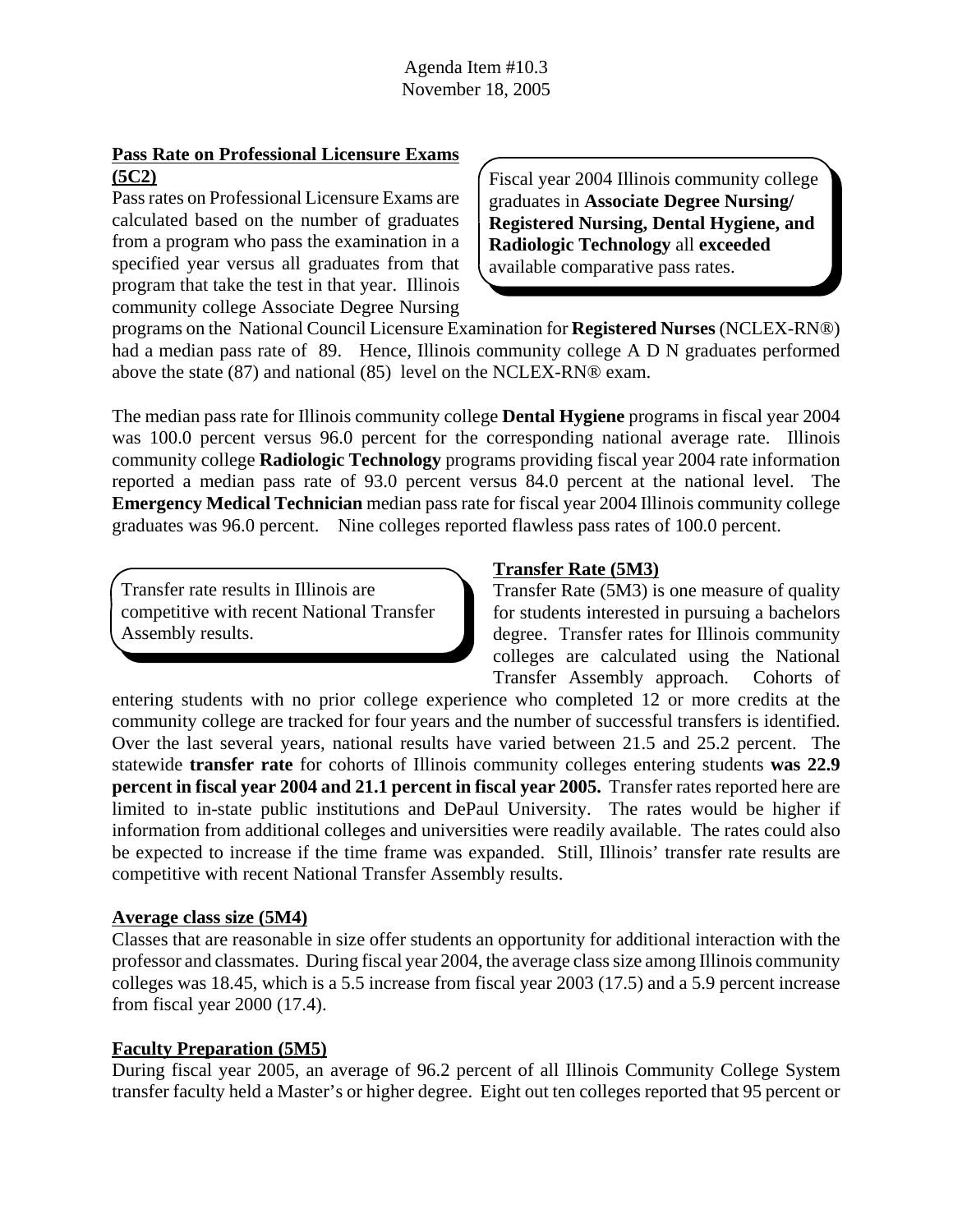Agenda Item #10.3
November 18, 2005

**Pass Rate on Professional Licensure Exams (5C2)**

Fiscal year 2004 Illinois community college graduates in **Associate Degree Nursing/ Registered Nursing, Dental Hygiene, and Radiologic Technology** all **exceeded** available comparative pass rates.

Pass rates on Professional Licensure Exams are calculated based on the number of graduates from a program who pass the examination in a specified year versus all graduates from that program that take the test in that year. Illinois community college Associate Degree Nursing programs on the National Council Licensure Examination for **Registered Nurses** (NCLEX-RN®) had a median pass rate of 89. Hence, Illinois community college A D N graduates performed above the state (87) and national (85) level on the NCLEX-RN® exam.

The median pass rate for Illinois community college **Dental Hygiene** programs in fiscal year 2004 was 100.0 percent versus 96.0 percent for the corresponding national average rate. Illinois community college **Radiologic Technology** programs providing fiscal year 2004 rate information reported a median pass rate of 93.0 percent versus 84.0 percent at the national level. The **Emergency Medical Technician** median pass rate for fiscal year 2004 Illinois community college graduates was 96.0 percent. Nine colleges reported flawless pass rates of 100.0 percent.

**Transfer Rate (5M3)**

Transfer rate results in Illinois are competitive with recent National Transfer Assembly results.

Transfer Rate (5M3) is one measure of quality for students interested in pursuing a bachelors degree. Transfer rates for Illinois community colleges are calculated using the National Transfer Assembly approach. Cohorts of entering students with no prior college experience who completed 12 or more credits at the community college are tracked for four years and the number of successful transfers is identified. Over the last several years, national results have varied between 21.5 and 25.2 percent. The statewide **transfer rate** for cohorts of Illinois community colleges entering students **was 22.9 percent in fiscal year 2004 and 21.1 percent in fiscal year 2005.** Transfer rates reported here are limited to in-state public institutions and DePaul University. The rates would be higher if information from additional colleges and universities were readily available. The rates could also be expected to increase if the time frame was expanded. Still, Illinois' transfer rate results are competitive with recent National Transfer Assembly results.

**Average class size (5M4)**

Classes that are reasonable in size offer students an opportunity for additional interaction with the professor and classmates. During fiscal year 2004, the average class size among Illinois community colleges was 18.45, which is a 5.5 increase from fiscal year 2003 (17.5) and a 5.9 percent increase from fiscal year 2000 (17.4).

**Faculty Preparation (5M5)**

During fiscal year 2005, an average of 96.2 percent of all Illinois Community College System transfer faculty held a Master's or higher degree. Eight out ten colleges reported that 95 percent or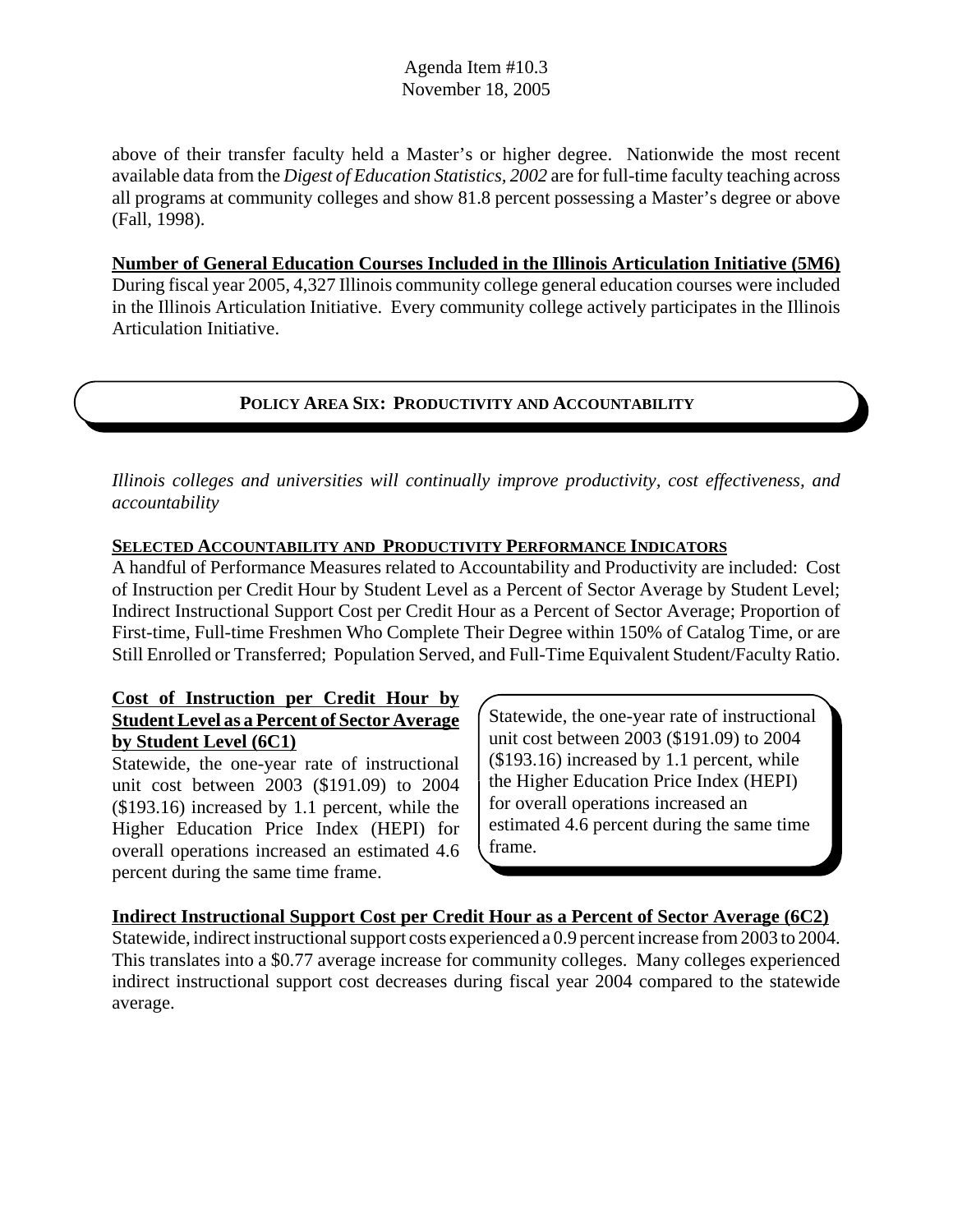above of their transfer faculty held a Master's or higher degree. Nationwide the most recent available data from the *Digest of Education Statistics, 2002* are for full-time faculty teaching across all programs at community colleges and show 81.8 percent possessing a Master's degree or above (Fall, 1998).

**Number of General Education Courses Included in the Illinois Articulation Initiative (5M6)**

During fiscal year 2005, 4,327 Illinois community college general education courses were included in the Illinois Articulation Initiative. Every community college actively participates in the Illinois Articulation Initiative.

## POLICY AREA SIX: PRODUCTIVITY AND ACCOUNTABILITY

*Illinois colleges and universities will continually improve productivity, cost effectiveness, and accountability*

**SELECTED ACCOUNTABILITY AND PRODUCTIVITY PERFORMANCE INDICATORS**

A handful of Performance Measures related to Accountability and Productivity are included: Cost of Instruction per Credit Hour by Student Level as a Percent of Sector Average by Student Level; Indirect Instructional Support Cost per Credit Hour as a Percent of Sector Average; Proportion of First-time, Full-time Freshmen Who Complete Their Degree within 150% of Catalog Time, or are Still Enrolled or Transferred; Population Served, and Full-Time Equivalent Student/Faculty Ratio.

**Cost of Instruction per Credit Hour by Student Level as a Percent of Sector Average by Student Level (6C1)**

Statewide, the one-year rate of instructional unit cost between 2003 ($191.09) to 2004 ($193.16) increased by 1.1 percent, while the Higher Education Price Index (HEPI) for overall operations increased an estimated 4.6 percent during the same time frame.

> Statewide, the one-year rate of instructional unit cost between 2003 ($191.09) to 2004 ($193.16) increased by 1.1 percent, while the Higher Education Price Index (HEPI) for overall operations increased an estimated 4.6 percent during the same time frame.

**Indirect Instructional Support Cost per Credit Hour as a Percent of Sector Average (6C2)**

Statewide, indirect instructional support costs experienced a 0.9 percent increase from 2003 to 2004. This translates into a $0.77 average increase for community colleges. Many colleges experienced indirect instructional support cost decreases during fiscal year 2004 compared to the statewide average.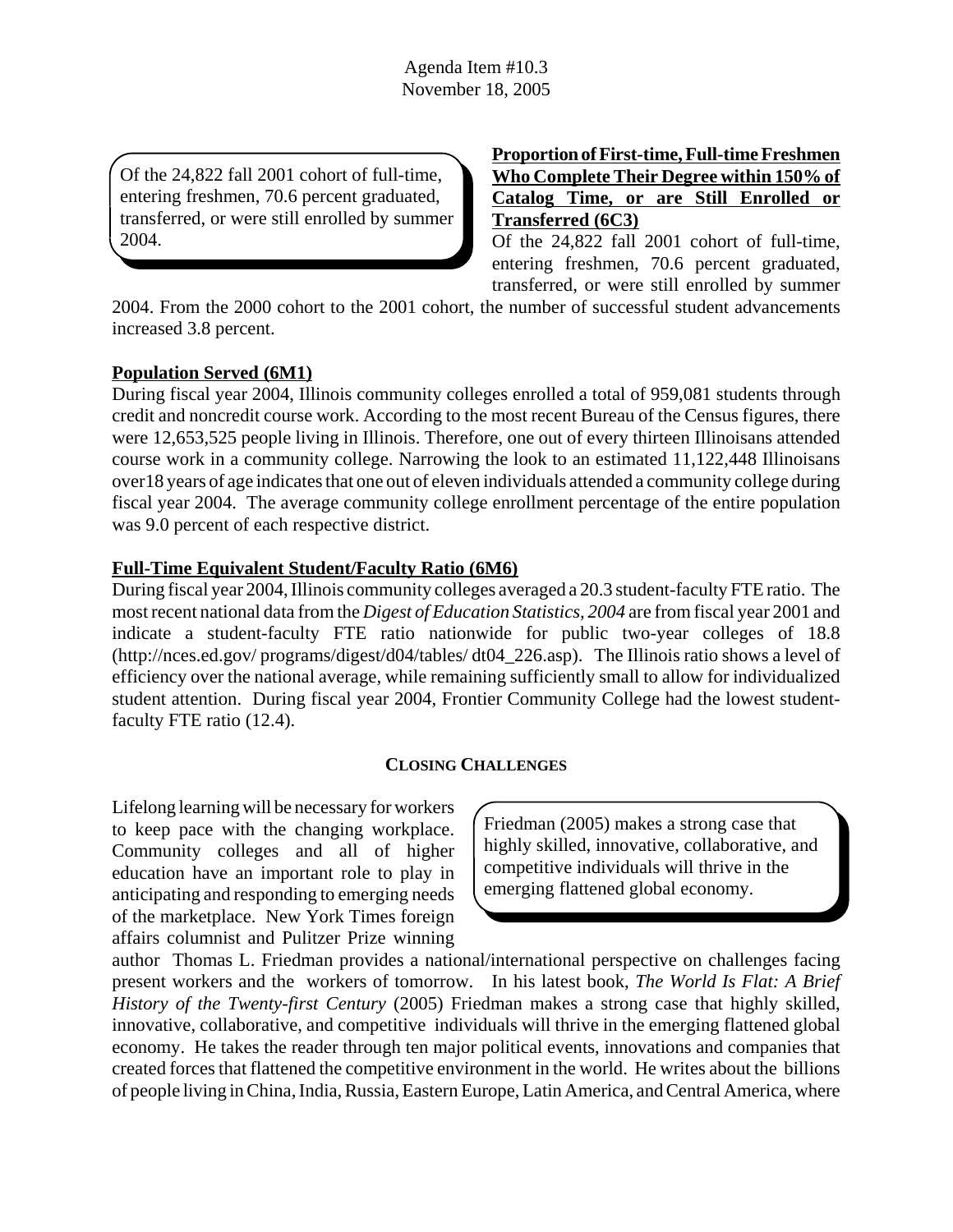Agenda Item #10.3
November 18, 2005

> Of the 24,822 fall 2001 cohort of full-time, entering freshmen, 70.6 percent graduated, transferred, or were still enrolled by summer 2004.

**Proportion of First-time, Full-time Freshmen Who Complete Their Degree within 150% of Catalog Time, or are Still Enrolled or Transferred (6C3)**

Of the 24,822 fall 2001 cohort of full-time, entering freshmen, 70.6 percent graduated, transferred, or were still enrolled by summer 2004. From the 2000 cohort to the 2001 cohort, the number of successful student advancements increased 3.8 percent.

**Population Served (6M1)**

During fiscal year 2004, Illinois community colleges enrolled a total of 959,081 students through credit and noncredit course work. According to the most recent Bureau of the Census figures, there were 12,653,525 people living in Illinois. Therefore, one out of every thirteen Illinoisans attended course work in a community college. Narrowing the look to an estimated 11,122,448 Illinoisans over18 years of age indicates that one out of eleven individuals attended a community college during fiscal year 2004. The average community college enrollment percentage of the entire population was 9.0 percent of each respective district.

**Full-Time Equivalent Student/Faculty Ratio (6M6)**

During fiscal year 2004, Illinois community colleges averaged a 20.3 student-faculty FTE ratio. The most recent national data from the *Digest of Education Statistics, 2004* are from fiscal year 2001 and indicate a student-faculty FTE ratio nationwide for public two-year colleges of 18.8 (http://nces.ed.gov/ programs/digest/d04/tables/ dt04_226.asp). The Illinois ratio shows a level of efficiency over the national average, while remaining sufficiently small to allow for individualized student attention. During fiscal year 2004, Frontier Community College had the lowest student-faculty FTE ratio (12.4).

## CLOSING CHALLENGES

> Friedman (2005) makes a strong case that highly skilled, innovative, collaborative, and competitive individuals will thrive in the emerging flattened global economy.

Lifelong learning will be necessary for workers to keep pace with the changing workplace. Community colleges and all of higher education have an important role to play in anticipating and responding to emerging needs of the marketplace. New York Times foreign affairs columnist and Pulitzer Prize winning author Thomas L. Friedman provides a national/international perspective on challenges facing present workers and the workers of tomorrow. In his latest book, *The World Is Flat: A Brief History of the Twenty-first Century* (2005) Friedman makes a strong case that highly skilled, innovative, collaborative, and competitive individuals will thrive in the emerging flattened global economy. He takes the reader through ten major political events, innovations and companies that created forces that flattened the competitive environment in the world. He writes about the billions of people living in China, India, Russia, Eastern Europe, Latin America, and Central America, where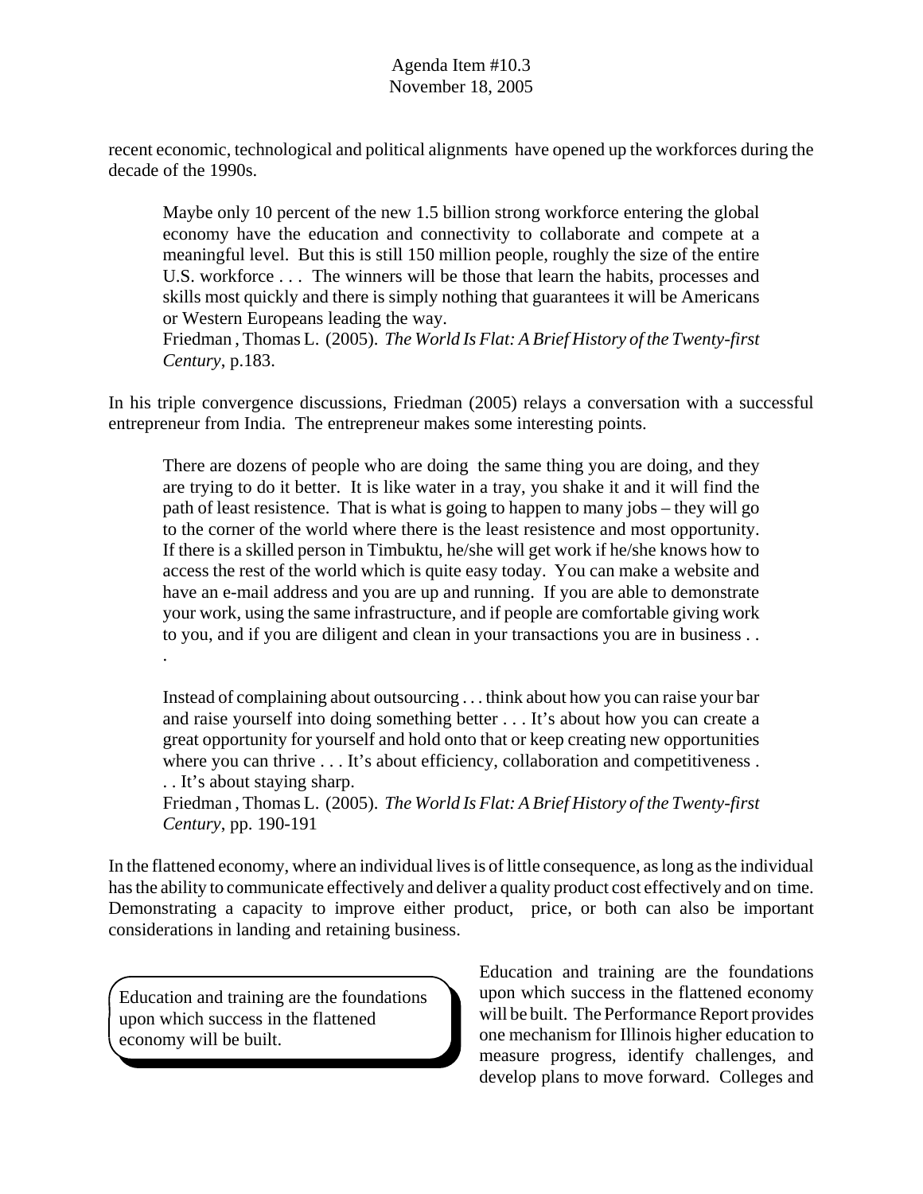recent economic, technological and political alignments have opened up the workforces during the decade of the 1990s.

> Maybe only 10 percent of the new 1.5 billion strong workforce entering the global economy have the education and connectivity to collaborate and compete at a meaningful level. But this is still 150 million people, roughly the size of the entire U.S. workforce . . . The winners will be those that learn the habits, processes and skills most quickly and there is simply nothing that guarantees it will be Americans or Western Europeans leading the way.
> Friedman , Thomas L. (2005). *The World Is Flat: A Brief History of the Twenty-first Century*, p.183.

In his triple convergence discussions, Friedman (2005) relays a conversation with a successful entrepreneur from India. The entrepreneur makes some interesting points.

> There are dozens of people who are doing the same thing you are doing, and they are trying to do it better. It is like water in a tray, you shake it and it will find the path of least resistence. That is what is going to happen to many jobs – they will go to the corner of the world where there is the least resistence and most opportunity. If there is a skilled person in Timbuktu, he/she will get work if he/she knows how to access the rest of the world which is quite easy today. You can make a website and have an e-mail address and you are up and running. If you are able to demonstrate your work, using the same infrastructure, and if people are comfortable giving work to you, and if you are diligent and clean in your transactions you are in business . . .
>
> Instead of complaining about outsourcing . . . think about how you can raise your bar and raise yourself into doing something better . . . It's about how you can create a great opportunity for yourself and hold onto that or keep creating new opportunities where you can thrive . . . It's about efficiency, collaboration and competitiveness . . . It's about staying sharp.
> Friedman , Thomas L. (2005). *The World Is Flat: A Brief History of the Twenty-first Century*, pp. 190-191

In the flattened economy, where an individual lives is of little consequence, as long as the individual has the ability to communicate effectively and deliver a quality product cost effectively and on time. Demonstrating a capacity to improve either product, price, or both can also be important considerations in landing and retaining business.

> Education and training are the foundations upon which success in the flattened economy will be built.

Education and training are the foundations upon which success in the flattened economy will be built. The Performance Report provides one mechanism for Illinois higher education to measure progress, identify challenges, and develop plans to move forward. Colleges and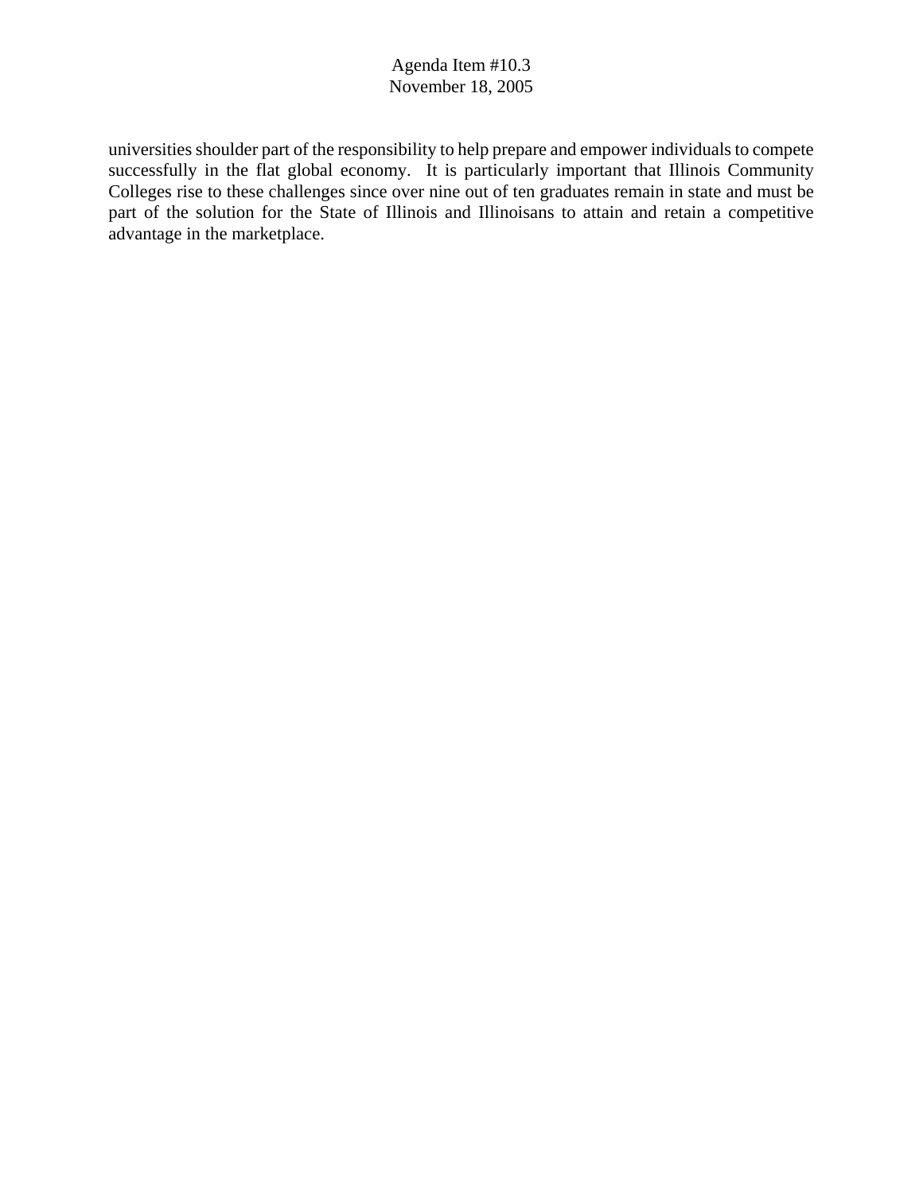universities shoulder part of the responsibility to help prepare and empower individuals to compete successfully in the flat global economy. It is particularly important that Illinois Community Colleges rise to these challenges since over nine out of ten graduates remain in state and must be part of the solution for the State of Illinois and Illinoisans to attain and retain a competitive advantage in the marketplace.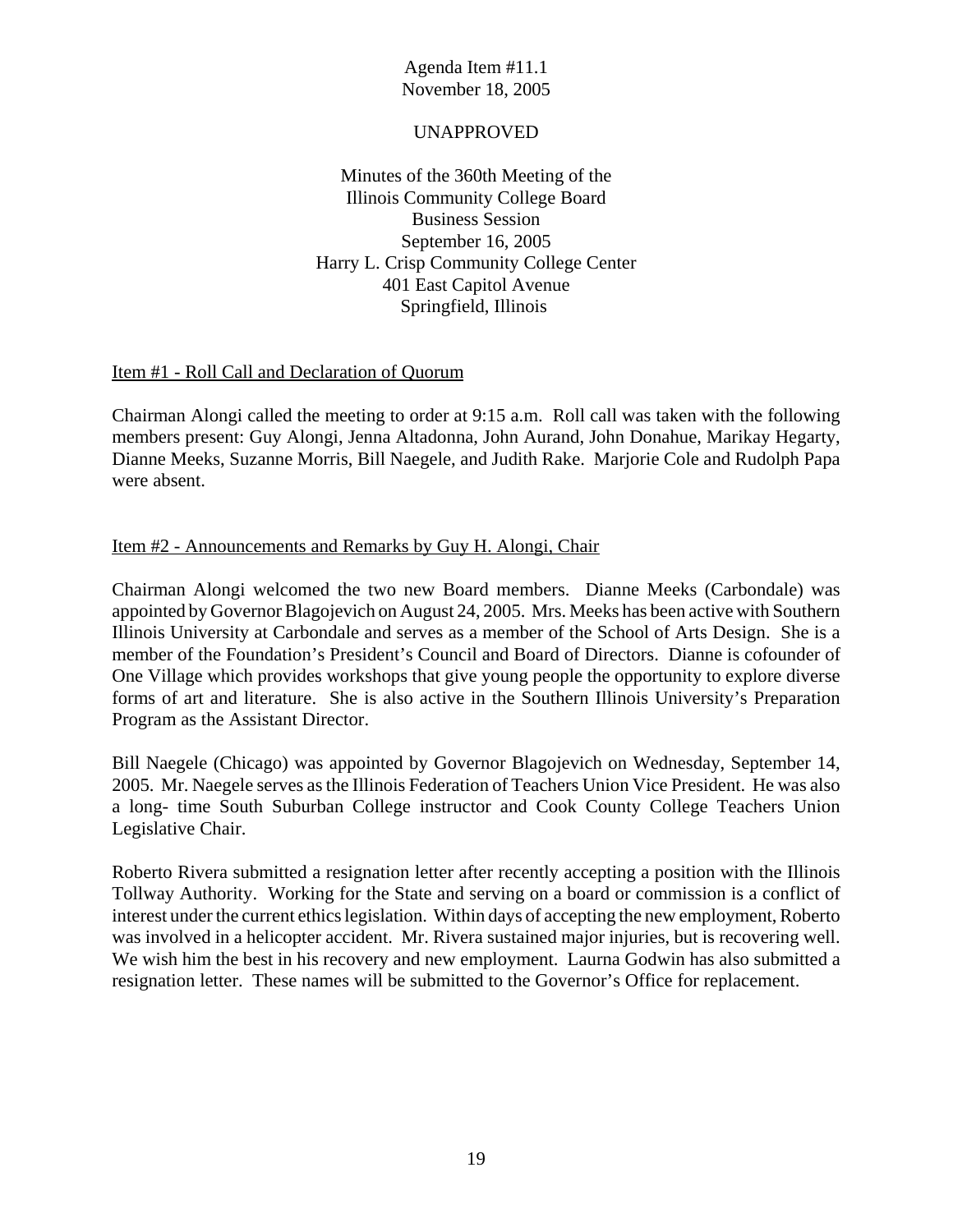Agenda Item #11.1
November 18, 2005

UNAPPROVED

Minutes of the 360th Meeting of the
Illinois Community College Board
Business Session
September 16, 2005
Harry L. Crisp Community College Center
401 East Capitol Avenue
Springfield, Illinois

Item #1 - Roll Call and Declaration of Quorum

Chairman Alongi called the meeting to order at 9:15 a.m. Roll call was taken with the following members present: Guy Alongi, Jenna Altadonna, John Aurand, John Donahue, Marikay Hegarty, Dianne Meeks, Suzanne Morris, Bill Naegele, and Judith Rake. Marjorie Cole and Rudolph Papa were absent.

Item #2 - Announcements and Remarks by Guy H. Alongi, Chair

Chairman Alongi welcomed the two new Board members. Dianne Meeks (Carbondale) was appointed by Governor Blagojevich on August 24, 2005. Mrs. Meeks has been active with Southern Illinois University at Carbondale and serves as a member of the School of Arts Design. She is a member of the Foundation's President's Council and Board of Directors. Dianne is cofounder of One Village which provides workshops that give young people the opportunity to explore diverse forms of art and literature. She is also active in the Southern Illinois University's Preparation Program as the Assistant Director.

Bill Naegele (Chicago) was appointed by Governor Blagojevich on Wednesday, September 14, 2005. Mr. Naegele serves as the Illinois Federation of Teachers Union Vice President. He was also a long- time South Suburban College instructor and Cook County College Teachers Union Legislative Chair.

Roberto Rivera submitted a resignation letter after recently accepting a position with the Illinois Tollway Authority. Working for the State and serving on a board or commission is a conflict of interest under the current ethics legislation. Within days of accepting the new employment, Roberto was involved in a helicopter accident. Mr. Rivera sustained major injuries, but is recovering well. We wish him the best in his recovery and new employment. Laurna Godwin has also submitted a resignation letter. These names will be submitted to the Governor's Office for replacement.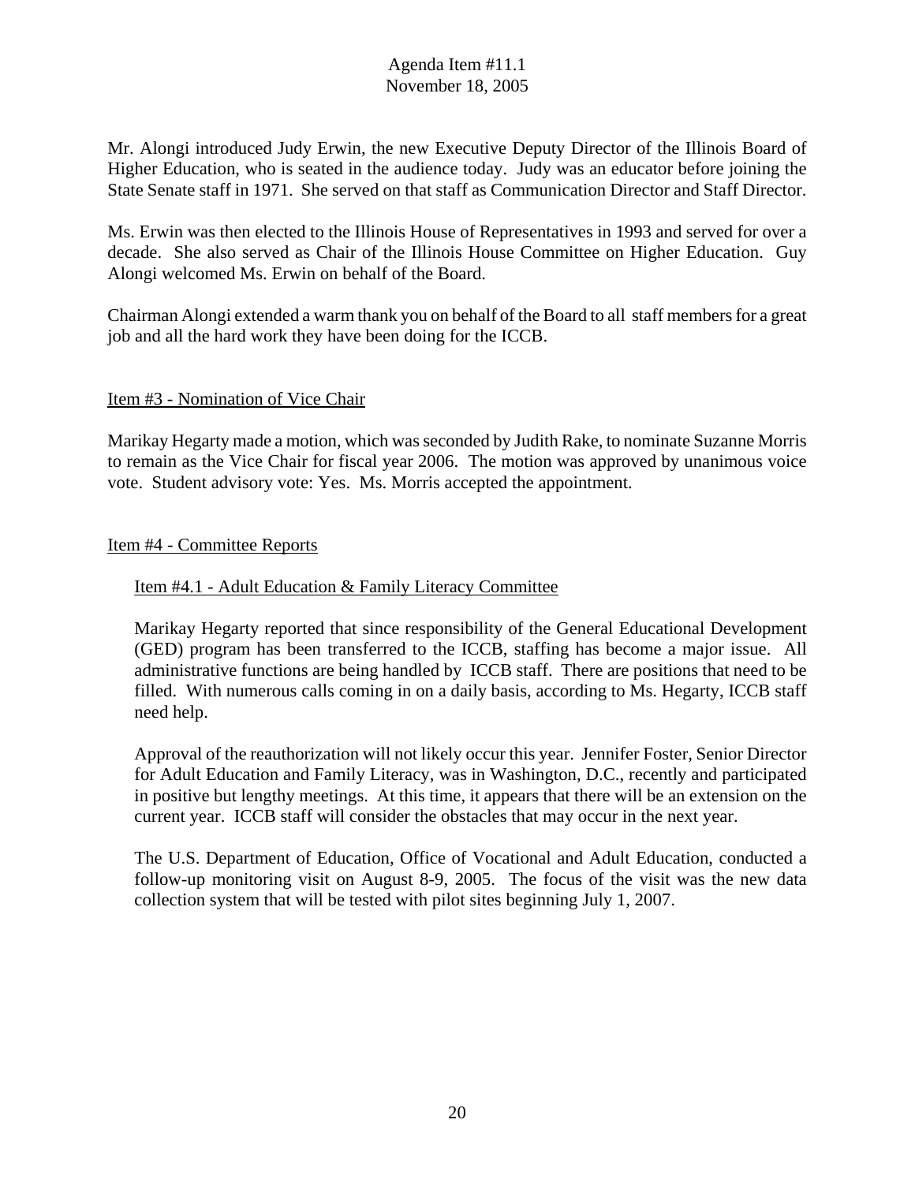Mr. Alongi introduced Judy Erwin, the new Executive Deputy Director of the Illinois Board of Higher Education, who is seated in the audience today. Judy was an educator before joining the State Senate staff in 1971. She served on that staff as Communication Director and Staff Director.

Ms. Erwin was then elected to the Illinois House of Representatives in 1993 and served for over a decade. She also served as Chair of the Illinois House Committee on Higher Education. Guy Alongi welcomed Ms. Erwin on behalf of the Board.

Chairman Alongi extended a warm thank you on behalf of the Board to all staff members for a great job and all the hard work they have been doing for the ICCB.

## Item #3 - Nomination of Vice Chair

Marikay Hegarty made a motion, which was seconded by Judith Rake, to nominate Suzanne Morris to remain as the Vice Chair for fiscal year 2006. The motion was approved by unanimous voice vote. Student advisory vote: Yes. Ms. Morris accepted the appointment.

## Item #4 - Committee Reports

### Item #4.1 - Adult Education & Family Literacy Committee

Marikay Hegarty reported that since responsibility of the General Educational Development (GED) program has been transferred to the ICCB, staffing has become a major issue. All administrative functions are being handled by ICCB staff. There are positions that need to be filled. With numerous calls coming in on a daily basis, according to Ms. Hegarty, ICCB staff need help.

Approval of the reauthorization will not likely occur this year. Jennifer Foster, Senior Director for Adult Education and Family Literacy, was in Washington, D.C., recently and participated in positive but lengthy meetings. At this time, it appears that there will be an extension on the current year. ICCB staff will consider the obstacles that may occur in the next year.

The U.S. Department of Education, Office of Vocational and Adult Education, conducted a follow-up monitoring visit on August 8-9, 2005. The focus of the visit was the new data collection system that will be tested with pilot sites beginning July 1, 2007.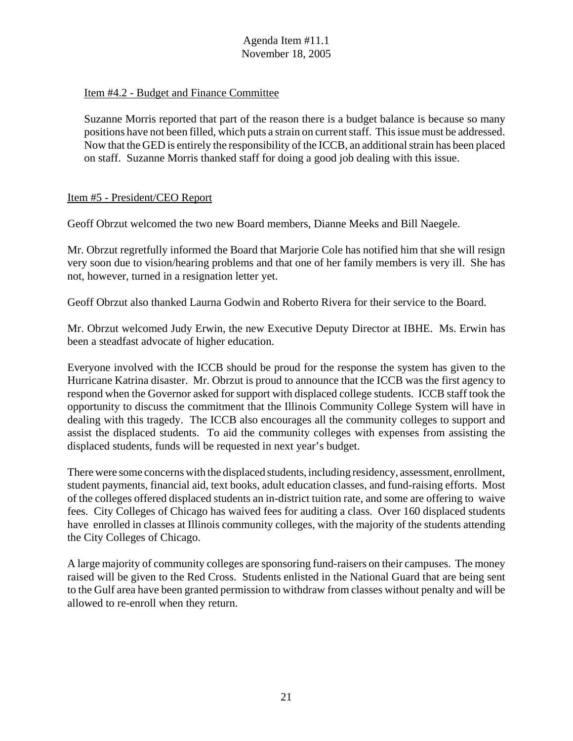Agenda Item #11.1
November 18, 2005

Item #4.2 - Budget and Finance Committee

Suzanne Morris reported that part of the reason there is a budget balance is because so many positions have not been filled, which puts a strain on current staff. This issue must be addressed. Now that the GED is entirely the responsibility of the ICCB, an additional strain has been placed on staff. Suzanne Morris thanked staff for doing a good job dealing with this issue.

Item #5 - President/CEO Report

Geoff Obrzut welcomed the two new Board members, Dianne Meeks and Bill Naegele.

Mr. Obrzut regretfully informed the Board that Marjorie Cole has notified him that she will resign very soon due to vision/hearing problems and that one of her family members is very ill. She has not, however, turned in a resignation letter yet.

Geoff Obrzut also thanked Laurna Godwin and Roberto Rivera for their service to the Board.

Mr. Obrzut welcomed Judy Erwin, the new Executive Deputy Director at IBHE. Ms. Erwin has been a steadfast advocate of higher education.

Everyone involved with the ICCB should be proud for the response the system has given to the Hurricane Katrina disaster. Mr. Obrzut is proud to announce that the ICCB was the first agency to respond when the Governor asked for support with displaced college students. ICCB staff took the opportunity to discuss the commitment that the Illinois Community College System will have in dealing with this tragedy. The ICCB also encourages all the community colleges to support and assist the displaced students. To aid the community colleges with expenses from assisting the displaced students, funds will be requested in next year's budget.

There were some concerns with the displaced students, including residency, assessment, enrollment, student payments, financial aid, text books, adult education classes, and fund-raising efforts. Most of the colleges offered displaced students an in-district tuition rate, and some are offering to waive fees. City Colleges of Chicago has waived fees for auditing a class. Over 160 displaced students have enrolled in classes at Illinois community colleges, with the majority of the students attending the City Colleges of Chicago.

A large majority of community colleges are sponsoring fund-raisers on their campuses. The money raised will be given to the Red Cross. Students enlisted in the National Guard that are being sent to the Gulf area have been granted permission to withdraw from classes without penalty and will be allowed to re-enroll when they return.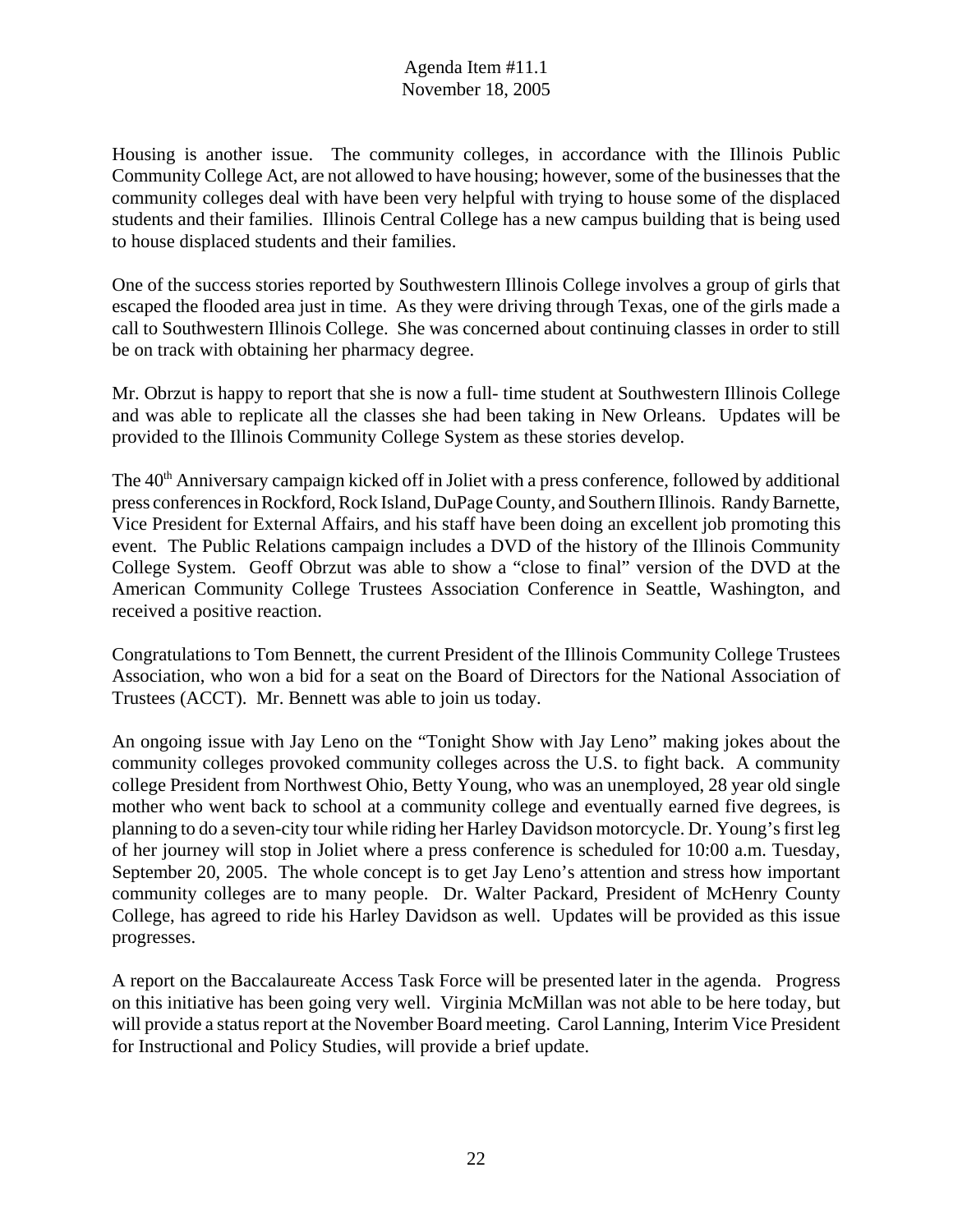Housing is another issue. The community colleges, in accordance with the Illinois Public Community College Act, are not allowed to have housing; however, some of the businesses that the community colleges deal with have been very helpful with trying to house some of the displaced students and their families. Illinois Central College has a new campus building that is being used to house displaced students and their families.

One of the success stories reported by Southwestern Illinois College involves a group of girls that escaped the flooded area just in time. As they were driving through Texas, one of the girls made a call to Southwestern Illinois College. She was concerned about continuing classes in order to still be on track with obtaining her pharmacy degree.

Mr. Obrzut is happy to report that she is now a full- time student at Southwestern Illinois College and was able to replicate all the classes she had been taking in New Orleans. Updates will be provided to the Illinois Community College System as these stories develop.

The 40th Anniversary campaign kicked off in Joliet with a press conference, followed by additional press conferences in Rockford, Rock Island, DuPage County, and Southern Illinois. Randy Barnette, Vice President for External Affairs, and his staff have been doing an excellent job promoting this event. The Public Relations campaign includes a DVD of the history of the Illinois Community College System. Geoff Obrzut was able to show a "close to final" version of the DVD at the American Community College Trustees Association Conference in Seattle, Washington, and received a positive reaction.

Congratulations to Tom Bennett, the current President of the Illinois Community College Trustees Association, who won a bid for a seat on the Board of Directors for the National Association of Trustees (ACCT). Mr. Bennett was able to join us today.

An ongoing issue with Jay Leno on the "Tonight Show with Jay Leno" making jokes about the community colleges provoked community colleges across the U.S. to fight back. A community college President from Northwest Ohio, Betty Young, who was an unemployed, 28 year old single mother who went back to school at a community college and eventually earned five degrees, is planning to do a seven-city tour while riding her Harley Davidson motorcycle. Dr. Young's first leg of her journey will stop in Joliet where a press conference is scheduled for 10:00 a.m. Tuesday, September 20, 2005. The whole concept is to get Jay Leno's attention and stress how important community colleges are to many people. Dr. Walter Packard, President of McHenry County College, has agreed to ride his Harley Davidson as well. Updates will be provided as this issue progresses.

A report on the Baccalaureate Access Task Force will be presented later in the agenda. Progress on this initiative has been going very well. Virginia McMillan was not able to be here today, but will provide a status report at the November Board meeting. Carol Lanning, Interim Vice President for Instructional and Policy Studies, will provide a brief update.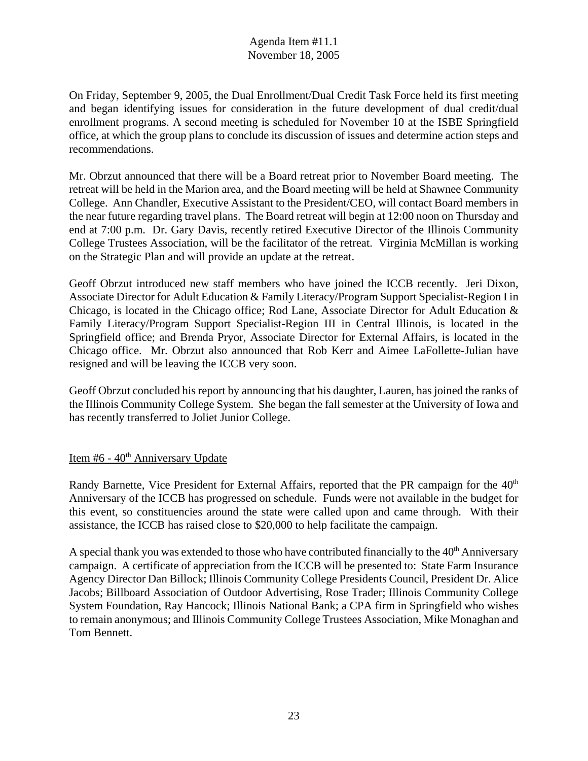On Friday, September 9, 2005, the Dual Enrollment/Dual Credit Task Force held its first meeting and began identifying issues for consideration in the future development of dual credit/dual enrollment programs. A second meeting is scheduled for November 10 at the ISBE Springfield office, at which the group plans to conclude its discussion of issues and determine action steps and recommendations.

Mr. Obrzut announced that there will be a Board retreat prior to November Board meeting. The retreat will be held in the Marion area, and the Board meeting will be held at Shawnee Community College. Ann Chandler, Executive Assistant to the President/CEO, will contact Board members in the near future regarding travel plans. The Board retreat will begin at 12:00 noon on Thursday and end at 7:00 p.m. Dr. Gary Davis, recently retired Executive Director of the Illinois Community College Trustees Association, will be the facilitator of the retreat. Virginia McMillan is working on the Strategic Plan and will provide an update at the retreat.

Geoff Obrzut introduced new staff members who have joined the ICCB recently. Jeri Dixon, Associate Director for Adult Education & Family Literacy/Program Support Specialist-Region I in Chicago, is located in the Chicago office; Rod Lane, Associate Director for Adult Education & Family Literacy/Program Support Specialist-Region III in Central Illinois, is located in the Springfield office; and Brenda Pryor, Associate Director for External Affairs, is located in the Chicago office. Mr. Obrzut also announced that Rob Kerr and Aimee LaFollette-Julian have resigned and will be leaving the ICCB very soon.

Geoff Obrzut concluded his report by announcing that his daughter, Lauren, has joined the ranks of the Illinois Community College System. She began the fall semester at the University of Iowa and has recently transferred to Joliet Junior College.

Item #6 - 40th Anniversary Update

Randy Barnette, Vice President for External Affairs, reported that the PR campaign for the 40th Anniversary of the ICCB has progressed on schedule. Funds were not available in the budget for this event, so constituencies around the state were called upon and came through. With their assistance, the ICCB has raised close to $20,000 to help facilitate the campaign.

A special thank you was extended to those who have contributed financially to the 40th Anniversary campaign. A certificate of appreciation from the ICCB will be presented to: State Farm Insurance Agency Director Dan Billock; Illinois Community College Presidents Council, President Dr. Alice Jacobs; Billboard Association of Outdoor Advertising, Rose Trader; Illinois Community College System Foundation, Ray Hancock; Illinois National Bank; a CPA firm in Springfield who wishes to remain anonymous; and Illinois Community College Trustees Association, Mike Monaghan and Tom Bennett.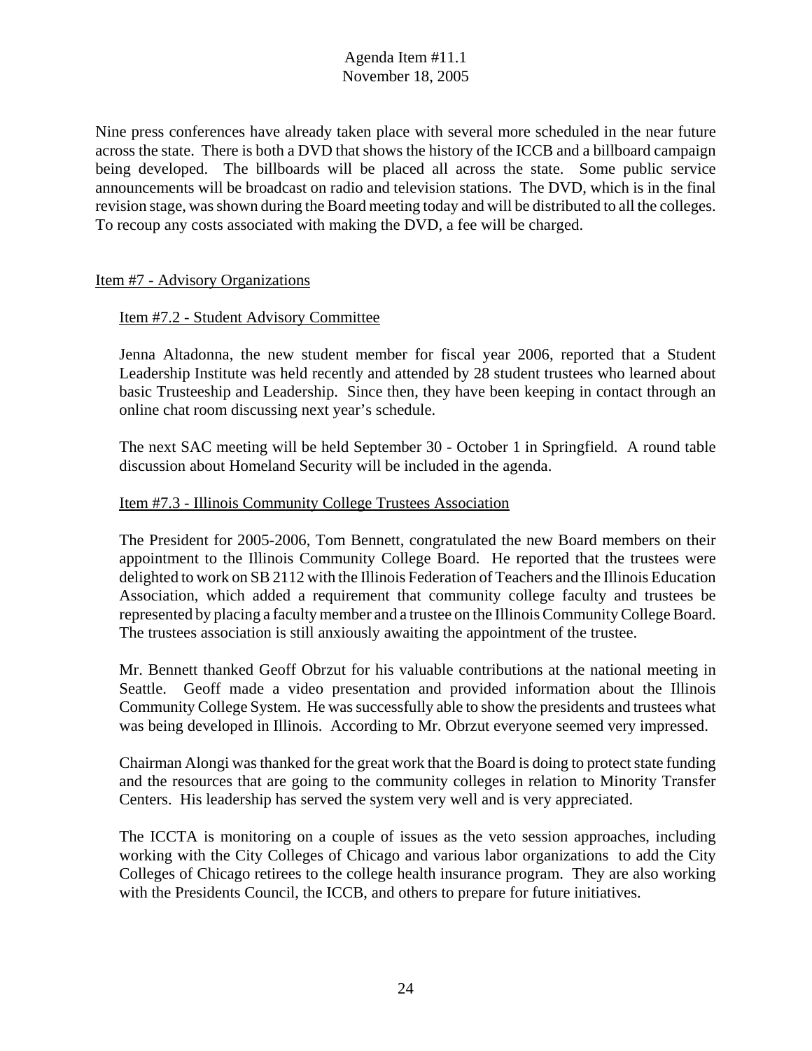Nine press conferences have already taken place with several more scheduled in the near future across the state. There is both a DVD that shows the history of the ICCB and a billboard campaign being developed. The billboards will be placed all across the state. Some public service announcements will be broadcast on radio and television stations. The DVD, which is in the final revision stage, was shown during the Board meeting today and will be distributed to all the colleges. To recoup any costs associated with making the DVD, a fee will be charged.

## Item #7 - Advisory Organizations

### Item #7.2 - Student Advisory Committee

Jenna Altadonna, the new student member for fiscal year 2006, reported that a Student Leadership Institute was held recently and attended by 28 student trustees who learned about basic Trusteeship and Leadership. Since then, they have been keeping in contact through an online chat room discussing next year's schedule.

The next SAC meeting will be held September 30 - October 1 in Springfield. A round table discussion about Homeland Security will be included in the agenda.

### Item #7.3 - Illinois Community College Trustees Association

The President for 2005-2006, Tom Bennett, congratulated the new Board members on their appointment to the Illinois Community College Board. He reported that the trustees were delighted to work on SB 2112 with the Illinois Federation of Teachers and the Illinois Education Association, which added a requirement that community college faculty and trustees be represented by placing a faculty member and a trustee on the Illinois Community College Board. The trustees association is still anxiously awaiting the appointment of the trustee.

Mr. Bennett thanked Geoff Obrzut for his valuable contributions at the national meeting in Seattle. Geoff made a video presentation and provided information about the Illinois Community College System. He was successfully able to show the presidents and trustees what was being developed in Illinois. According to Mr. Obrzut everyone seemed very impressed.

Chairman Alongi was thanked for the great work that the Board is doing to protect state funding and the resources that are going to the community colleges in relation to Minority Transfer Centers. His leadership has served the system very well and is very appreciated.

The ICCTA is monitoring on a couple of issues as the veto session approaches, including working with the City Colleges of Chicago and various labor organizations to add the City Colleges of Chicago retirees to the college health insurance program. They are also working with the Presidents Council, the ICCB, and others to prepare for future initiatives.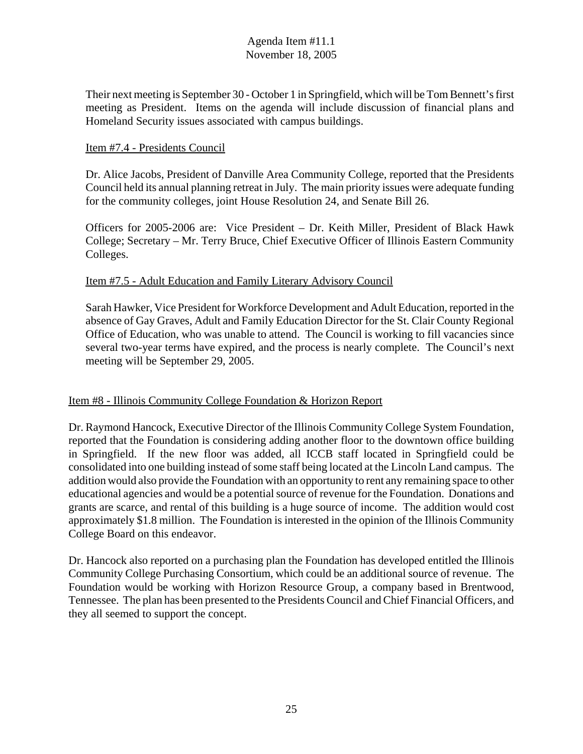Their next meeting is September 30 - October 1 in Springfield, which will be Tom Bennett's first meeting as President. Items on the agenda will include discussion of financial plans and Homeland Security issues associated with campus buildings.

Item #7.4 - Presidents Council

Dr. Alice Jacobs, President of Danville Area Community College, reported that the Presidents Council held its annual planning retreat in July. The main priority issues were adequate funding for the community colleges, joint House Resolution 24, and Senate Bill 26.

Officers for 2005-2006 are: Vice President – Dr. Keith Miller, President of Black Hawk College; Secretary – Mr. Terry Bruce, Chief Executive Officer of Illinois Eastern Community Colleges.

Item #7.5 - Adult Education and Family Literary Advisory Council

Sarah Hawker, Vice President for Workforce Development and Adult Education, reported in the absence of Gay Graves, Adult and Family Education Director for the St. Clair County Regional Office of Education, who was unable to attend. The Council is working to fill vacancies since several two-year terms have expired, and the process is nearly complete. The Council's next meeting will be September 29, 2005.

Item #8 - Illinois Community College Foundation & Horizon Report

Dr. Raymond Hancock, Executive Director of the Illinois Community College System Foundation, reported that the Foundation is considering adding another floor to the downtown office building in Springfield. If the new floor was added, all ICCB staff located in Springfield could be consolidated into one building instead of some staff being located at the Lincoln Land campus. The addition would also provide the Foundation with an opportunity to rent any remaining space to other educational agencies and would be a potential source of revenue for the Foundation. Donations and grants are scarce, and rental of this building is a huge source of income. The addition would cost approximately $1.8 million. The Foundation is interested in the opinion of the Illinois Community College Board on this endeavor.

Dr. Hancock also reported on a purchasing plan the Foundation has developed entitled the Illinois Community College Purchasing Consortium, which could be an additional source of revenue. The Foundation would be working with Horizon Resource Group, a company based in Brentwood, Tennessee. The plan has been presented to the Presidents Council and Chief Financial Officers, and they all seemed to support the concept.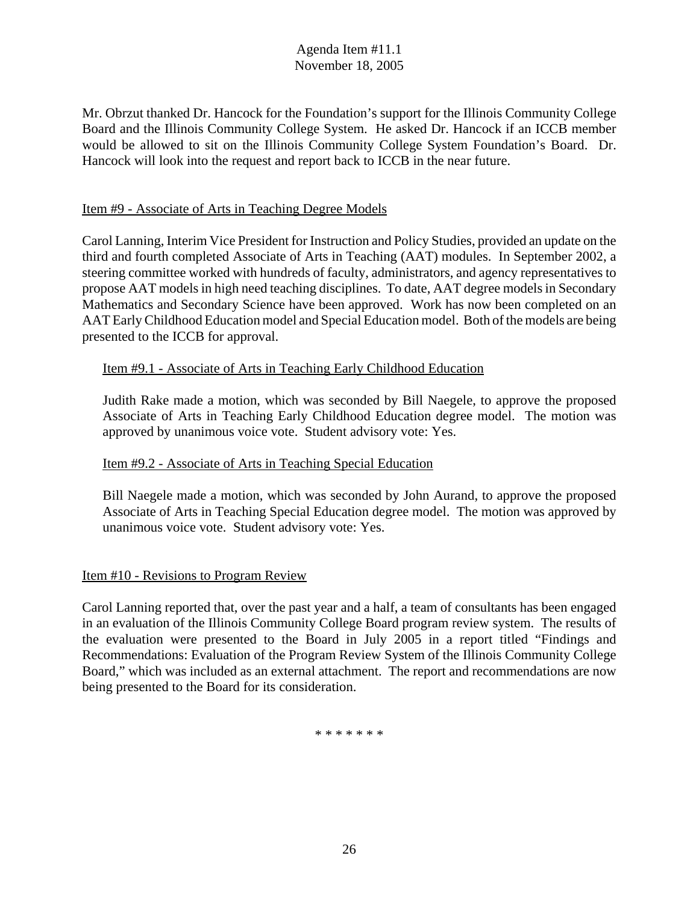Mr. Obrzut thanked Dr. Hancock for the Foundation's support for the Illinois Community College Board and the Illinois Community College System. He asked Dr. Hancock if an ICCB member would be allowed to sit on the Illinois Community College System Foundation's Board. Dr. Hancock will look into the request and report back to ICCB in the near future.

Item #9 - Associate of Arts in Teaching Degree Models

Carol Lanning, Interim Vice President for Instruction and Policy Studies, provided an update on the third and fourth completed Associate of Arts in Teaching (AAT) modules. In September 2002, a steering committee worked with hundreds of faculty, administrators, and agency representatives to propose AAT models in high need teaching disciplines. To date, AAT degree models in Secondary Mathematics and Secondary Science have been approved. Work has now been completed on an AAT Early Childhood Education model and Special Education model. Both of the models are being presented to the ICCB for approval.

Item #9.1 - Associate of Arts in Teaching Early Childhood Education

Judith Rake made a motion, which was seconded by Bill Naegele, to approve the proposed Associate of Arts in Teaching Early Childhood Education degree model. The motion was approved by unanimous voice vote. Student advisory vote: Yes.

Item #9.2 - Associate of Arts in Teaching Special Education

Bill Naegele made a motion, which was seconded by John Aurand, to approve the proposed Associate of Arts in Teaching Special Education degree model. The motion was approved by unanimous voice vote. Student advisory vote: Yes.

Item #10 - Revisions to Program Review

Carol Lanning reported that, over the past year and a half, a team of consultants has been engaged in an evaluation of the Illinois Community College Board program review system. The results of the evaluation were presented to the Board in July 2005 in a report titled "Findings and Recommendations: Evaluation of the Program Review System of the Illinois Community College Board," which was included as an external attachment. The report and recommendations are now being presented to the Board for its consideration.

* * * * * * *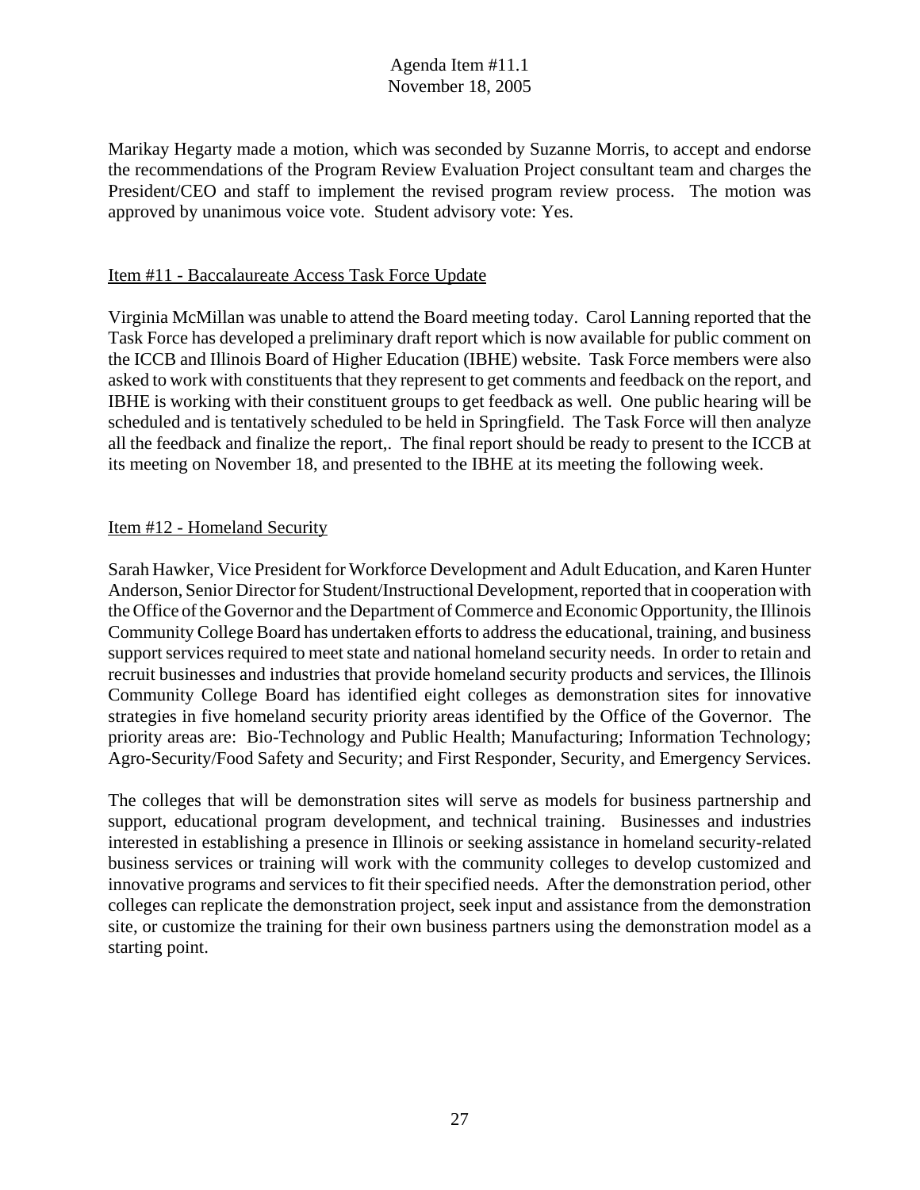Marikay Hegarty made a motion, which was seconded by Suzanne Morris, to accept and endorse the recommendations of the Program Review Evaluation Project consultant team and charges the President/CEO and staff to implement the revised program review process. The motion was approved by unanimous voice vote. Student advisory vote: Yes.

Item #11 - Baccalaureate Access Task Force Update

Virginia McMillan was unable to attend the Board meeting today. Carol Lanning reported that the Task Force has developed a preliminary draft report which is now available for public comment on the ICCB and Illinois Board of Higher Education (IBHE) website. Task Force members were also asked to work with constituents that they represent to get comments and feedback on the report, and IBHE is working with their constituent groups to get feedback as well. One public hearing will be scheduled and is tentatively scheduled to be held in Springfield. The Task Force will then analyze all the feedback and finalize the report,. The final report should be ready to present to the ICCB at its meeting on November 18, and presented to the IBHE at its meeting the following week.

Item #12 - Homeland Security

Sarah Hawker, Vice President for Workforce Development and Adult Education, and Karen Hunter Anderson, Senior Director for Student/Instructional Development, reported that in cooperation with the Office of the Governor and the Department of Commerce and Economic Opportunity, the Illinois Community College Board has undertaken efforts to address the educational, training, and business support services required to meet state and national homeland security needs. In order to retain and recruit businesses and industries that provide homeland security products and services, the Illinois Community College Board has identified eight colleges as demonstration sites for innovative strategies in five homeland security priority areas identified by the Office of the Governor. The priority areas are: Bio-Technology and Public Health; Manufacturing; Information Technology; Agro-Security/Food Safety and Security; and First Responder, Security, and Emergency Services.

The colleges that will be demonstration sites will serve as models for business partnership and support, educational program development, and technical training. Businesses and industries interested in establishing a presence in Illinois or seeking assistance in homeland security-related business services or training will work with the community colleges to develop customized and innovative programs and services to fit their specified needs. After the demonstration period, other colleges can replicate the demonstration project, seek input and assistance from the demonstration site, or customize the training for their own business partners using the demonstration model as a starting point.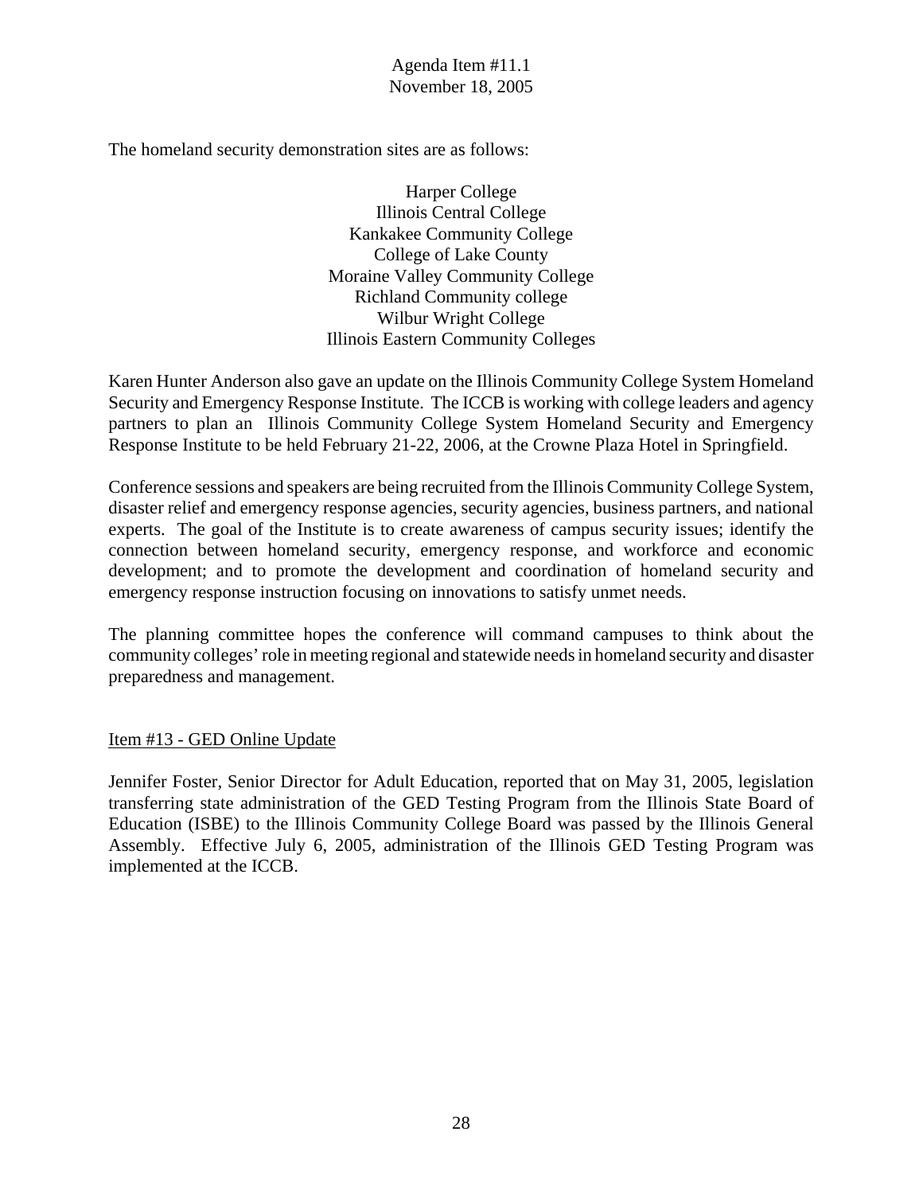The homeland security demonstration sites are as follows:

Harper College
Illinois Central College
Kankakee Community College
College of Lake County
Moraine Valley Community College
Richland Community college
Wilbur Wright College
Illinois Eastern Community Colleges

Karen Hunter Anderson also gave an update on the Illinois Community College System Homeland Security and Emergency Response Institute. The ICCB is working with college leaders and agency partners to plan an Illinois Community College System Homeland Security and Emergency Response Institute to be held February 21-22, 2006, at the Crowne Plaza Hotel in Springfield.

Conference sessions and speakers are being recruited from the Illinois Community College System, disaster relief and emergency response agencies, security agencies, business partners, and national experts. The goal of the Institute is to create awareness of campus security issues; identify the connection between homeland security, emergency response, and workforce and economic development; and to promote the development and coordination of homeland security and emergency response instruction focusing on innovations to satisfy unmet needs.

The planning committee hopes the conference will command campuses to think about the community colleges' role in meeting regional and statewide needs in homeland security and disaster preparedness and management.

Item #13 - GED Online Update

Jennifer Foster, Senior Director for Adult Education, reported that on May 31, 2005, legislation transferring state administration of the GED Testing Program from the Illinois State Board of Education (ISBE) to the Illinois Community College Board was passed by the Illinois General Assembly. Effective July 6, 2005, administration of the Illinois GED Testing Program was implemented at the ICCB.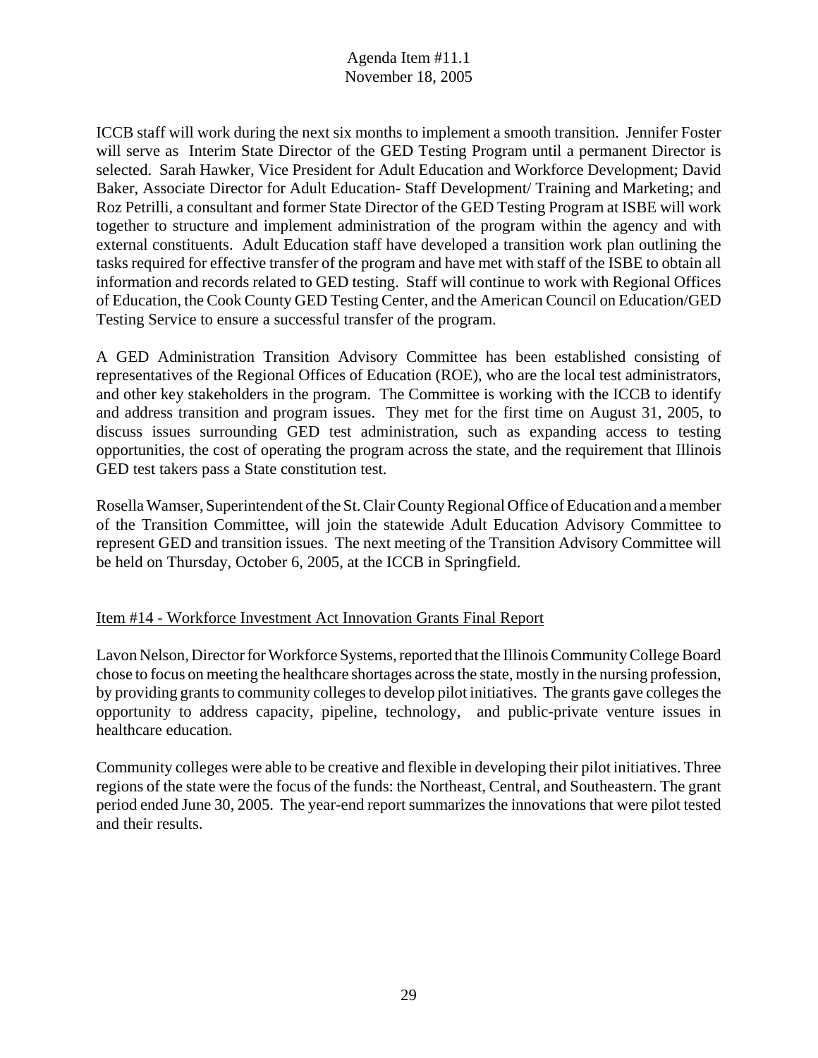ICCB staff will work during the next six months to implement a smooth transition. Jennifer Foster will serve as Interim State Director of the GED Testing Program until a permanent Director is selected. Sarah Hawker, Vice President for Adult Education and Workforce Development; David Baker, Associate Director for Adult Education- Staff Development/ Training and Marketing; and Roz Petrilli, a consultant and former State Director of the GED Testing Program at ISBE will work together to structure and implement administration of the program within the agency and with external constituents. Adult Education staff have developed a transition work plan outlining the tasks required for effective transfer of the program and have met with staff of the ISBE to obtain all information and records related to GED testing. Staff will continue to work with Regional Offices of Education, the Cook County GED Testing Center, and the American Council on Education/GED Testing Service to ensure a successful transfer of the program.

A GED Administration Transition Advisory Committee has been established consisting of representatives of the Regional Offices of Education (ROE), who are the local test administrators, and other key stakeholders in the program. The Committee is working with the ICCB to identify and address transition and program issues. They met for the first time on August 31, 2005, to discuss issues surrounding GED test administration, such as expanding access to testing opportunities, the cost of operating the program across the state, and the requirement that Illinois GED test takers pass a State constitution test.

Rosella Wamser, Superintendent of the St. Clair County Regional Office of Education and a member of the Transition Committee, will join the statewide Adult Education Advisory Committee to represent GED and transition issues. The next meeting of the Transition Advisory Committee will be held on Thursday, October 6, 2005, at the ICCB in Springfield.

<u>Item #14 - Workforce Investment Act Innovation Grants Final Report</u>

Lavon Nelson, Director for Workforce Systems, reported that the Illinois Community College Board chose to focus on meeting the healthcare shortages across the state, mostly in the nursing profession, by providing grants to community colleges to develop pilot initiatives. The grants gave colleges the opportunity to address capacity, pipeline, technology, and public-private venture issues in healthcare education.

Community colleges were able to be creative and flexible in developing their pilot initiatives. Three regions of the state were the focus of the funds: the Northeast, Central, and Southeastern. The grant period ended June 30, 2005. The year-end report summarizes the innovations that were pilot tested and their results.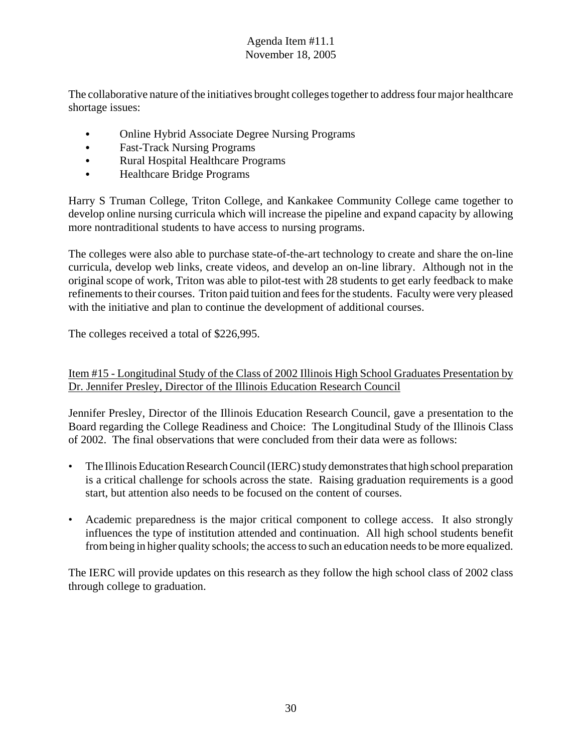The collaborative nature of the initiatives brought colleges together to address four major healthcare shortage issues:

- Online Hybrid Associate Degree Nursing Programs
- Fast-Track Nursing Programs
- Rural Hospital Healthcare Programs
- Healthcare Bridge Programs

Harry S Truman College, Triton College, and Kankakee Community College came together to develop online nursing curricula which will increase the pipeline and expand capacity by allowing more nontraditional students to have access to nursing programs.

The colleges were also able to purchase state-of-the-art technology to create and share the on-line curricula, develop web links, create videos, and develop an on-line library. Although not in the original scope of work, Triton was able to pilot-test with 28 students to get early feedback to make refinements to their courses. Triton paid tuition and fees for the students. Faculty were very pleased with the initiative and plan to continue the development of additional courses.

The colleges received a total of $226,995.

<u>Item #15 - Longitudinal Study of the Class of 2002 Illinois High School Graduates Presentation by Dr. Jennifer Presley, Director of the Illinois Education Research Council</u>

Jennifer Presley, Director of the Illinois Education Research Council, gave a presentation to the Board regarding the College Readiness and Choice: The Longitudinal Study of the Illinois Class of 2002. The final observations that were concluded from their data were as follows:

- The Illinois Education Research Council (IERC) study demonstrates that high school preparation is a critical challenge for schools across the state. Raising graduation requirements is a good start, but attention also needs to be focused on the content of courses.

- Academic preparedness is the major critical component to college access. It also strongly influences the type of institution attended and continuation. All high school students benefit from being in higher quality schools; the access to such an education needs to be more equalized.

The IERC will provide updates on this research as they follow the high school class of 2002 class through college to graduation.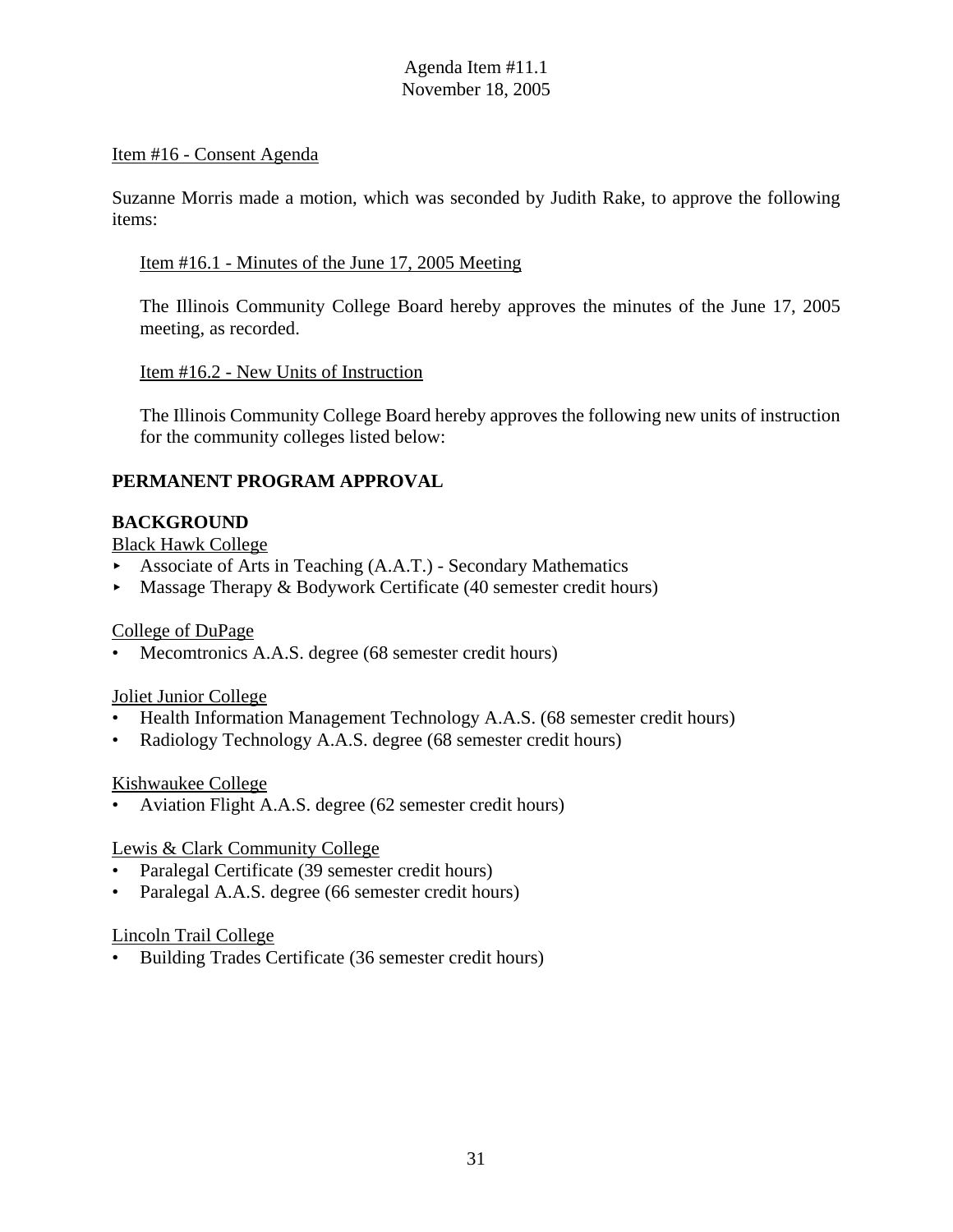Agenda Item #11.1
November 18, 2005

Item #16 - Consent Agenda

Suzanne Morris made a motion, which was seconded by Judith Rake, to approve the following items:

Item #16.1 - Minutes of the June 17, 2005 Meeting

The Illinois Community College Board hereby approves the minutes of the June 17, 2005 meeting, as recorded.

Item #16.2 - New Units of Instruction

The Illinois Community College Board hereby approves the following new units of instruction for the community colleges listed below:

**PERMANENT PROGRAM APPROVAL**

**BACKGROUND**

Black Hawk College

- Associate of Arts in Teaching (A.A.T.) - Secondary Mathematics
- Massage Therapy & Bodywork Certificate (40 semester credit hours)

College of DuPage

- Mecomtronics A.A.S. degree (68 semester credit hours)

Joliet Junior College

- Health Information Management Technology A.A.S. (68 semester credit hours)
- Radiology Technology A.A.S. degree (68 semester credit hours)

Kishwaukee College

- Aviation Flight A.A.S. degree (62 semester credit hours)

Lewis & Clark Community College

- Paralegal Certificate (39 semester credit hours)
- Paralegal A.A.S. degree (66 semester credit hours)

Lincoln Trail College

- Building Trades Certificate (36 semester credit hours)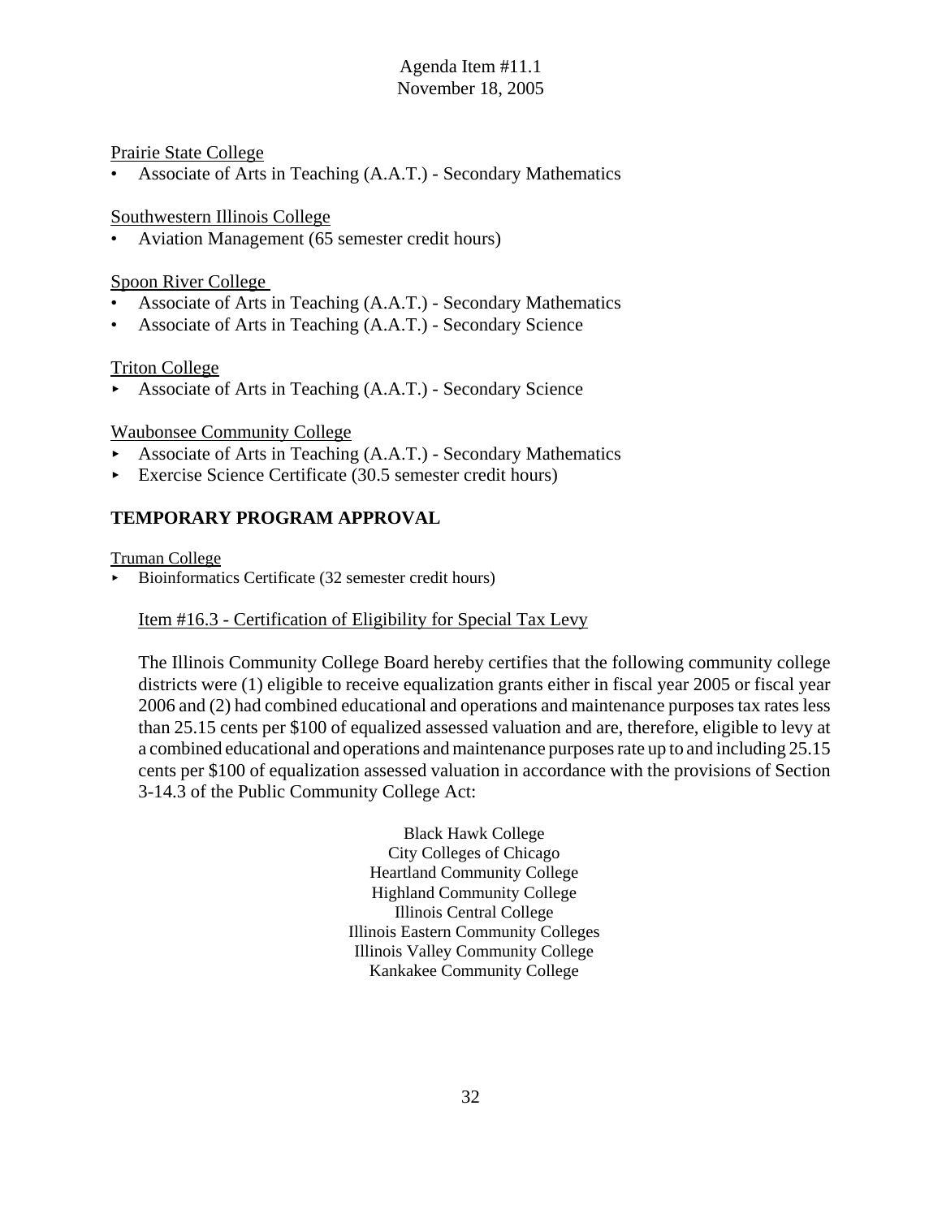Prairie State College
- Associate of Arts in Teaching (A.A.T.) - Secondary Mathematics

Southwestern Illinois College
- Aviation Management (65 semester credit hours)

Spoon River College
- Associate of Arts in Teaching (A.A.T.) - Secondary Mathematics
- Associate of Arts in Teaching (A.A.T.) - Secondary Science

Triton College
- Associate of Arts in Teaching (A.A.T.) - Secondary Science

Waubonsee Community College
- Associate of Arts in Teaching (A.A.T.) - Secondary Mathematics
- Exercise Science Certificate (30.5 semester credit hours)

## TEMPORARY PROGRAM APPROVAL

Truman College
- Bioinformatics Certificate (32 semester credit hours)

Item #16.3 - Certification of Eligibility for Special Tax Levy

The Illinois Community College Board hereby certifies that the following community college districts were (1) eligible to receive equalization grants either in fiscal year 2005 or fiscal year 2006 and (2) had combined educational and operations and maintenance purposes tax rates less than 25.15 cents per $100 of equalized assessed valuation and are, therefore, eligible to levy at a combined educational and operations and maintenance purposes rate up to and including 25.15 cents per $100 of equalization assessed valuation in accordance with the provisions of Section 3-14.3 of the Public Community College Act:

Black Hawk College
City Colleges of Chicago
Heartland Community College
Highland Community College
Illinois Central College
Illinois Eastern Community Colleges
Illinois Valley Community College
Kankakee Community College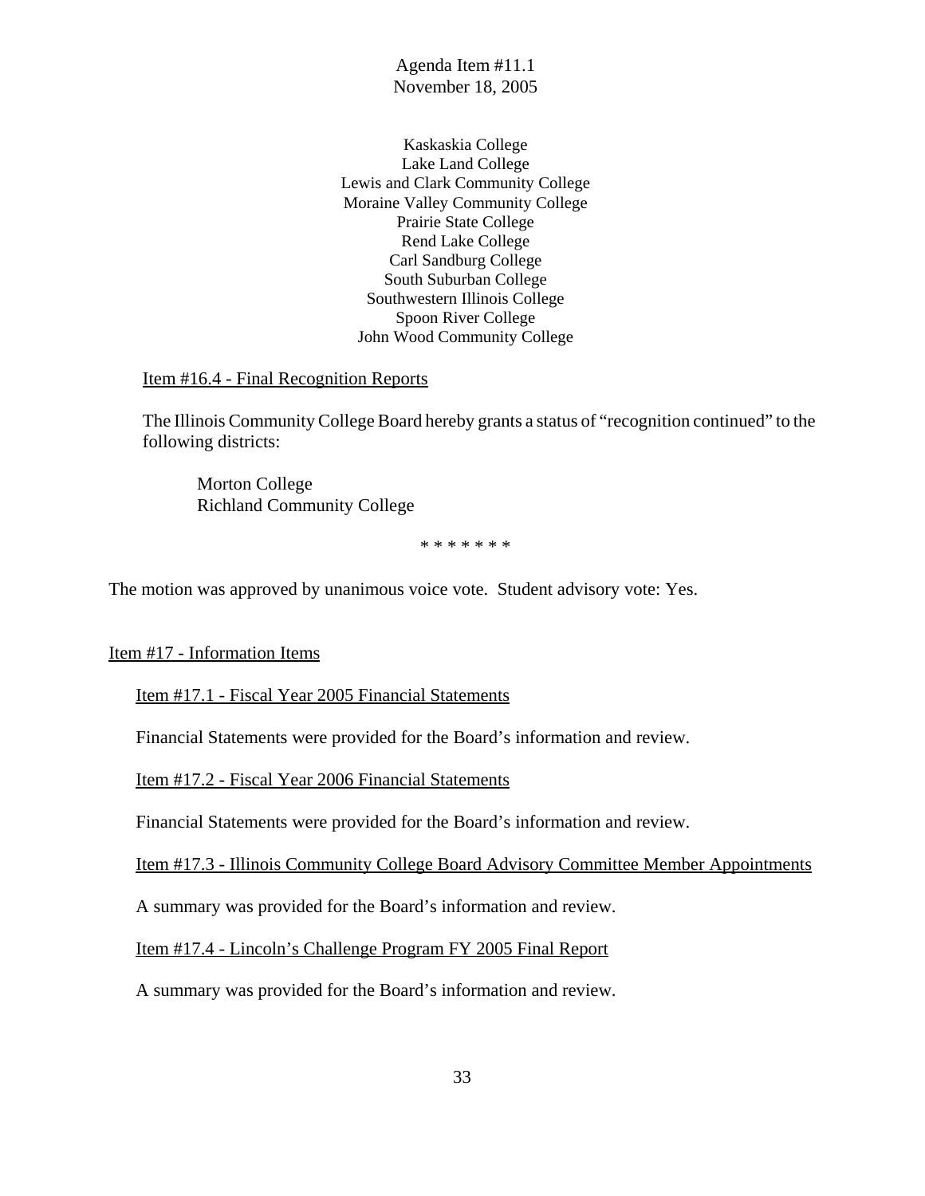Agenda Item #11.1
November 18, 2005

Kaskaskia College
Lake Land College
Lewis and Clark Community College
Moraine Valley Community College
Prairie State College
Rend Lake College
Carl Sandburg College
South Suburban College
Southwestern Illinois College
Spoon River College
John Wood Community College

Item #16.4 - Final Recognition Reports

The Illinois Community College Board hereby grants a status of "recognition continued" to the following districts:

Morton College
Richland Community College

\* \* \* \* \* \* \*

The motion was approved by unanimous voice vote. Student advisory vote: Yes.

Item #17 - Information Items

Item #17.1 - Fiscal Year 2005 Financial Statements

Financial Statements were provided for the Board's information and review.

Item #17.2 - Fiscal Year 2006 Financial Statements

Financial Statements were provided for the Board's information and review.

Item #17.3 - Illinois Community College Board Advisory Committee Member Appointments

A summary was provided for the Board's information and review.

Item #17.4 - Lincoln's Challenge Program FY 2005 Final Report

A summary was provided for the Board's information and review.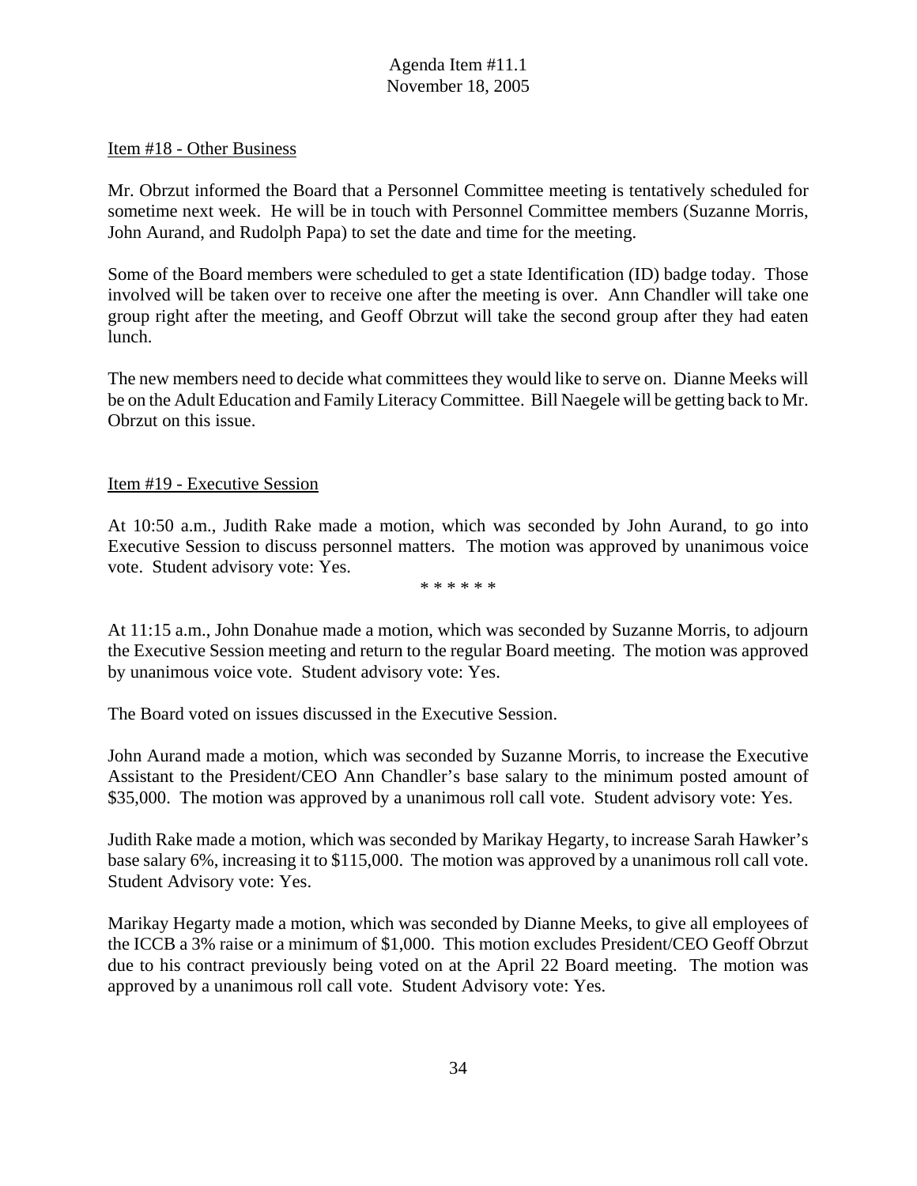Agenda Item #11.1
November 18, 2005

Item #18 - Other Business

Mr. Obrzut informed the Board that a Personnel Committee meeting is tentatively scheduled for sometime next week. He will be in touch with Personnel Committee members (Suzanne Morris, John Aurand, and Rudolph Papa) to set the date and time for the meeting.

Some of the Board members were scheduled to get a state Identification (ID) badge today. Those involved will be taken over to receive one after the meeting is over. Ann Chandler will take one group right after the meeting, and Geoff Obrzut will take the second group after they had eaten lunch.

The new members need to decide what committees they would like to serve on. Dianne Meeks will be on the Adult Education and Family Literacy Committee. Bill Naegele will be getting back to Mr. Obrzut on this issue.

Item #19 - Executive Session

At 10:50 a.m., Judith Rake made a motion, which was seconded by John Aurand, to go into Executive Session to discuss personnel matters. The motion was approved by unanimous voice vote. Student advisory vote: Yes.

\* \* \* \* \* \*

At 11:15 a.m., John Donahue made a motion, which was seconded by Suzanne Morris, to adjourn the Executive Session meeting and return to the regular Board meeting. The motion was approved by unanimous voice vote. Student advisory vote: Yes.

The Board voted on issues discussed in the Executive Session.

John Aurand made a motion, which was seconded by Suzanne Morris, to increase the Executive Assistant to the President/CEO Ann Chandler's base salary to the minimum posted amount of $35,000. The motion was approved by a unanimous roll call vote. Student advisory vote: Yes.

Judith Rake made a motion, which was seconded by Marikay Hegarty, to increase Sarah Hawker's base salary 6%, increasing it to $115,000. The motion was approved by a unanimous roll call vote. Student Advisory vote: Yes.

Marikay Hegarty made a motion, which was seconded by Dianne Meeks, to give all employees of the ICCB a 3% raise or a minimum of $1,000. This motion excludes President/CEO Geoff Obrzut due to his contract previously being voted on at the April 22 Board meeting. The motion was approved by a unanimous roll call vote. Student Advisory vote: Yes.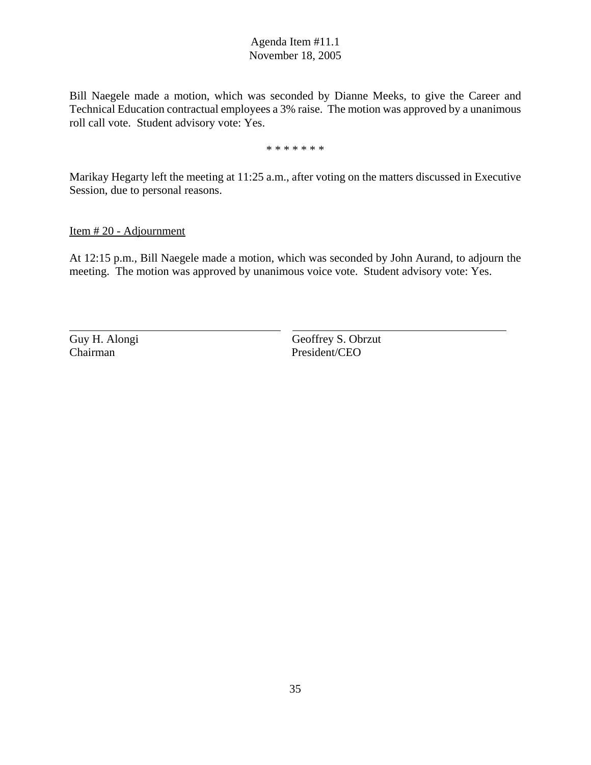Bill Naegele made a motion, which was seconded by Dianne Meeks, to give the Career and Technical Education contractual employees a 3% raise. The motion was approved by a unanimous roll call vote. Student advisory vote: Yes.

* * * * * * *

Marikay Hegarty left the meeting at 11:25 a.m., after voting on the matters discussed in Executive Session, due to personal reasons.

Item # 20 - Adjournment

At 12:15 p.m., Bill Naegele made a motion, which was seconded by John Aurand, to adjourn the meeting. The motion was approved by unanimous voice vote. Student advisory vote: Yes.

Guy H. Alongi
Chairman

Geoffrey S. Obrzut
President/CEO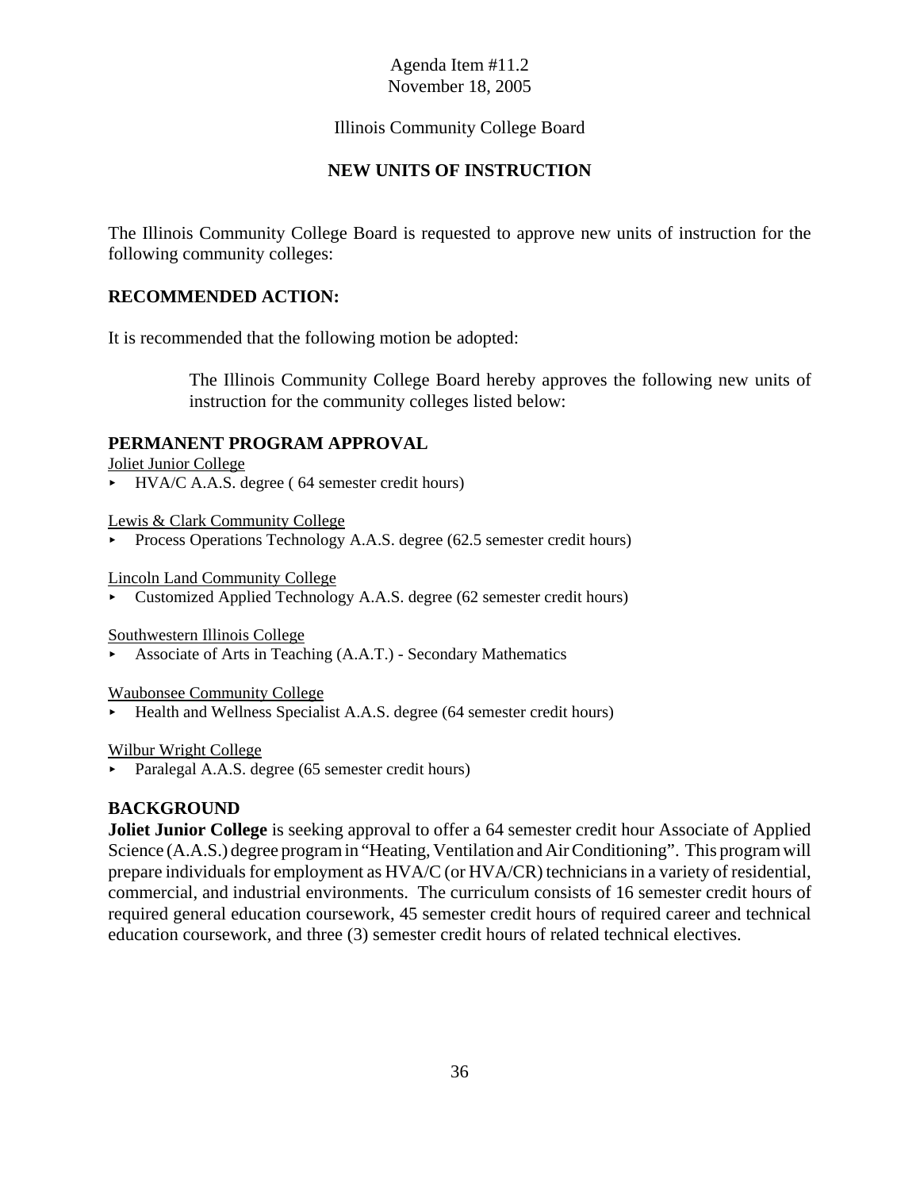Agenda Item #11.2
November 18, 2005

Illinois Community College Board

## NEW UNITS OF INSTRUCTION

The Illinois Community College Board is requested to approve new units of instruction for the following community colleges:

### RECOMMENDED ACTION:

It is recommended that the following motion be adopted:

> The Illinois Community College Board hereby approves the following new units of instruction for the community colleges listed below:

### PERMANENT PROGRAM APPROVAL

Joliet Junior College

- HVA/C A.A.S. degree ( 64 semester credit hours)

Lewis & Clark Community College

- Process Operations Technology A.A.S. degree (62.5 semester credit hours)

Lincoln Land Community College

- Customized Applied Technology A.A.S. degree (62 semester credit hours)

Southwestern Illinois College

- Associate of Arts in Teaching (A.A.T.) - Secondary Mathematics

Waubonsee Community College

- Health and Wellness Specialist A.A.S. degree (64 semester credit hours)

Wilbur Wright College

- Paralegal A.A.S. degree (65 semester credit hours)

### BACKGROUND

**Joliet Junior College** is seeking approval to offer a 64 semester credit hour Associate of Applied Science (A.A.S.) degree program in "Heating, Ventilation and Air Conditioning". This program will prepare individuals for employment as HVA/C (or HVA/CR) technicians in a variety of residential, commercial, and industrial environments. The curriculum consists of 16 semester credit hours of required general education coursework, 45 semester credit hours of required career and technical education coursework, and three (3) semester credit hours of related technical electives.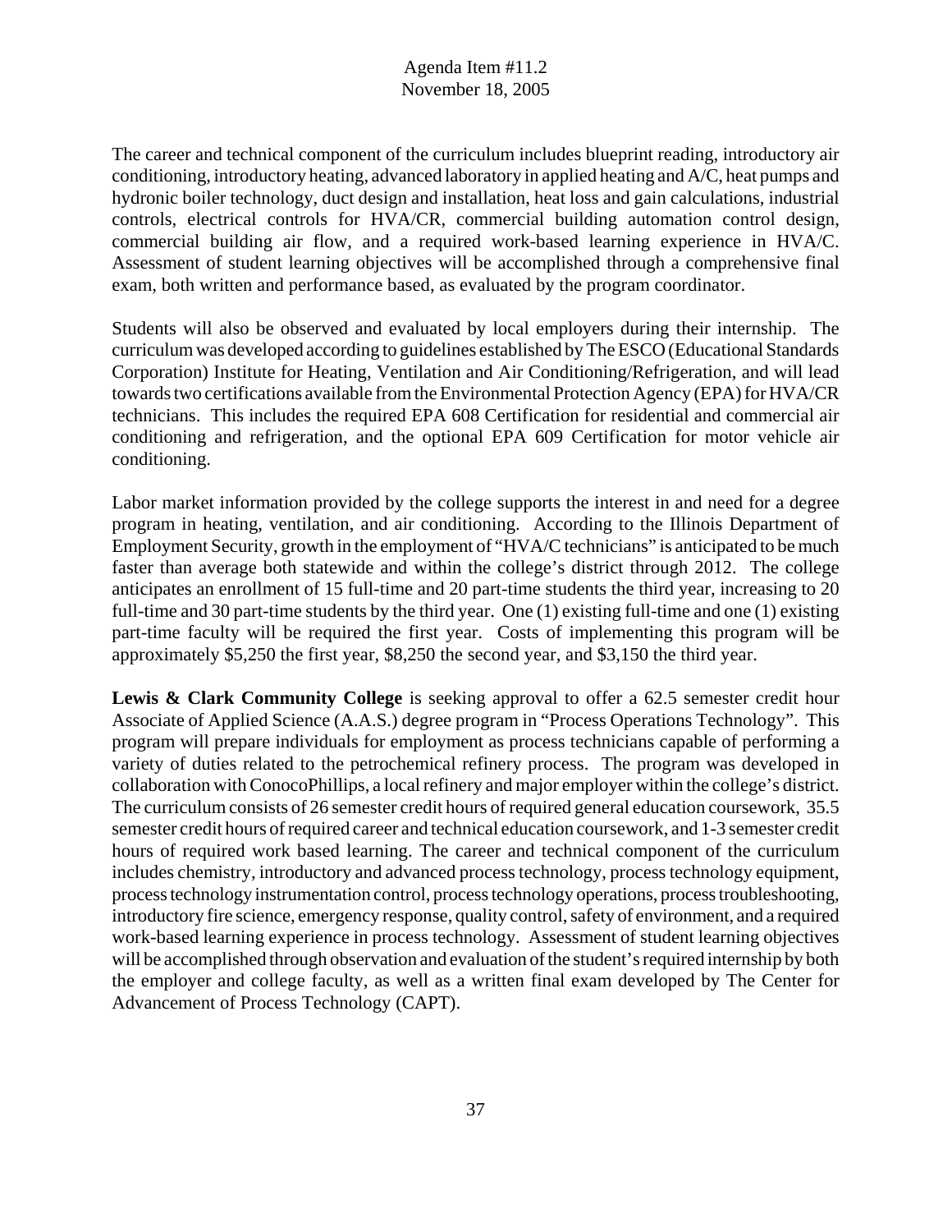The career and technical component of the curriculum includes blueprint reading, introductory air conditioning, introductory heating, advanced laboratory in applied heating and A/C, heat pumps and hydronic boiler technology, duct design and installation, heat loss and gain calculations, industrial controls, electrical controls for HVA/CR, commercial building automation control design, commercial building air flow, and a required work-based learning experience in HVA/C. Assessment of student learning objectives will be accomplished through a comprehensive final exam, both written and performance based, as evaluated by the program coordinator.

Students will also be observed and evaluated by local employers during their internship. The curriculum was developed according to guidelines established by The ESCO (Educational Standards Corporation) Institute for Heating, Ventilation and Air Conditioning/Refrigeration, and will lead towards two certifications available from the Environmental Protection Agency (EPA) for HVA/CR technicians. This includes the required EPA 608 Certification for residential and commercial air conditioning and refrigeration, and the optional EPA 609 Certification for motor vehicle air conditioning.

Labor market information provided by the college supports the interest in and need for a degree program in heating, ventilation, and air conditioning. According to the Illinois Department of Employment Security, growth in the employment of "HVA/C technicians" is anticipated to be much faster than average both statewide and within the college's district through 2012. The college anticipates an enrollment of 15 full-time and 20 part-time students the third year, increasing to 20 full-time and 30 part-time students by the third year. One (1) existing full-time and one (1) existing part-time faculty will be required the first year. Costs of implementing this program will be approximately $5,250 the first year, $8,250 the second year, and $3,150 the third year.

**Lewis & Clark Community College** is seeking approval to offer a 62.5 semester credit hour Associate of Applied Science (A.A.S.) degree program in "Process Operations Technology". This program will prepare individuals for employment as process technicians capable of performing a variety of duties related to the petrochemical refinery process. The program was developed in collaboration with ConocoPhillips, a local refinery and major employer within the college's district. The curriculum consists of 26 semester credit hours of required general education coursework, 35.5 semester credit hours of required career and technical education coursework, and 1-3 semester credit hours of required work based learning. The career and technical component of the curriculum includes chemistry, introductory and advanced process technology, process technology equipment, process technology instrumentation control, process technology operations, process troubleshooting, introductory fire science, emergency response, quality control, safety of environment, and a required work-based learning experience in process technology. Assessment of student learning objectives will be accomplished through observation and evaluation of the student's required internship by both the employer and college faculty, as well as a written final exam developed by The Center for Advancement of Process Technology (CAPT).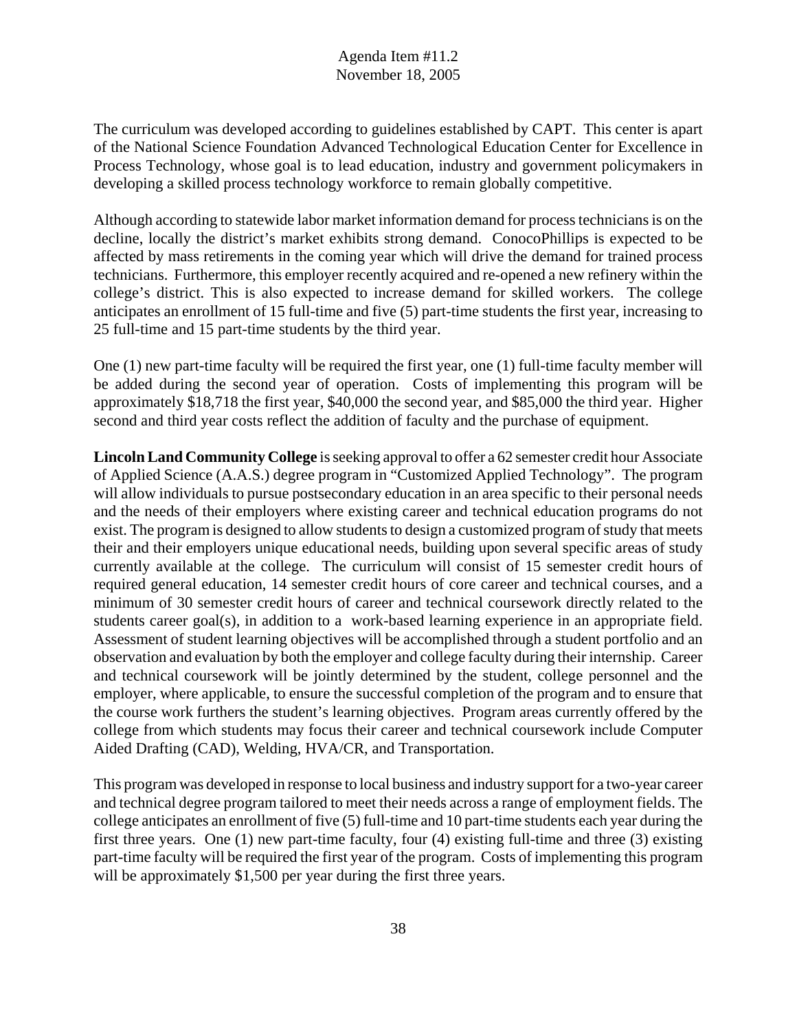The curriculum was developed according to guidelines established by CAPT. This center is apart of the National Science Foundation Advanced Technological Education Center for Excellence in Process Technology, whose goal is to lead education, industry and government policymakers in developing a skilled process technology workforce to remain globally competitive.

Although according to statewide labor market information demand for process technicians is on the decline, locally the district's market exhibits strong demand. ConocoPhillips is expected to be affected by mass retirements in the coming year which will drive the demand for trained process technicians. Furthermore, this employer recently acquired and re-opened a new refinery within the college's district. This is also expected to increase demand for skilled workers. The college anticipates an enrollment of 15 full-time and five (5) part-time students the first year, increasing to 25 full-time and 15 part-time students by the third year.

One (1) new part-time faculty will be required the first year, one (1) full-time faculty member will be added during the second year of operation. Costs of implementing this program will be approximately $18,718 the first year, $40,000 the second year, and $85,000 the third year. Higher second and third year costs reflect the addition of faculty and the purchase of equipment.

**Lincoln Land Community College** is seeking approval to offer a 62 semester credit hour Associate of Applied Science (A.A.S.) degree program in "Customized Applied Technology". The program will allow individuals to pursue postsecondary education in an area specific to their personal needs and the needs of their employers where existing career and technical education programs do not exist. The program is designed to allow students to design a customized program of study that meets their and their employers unique educational needs, building upon several specific areas of study currently available at the college. The curriculum will consist of 15 semester credit hours of required general education, 14 semester credit hours of core career and technical courses, and a minimum of 30 semester credit hours of career and technical coursework directly related to the students career goal(s), in addition to a work-based learning experience in an appropriate field. Assessment of student learning objectives will be accomplished through a student portfolio and an observation and evaluation by both the employer and college faculty during their internship. Career and technical coursework will be jointly determined by the student, college personnel and the employer, where applicable, to ensure the successful completion of the program and to ensure that the course work furthers the student's learning objectives. Program areas currently offered by the college from which students may focus their career and technical coursework include Computer Aided Drafting (CAD), Welding, HVA/CR, and Transportation.

This program was developed in response to local business and industry support for a two-year career and technical degree program tailored to meet their needs across a range of employment fields. The college anticipates an enrollment of five (5) full-time and 10 part-time students each year during the first three years. One (1) new part-time faculty, four (4) existing full-time and three (3) existing part-time faculty will be required the first year of the program. Costs of implementing this program will be approximately $1,500 per year during the first three years.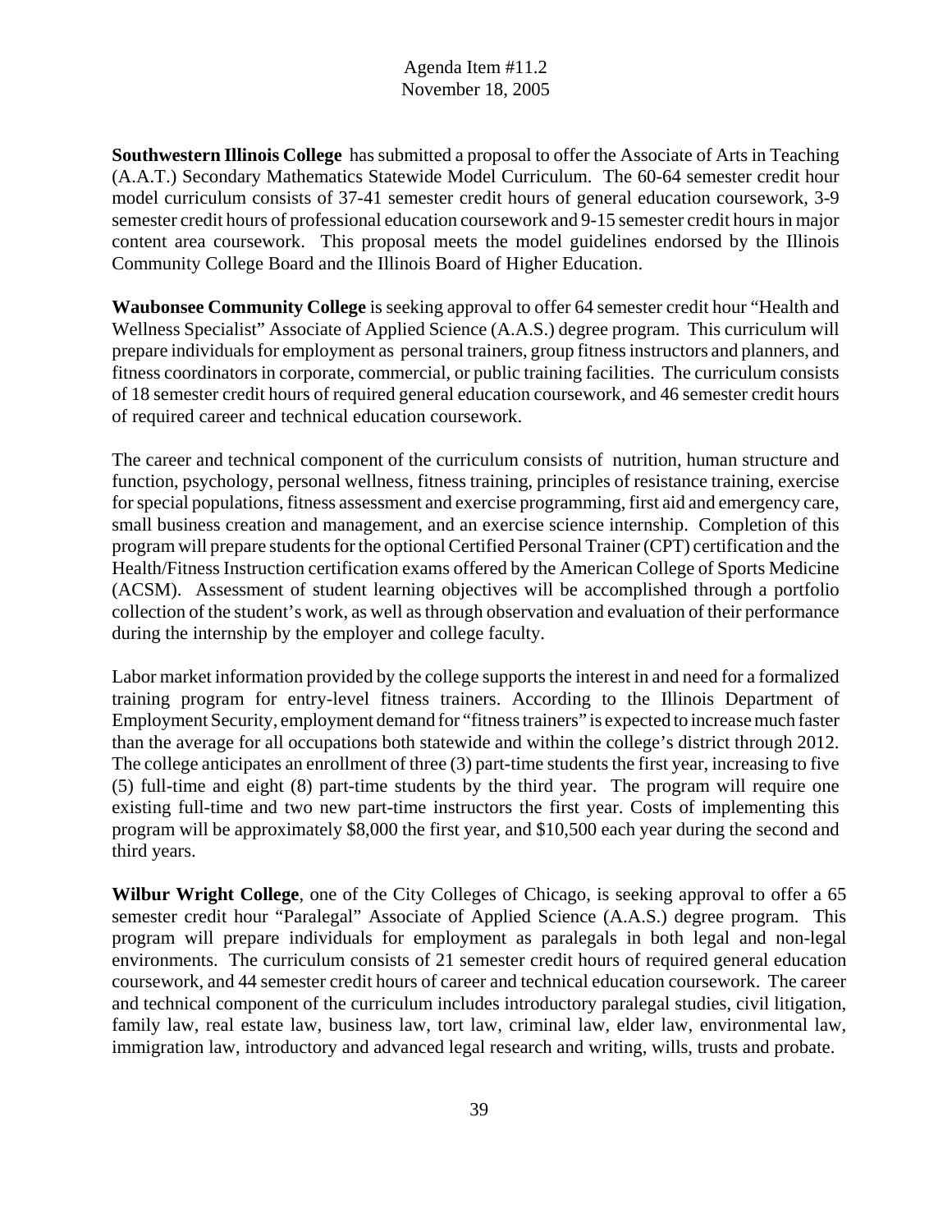**Southwestern Illinois College** has submitted a proposal to offer the Associate of Arts in Teaching (A.A.T.) Secondary Mathematics Statewide Model Curriculum. The 60-64 semester credit hour model curriculum consists of 37-41 semester credit hours of general education coursework, 3-9 semester credit hours of professional education coursework and 9-15 semester credit hours in major content area coursework. This proposal meets the model guidelines endorsed by the Illinois Community College Board and the Illinois Board of Higher Education.

**Waubonsee Community College** is seeking approval to offer 64 semester credit hour "Health and Wellness Specialist" Associate of Applied Science (A.A.S.) degree program. This curriculum will prepare individuals for employment as personal trainers, group fitness instructors and planners, and fitness coordinators in corporate, commercial, or public training facilities. The curriculum consists of 18 semester credit hours of required general education coursework, and 46 semester credit hours of required career and technical education coursework.

The career and technical component of the curriculum consists of nutrition, human structure and function, psychology, personal wellness, fitness training, principles of resistance training, exercise for special populations, fitness assessment and exercise programming, first aid and emergency care, small business creation and management, and an exercise science internship. Completion of this program will prepare students for the optional Certified Personal Trainer (CPT) certification and the Health/Fitness Instruction certification exams offered by the American College of Sports Medicine (ACSM). Assessment of student learning objectives will be accomplished through a portfolio collection of the student's work, as well as through observation and evaluation of their performance during the internship by the employer and college faculty.

Labor market information provided by the college supports the interest in and need for a formalized training program for entry-level fitness trainers. According to the Illinois Department of Employment Security, employment demand for "fitness trainers" is expected to increase much faster than the average for all occupations both statewide and within the college's district through 2012. The college anticipates an enrollment of three (3) part-time students the first year, increasing to five (5) full-time and eight (8) part-time students by the third year. The program will require one existing full-time and two new part-time instructors the first year. Costs of implementing this program will be approximately $8,000 the first year, and $10,500 each year during the second and third years.

**Wilbur Wright College**, one of the City Colleges of Chicago, is seeking approval to offer a 65 semester credit hour "Paralegal" Associate of Applied Science (A.A.S.) degree program. This program will prepare individuals for employment as paralegals in both legal and non-legal environments. The curriculum consists of 21 semester credit hours of required general education coursework, and 44 semester credit hours of career and technical education coursework. The career and technical component of the curriculum includes introductory paralegal studies, civil litigation, family law, real estate law, business law, tort law, criminal law, elder law, environmental law, immigration law, introductory and advanced legal research and writing, wills, trusts and probate.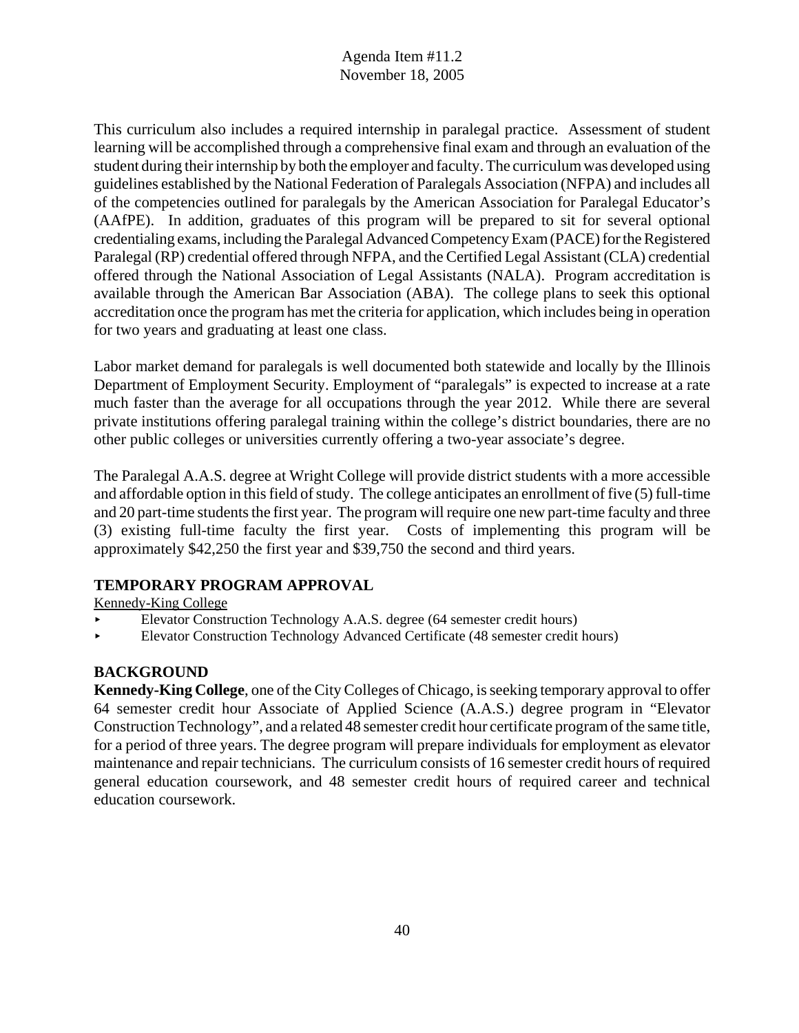This curriculum also includes a required internship in paralegal practice. Assessment of student learning will be accomplished through a comprehensive final exam and through an evaluation of the student during their internship by both the employer and faculty. The curriculum was developed using guidelines established by the National Federation of Paralegals Association (NFPA) and includes all of the competencies outlined for paralegals by the American Association for Paralegal Educator's (AAfPE). In addition, graduates of this program will be prepared to sit for several optional credentialing exams, including the Paralegal Advanced Competency Exam (PACE) for the Registered Paralegal (RP) credential offered through NFPA, and the Certified Legal Assistant (CLA) credential offered through the National Association of Legal Assistants (NALA). Program accreditation is available through the American Bar Association (ABA). The college plans to seek this optional accreditation once the program has met the criteria for application, which includes being in operation for two years and graduating at least one class.

Labor market demand for paralegals is well documented both statewide and locally by the Illinois Department of Employment Security. Employment of "paralegals" is expected to increase at a rate much faster than the average for all occupations through the year 2012. While there are several private institutions offering paralegal training within the college's district boundaries, there are no other public colleges or universities currently offering a two-year associate's degree.

The Paralegal A.A.S. degree at Wright College will provide district students with a more accessible and affordable option in this field of study. The college anticipates an enrollment of five (5) full-time and 20 part-time students the first year. The program will require one new part-time faculty and three (3) existing full-time faculty the first year. Costs of implementing this program will be approximately $42,250 the first year and $39,750 the second and third years.

## TEMPORARY PROGRAM APPROVAL

Kennedy-King College

- Elevator Construction Technology A.A.S. degree (64 semester credit hours)
- Elevator Construction Technology Advanced Certificate (48 semester credit hours)

## BACKGROUND

**Kennedy-King College**, one of the City Colleges of Chicago, is seeking temporary approval to offer 64 semester credit hour Associate of Applied Science (A.A.S.) degree program in "Elevator Construction Technology", and a related 48 semester credit hour certificate program of the same title, for a period of three years. The degree program will prepare individuals for employment as elevator maintenance and repair technicians. The curriculum consists of 16 semester credit hours of required general education coursework, and 48 semester credit hours of required career and technical education coursework.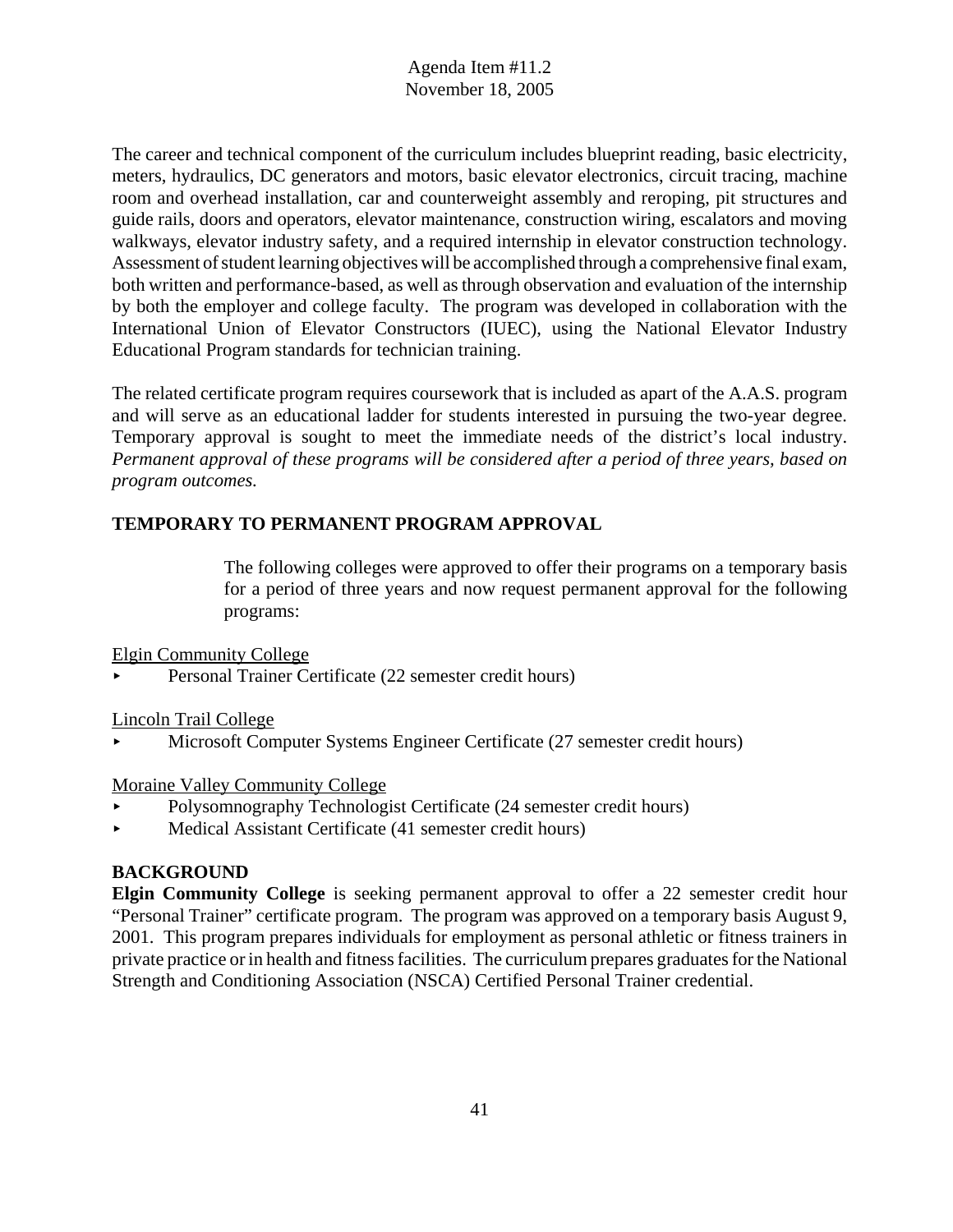The career and technical component of the curriculum includes blueprint reading, basic electricity, meters, hydraulics, DC generators and motors, basic elevator electronics, circuit tracing, machine room and overhead installation, car and counterweight assembly and reroping, pit structures and guide rails, doors and operators, elevator maintenance, construction wiring, escalators and moving walkways, elevator industry safety, and a required internship in elevator construction technology. Assessment of student learning objectives will be accomplished through a comprehensive final exam, both written and performance-based, as well as through observation and evaluation of the internship by both the employer and college faculty. The program was developed in collaboration with the International Union of Elevator Constructors (IUEC), using the National Elevator Industry Educational Program standards for technician training.

The related certificate program requires coursework that is included as apart of the A.A.S. program and will serve as an educational ladder for students interested in pursuing the two-year degree. Temporary approval is sought to meet the immediate needs of the district's local industry. *Permanent approval of these programs will be considered after a period of three years, based on program outcomes.*

## TEMPORARY TO PERMANENT PROGRAM APPROVAL

The following colleges were approved to offer their programs on a temporary basis for a period of three years and now request permanent approval for the following programs:

Elgin Community College

- Personal Trainer Certificate (22 semester credit hours)

Lincoln Trail College

- Microsoft Computer Systems Engineer Certificate (27 semester credit hours)

Moraine Valley Community College

- Polysomnography Technologist Certificate (24 semester credit hours)
- Medical Assistant Certificate (41 semester credit hours)

## BACKGROUND

**Elgin Community College** is seeking permanent approval to offer a 22 semester credit hour "Personal Trainer" certificate program. The program was approved on a temporary basis August 9, 2001. This program prepares individuals for employment as personal athletic or fitness trainers in private practice or in health and fitness facilities. The curriculum prepares graduates for the National Strength and Conditioning Association (NSCA) Certified Personal Trainer credential.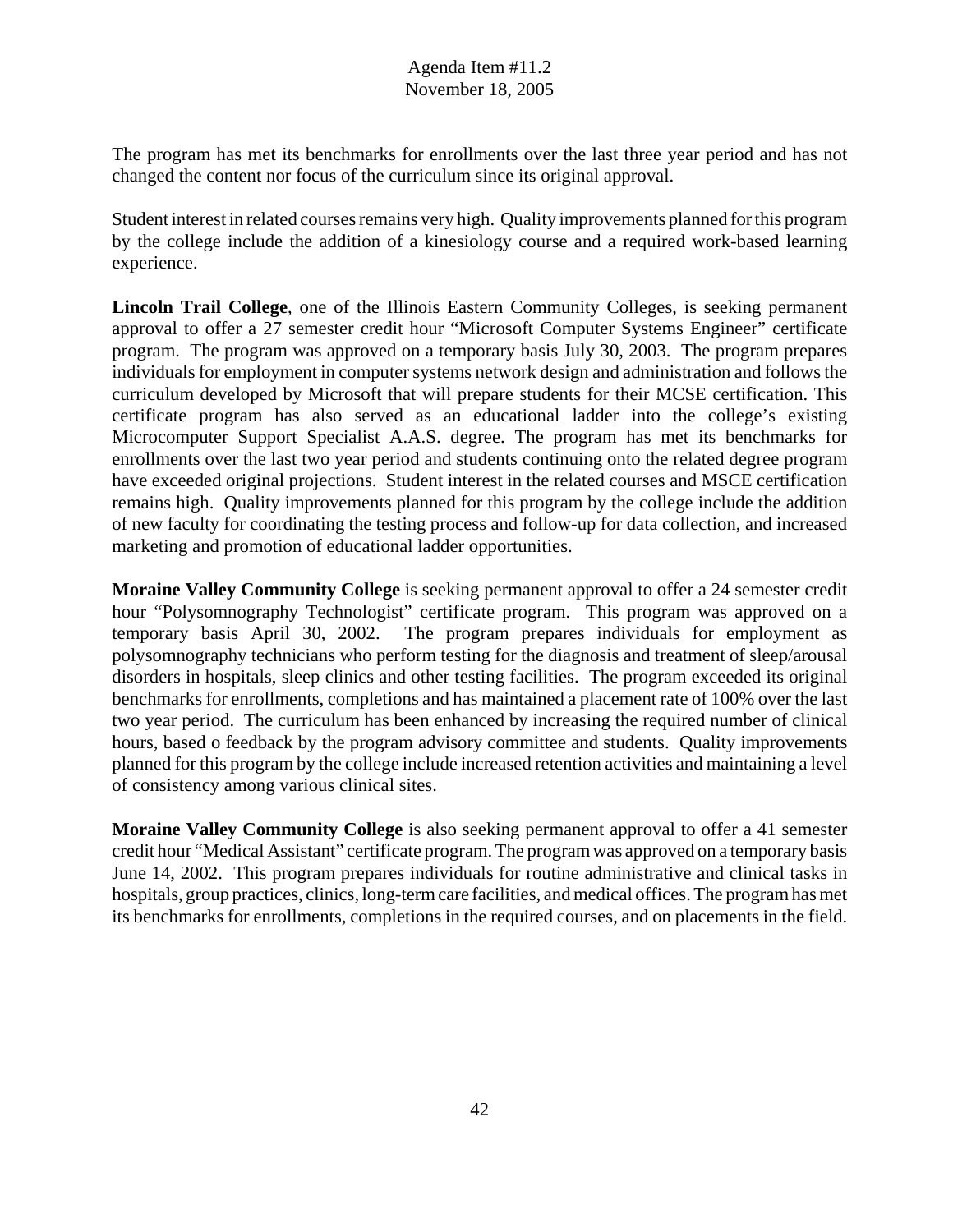The program has met its benchmarks for enrollments over the last three year period and has not changed the content nor focus of the curriculum since its original approval.

Student interest in related courses remains very high. Quality improvements planned for this program by the college include the addition of a kinesiology course and a required work-based learning experience.

**Lincoln Trail College**, one of the Illinois Eastern Community Colleges, is seeking permanent approval to offer a 27 semester credit hour "Microsoft Computer Systems Engineer" certificate program. The program was approved on a temporary basis July 30, 2003. The program prepares individuals for employment in computer systems network design and administration and follows the curriculum developed by Microsoft that will prepare students for their MCSE certification. This certificate program has also served as an educational ladder into the college's existing Microcomputer Support Specialist A.A.S. degree. The program has met its benchmarks for enrollments over the last two year period and students continuing onto the related degree program have exceeded original projections. Student interest in the related courses and MSCE certification remains high. Quality improvements planned for this program by the college include the addition of new faculty for coordinating the testing process and follow-up for data collection, and increased marketing and promotion of educational ladder opportunities.

**Moraine Valley Community College** is seeking permanent approval to offer a 24 semester credit hour "Polysomnography Technologist" certificate program. This program was approved on a temporary basis April 30, 2002. The program prepares individuals for employment as polysomnography technicians who perform testing for the diagnosis and treatment of sleep/arousal disorders in hospitals, sleep clinics and other testing facilities. The program exceeded its original benchmarks for enrollments, completions and has maintained a placement rate of 100% over the last two year period. The curriculum has been enhanced by increasing the required number of clinical hours, based o feedback by the program advisory committee and students. Quality improvements planned for this program by the college include increased retention activities and maintaining a level of consistency among various clinical sites.

**Moraine Valley Community College** is also seeking permanent approval to offer a 41 semester credit hour "Medical Assistant" certificate program. The program was approved on a temporary basis June 14, 2002. This program prepares individuals for routine administrative and clinical tasks in hospitals, group practices, clinics, long-term care facilities, and medical offices. The program has met its benchmarks for enrollments, completions in the required courses, and on placements in the field.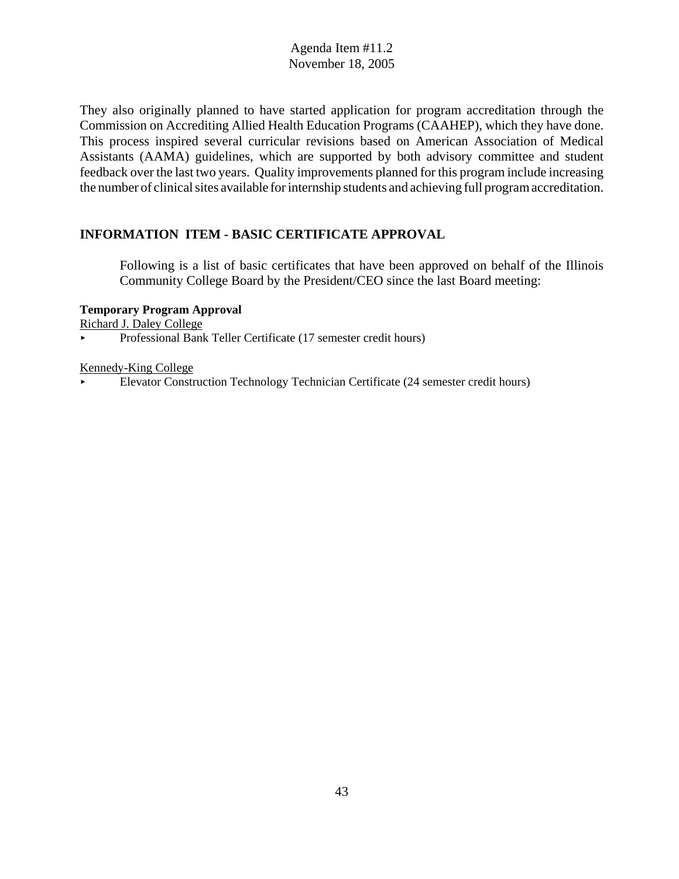They also originally planned to have started application for program accreditation through the Commission on Accrediting Allied Health Education Programs (CAAHEP), which they have done. This process inspired several curricular revisions based on American Association of Medical Assistants (AAMA) guidelines, which are supported by both advisory committee and student feedback over the last two years. Quality improvements planned for this program include increasing the number of clinical sites available for internship students and achieving full program accreditation.

## INFORMATION ITEM - BASIC CERTIFICATE APPROVAL

Following is a list of basic certificates that have been approved on behalf of the Illinois Community College Board by the President/CEO since the last Board meeting:

**Temporary Program Approval**

Richard J. Daley College

- Professional Bank Teller Certificate (17 semester credit hours)

Kennedy-King College

- Elevator Construction Technology Technician Certificate (24 semester credit hours)